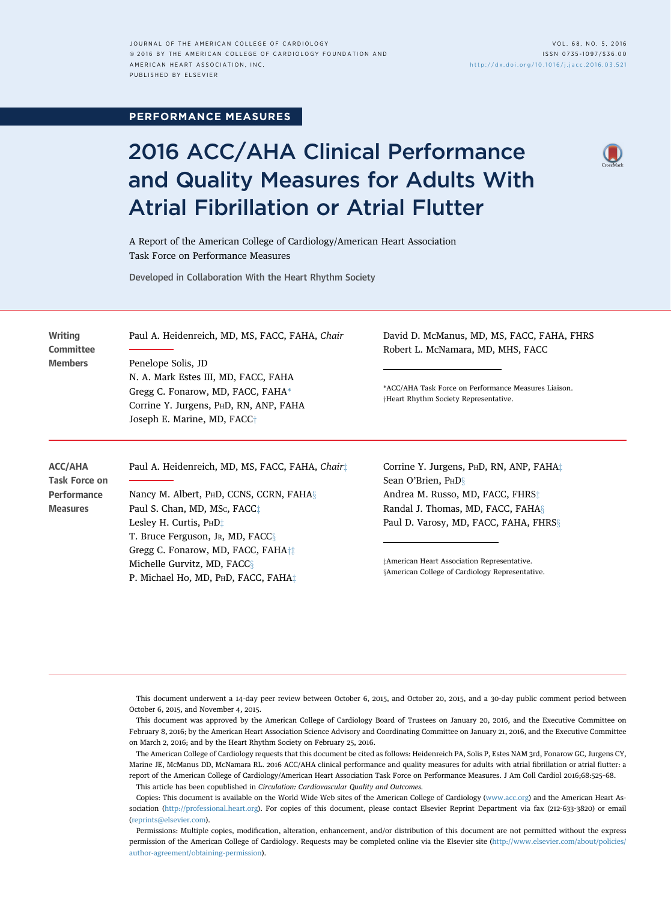PERFORMANCE MEASURES

# 2016 ACC/AHA Clinical Performance and Quality Measures for Adults With Atrial Fibrillation or Atrial Flutter

A Report of the American College of Cardiology/American Heart Association Task Force on Performance Measures

Developed in Collaboration With the Heart Rhythm Society

**Writing Committee Members**

Paul A. Heidenreich, MD, MS, FACC, FAHA, *Chair*

Penelope Solis, JD
N. A. Mark Estes III, MD, FACC, FAHA
Gregg C. Fonarow, MD, FACC, FAHA*
Corrine Y. Jurgens, PhD, RN, ANP, FAHA
Joseph E. Marine, MD, FACC†
David D. McManus, MD, MS, FACC, FAHA, FHRS
Robert L. McNamara, MD, MHS, FACC

*ACC/AHA Task Force on Performance Measures Liaison.
†Heart Rhythm Society Representative.

**ACC/AHA Task Force on Performance Measures**

Paul A. Heidenreich, MD, MS, FACC, FAHA, *Chair*‡

Nancy M. Albert, PhD, CCNS, CCRN, FAHA§
Paul S. Chan, MD, MSc, FACC‡
Lesley H. Curtis, PhD‡
T. Bruce Ferguson, Jr, MD, FACC§
Gregg C. Fonarow, MD, FACC, FAHA†‡
Michelle Gurvitz, MD, FACC§
P. Michael Ho, MD, PhD, FACC, FAHA‡
Corrine Y. Jurgens, PhD, RN, ANP, FAHA‡
Sean O'Brien, PhD§
Andrea M. Russo, MD, FACC, FHRS‡
Randal J. Thomas, MD, FACC, FAHA§
Paul D. Varosy, MD, FACC, FAHA, FHRS§

‡American Heart Association Representative.
§American College of Cardiology Representative.

This document underwent a 14-day peer review between October 6, 2015, and October 20, 2015, and a 30-day public comment period between October 6, 2015, and November 4, 2015.

This document was approved by the American College of Cardiology Board of Trustees on January 20, 2016, and the Executive Committee on February 8, 2016; by the American Heart Association Science Advisory and Coordinating Committee on January 21, 2016, and the Executive Committee on March 2, 2016; and by the Heart Rhythm Society on February 25, 2016.

The American College of Cardiology requests that this document be cited as follows: Heidenreich PA, Solis P, Estes NAM 3rd, Fonarow GC, Jurgens CY, Marine JE, McManus DD, McNamara RL. 2016 ACC/AHA clinical performance and quality measures for adults with atrial fibrillation or atrial flutter: a report of the American College of Cardiology/American Heart Association Task Force on Performance Measures. J Am Coll Cardiol 2016;68:525-68.

This article has been copublished in *Circulation: Cardiovascular Quality and Outcomes*.

Copies: This document is available on the World Wide Web sites of the American College of Cardiology (www.acc.org) and the American Heart Association (http://professional.heart.org). For copies of this document, please contact Elsevier Reprint Department via fax (212-633-3820) or email (reprints@elsevier.com).

Permissions: Multiple copies, modification, alteration, enhancement, and/or distribution of this document are not permitted without the express permission of the American College of Cardiology. Requests may be completed online via the Elsevier site (http://www.elsevier.com/about/policies/author-agreement/obtaining-permission).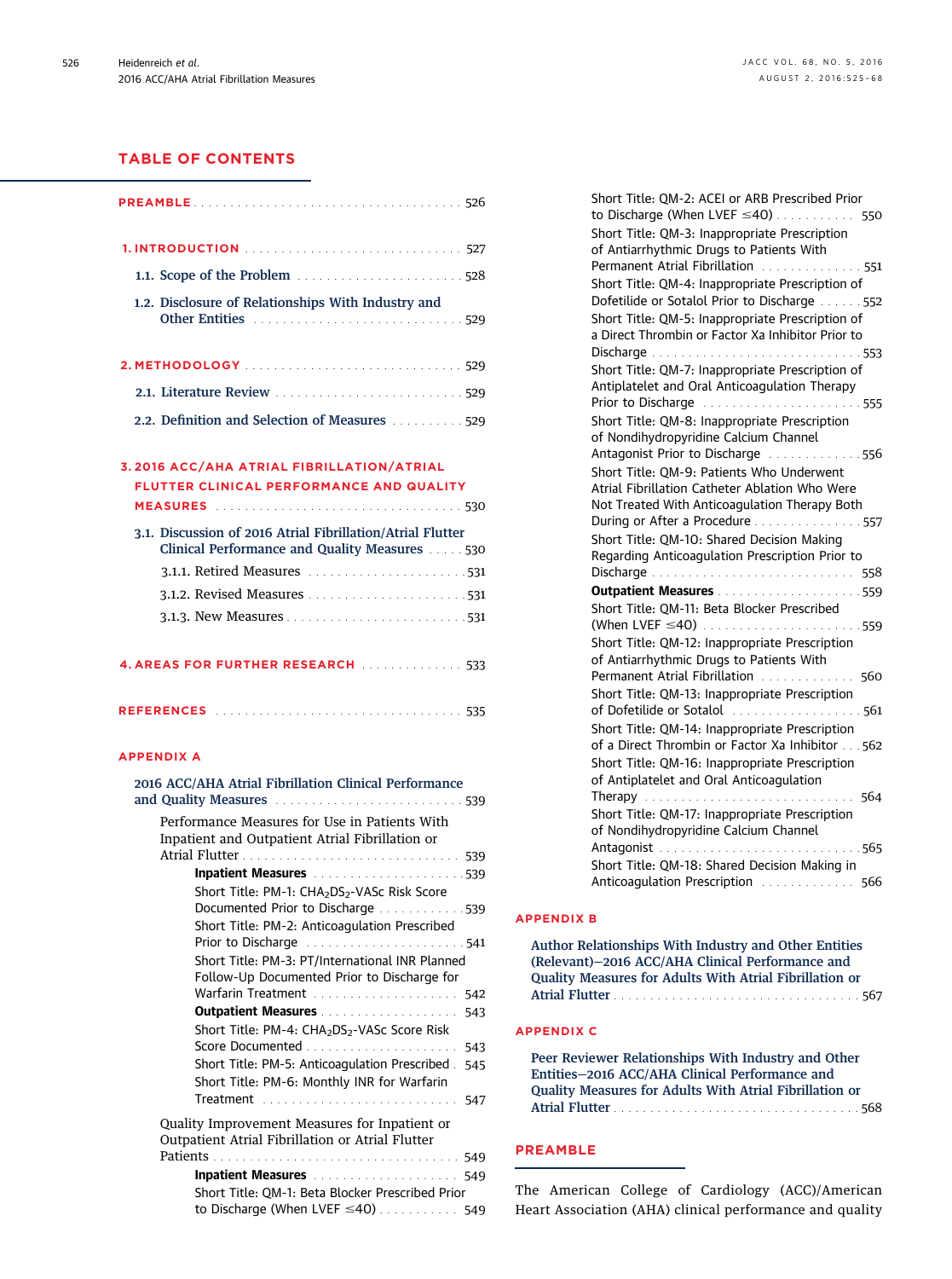## TABLE OF CONTENTS

**PREAMBLE** . . . 526

**1. INTRODUCTION** . . . 527

- 1.1. Scope of the Problem . . . 528
- 1.2. Disclosure of Relationships With Industry and Other Entities . . . 529

**2. METHODOLOGY** . . . 529

- 2.1. Literature Review . . . 529
- 2.2. Definition and Selection of Measures . . . 529

**3. 2016 ACC/AHA ATRIAL FIBRILLATION/ATRIAL FLUTTER CLINICAL PERFORMANCE AND QUALITY MEASURES** . . . 530

- 3.1. Discussion of 2016 Atrial Fibrillation/Atrial Flutter Clinical Performance and Quality Measures . . . 530
  - 3.1.1. Retired Measures . . . 531
  - 3.1.2. Revised Measures . . . 531
  - 3.1.3. New Measures . . . 531

**4. AREAS FOR FURTHER RESEARCH** . . . 533

**REFERENCES** . . . 535

**APPENDIX A**

2016 ACC/AHA Atrial Fibrillation Clinical Performance and Quality Measures . . . 539

Performance Measures for Use in Patients With Inpatient and Outpatient Atrial Fibrillation or Atrial Flutter . . . 539

**Inpatient Measures** . . . 539

- Short Title: PM-1: $CHA_2DS_2$-VASc Risk Score Documented Prior to Discharge . . . 539
- Short Title: PM-2: Anticoagulation Prescribed Prior to Discharge . . . 541
- Short Title: PM-3: PT/International INR Planned Follow-Up Documented Prior to Discharge for Warfarin Treatment . . . 542

**Outpatient Measures** . . . 543

- Short Title: PM-4: $CHA_2DS_2$-VASc Risk Score Documented . . . 543
- Short Title: PM-5: Anticoagulation Prescribed . . . 545
- Short Title: PM-6: Monthly INR for Warfarin Treatment . . . 547

Quality Improvement Measures for Inpatient or Outpatient Atrial Fibrillation or Atrial Flutter Patients . . . 549

**Inpatient Measures** . . . 549

- Short Title: QM-1: Beta Blocker Prescribed Prior to Discharge (When LVEF ≤40) . . . 549
- Short Title: QM-2: ACEI or ARB Prescribed Prior to Discharge (When LVEF ≤40) . . . 550
- Short Title: QM-3: Inappropriate Prescription of Antiarrhythmic Drugs to Patients With Permanent Atrial Fibrillation . . . 551
- Short Title: QM-4: Inappropriate Prescription of Dofetilide or Sotalol Prior to Discharge . . . 552
- Short Title: QM-5: Inappropriate Prescription of a Direct Thrombin or Factor Xa Inhibitor Prior to Discharge . . . 553
- Short Title: QM-7: Inappropriate Prescription of Antiplatelet and Oral Anticoagulation Therapy Prior to Discharge . . . 555
- Short Title: QM-8: Inappropriate Prescription of Nondihydropyridine Calcium Channel Antagonist Prior to Discharge . . . 556
- Short Title: QM-9: Patients Who Underwent Atrial Fibrillation Catheter Ablation Who Were Not Treated With Anticoagulation Therapy Both During or After a Procedure . . . 557
- Short Title: QM-10: Shared Decision Making Regarding Anticoagulation Prescription Prior to Discharge . . . 558

**Outpatient Measures** . . . 559

- Short Title: QM-11: Beta Blocker Prescribed (When LVEF ≤40) . . . 559
- Short Title: QM-12: Inappropriate Prescription of Antiarrhythmic Drugs to Patients With Permanent Atrial Fibrillation . . . 560
- Short Title: QM-13: Inappropriate Prescription of Dofetilide or Sotalol . . . 561
- Short Title: QM-14: Inappropriate Prescription of a Direct Thrombin or Factor Xa Inhibitor . . . 562
- Short Title: QM-16: Inappropriate Prescription of Antiplatelet and Oral Anticoagulation Therapy . . . 564
- Short Title: QM-17: Inappropriate Prescription of Nondihydropyridine Calcium Channel Antagonist . . . 565
- Short Title: QM-18: Shared Decision Making in Anticoagulation Prescription . . . 566

**APPENDIX B**

Author Relationships With Industry and Other Entities (Relevant)—2016 ACC/AHA Clinical Performance and Quality Measures for Adults With Atrial Fibrillation or Atrial Flutter . . . 567

**APPENDIX C**

Peer Reviewer Relationships With Industry and Other Entities—2016 ACC/AHA Clinical Performance and Quality Measures for Adults With Atrial Fibrillation or Atrial Flutter . . . 568

## PREAMBLE

The American College of Cardiology (ACC)/American Heart Association (AHA) clinical performance and quality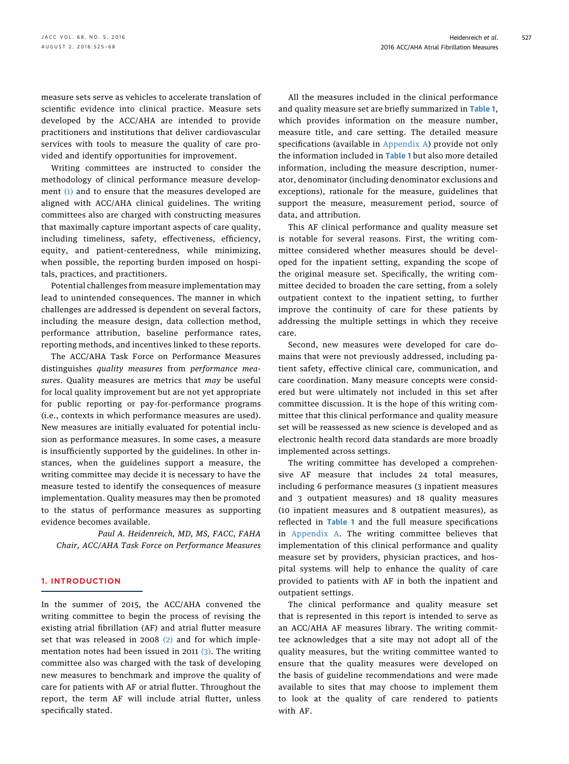measure sets serve as vehicles to accelerate translation of scientific evidence into clinical practice. Measure sets developed by the ACC/AHA are intended to provide practitioners and institutions that deliver cardiovascular services with tools to measure the quality of care provided and identify opportunities for improvement.

Writing committees are instructed to consider the methodology of clinical performance measure development (1) and to ensure that the measures developed are aligned with ACC/AHA clinical guidelines. The writing committees also are charged with constructing measures that maximally capture important aspects of care quality, including timeliness, safety, effectiveness, efficiency, equity, and patient-centeredness, while minimizing, when possible, the reporting burden imposed on hospitals, practices, and practitioners.

Potential challenges from measure implementation may lead to unintended consequences. The manner in which challenges are addressed is dependent on several factors, including the measure design, data collection method, performance attribution, baseline performance rates, reporting methods, and incentives linked to these reports.

The ACC/AHA Task Force on Performance Measures distinguishes *quality measures* from *performance measures*. Quality measures are metrics that *may* be useful for local quality improvement but are not yet appropriate for public reporting or pay-for-performance programs (i.e., contexts in which performance measures are used). New measures are initially evaluated for potential inclusion as performance measures. In some cases, a measure is insufficiently supported by the guidelines. In other instances, when the guidelines support a measure, the writing committee may decide it is necessary to have the measure tested to identify the consequences of measure implementation. Quality measures may then be promoted to the status of performance measures as supporting evidence becomes available.

*Paul A. Heidenreich, MD, MS, FACC, FAHA*
*Chair, ACC/AHA Task Force on Performance Measures*

## 1. INTRODUCTION

In the summer of 2015, the ACC/AHA convened the writing committee to begin the process of revising the existing atrial fibrillation (AF) and atrial flutter measure set that was released in 2008 (2) and for which implementation notes had been issued in 2011 (3). The writing committee also was charged with the task of developing new measures to benchmark and improve the quality of care for patients with AF or atrial flutter. Throughout the report, the term AF will include atrial flutter, unless specifically stated.

All the measures included in the clinical performance and quality measure set are briefly summarized in **Table 1**, which provides information on the measure number, measure title, and care setting. The detailed measure specifications (available in Appendix A) provide not only the information included in **Table 1** but also more detailed information, including the measure description, numerator, denominator (including denominator exclusions and exceptions), rationale for the measure, guidelines that support the measure, measurement period, source of data, and attribution.

This AF clinical performance and quality measure set is notable for several reasons. First, the writing committee considered whether measures should be developed for the inpatient setting, expanding the scope of the original measure set. Specifically, the writing committee decided to broaden the care setting, from a solely outpatient context to the inpatient setting, to further improve the continuity of care for these patients by addressing the multiple settings in which they receive care.

Second, new measures were developed for care domains that were not previously addressed, including patient safety, effective clinical care, communication, and care coordination. Many measure concepts were considered but were ultimately not included in this set after committee discussion. It is the hope of this writing committee that this clinical performance and quality measure set will be reassessed as new science is developed and as electronic health record data standards are more broadly implemented across settings.

The writing committee has developed a comprehensive AF measure that includes 24 total measures, including 6 performance measures (3 inpatient measures and 3 outpatient measures) and 18 quality measures (10 inpatient measures and 8 outpatient measures), as reflected in **Table 1** and the full measure specifications in Appendix A. The writing committee believes that implementation of this clinical performance and quality measure set by providers, physician practices, and hospital systems will help to enhance the quality of care provided to patients with AF in both the inpatient and outpatient settings.

The clinical performance and quality measure set that is represented in this report is intended to serve as an ACC/AHA AF measures library. The writing committee acknowledges that a site may not adopt all of the quality measures, but the writing committee wanted to ensure that the quality measures were developed on the basis of guideline recommendations and were made available to sites that may choose to implement them to look at the quality of care rendered to patients with AF.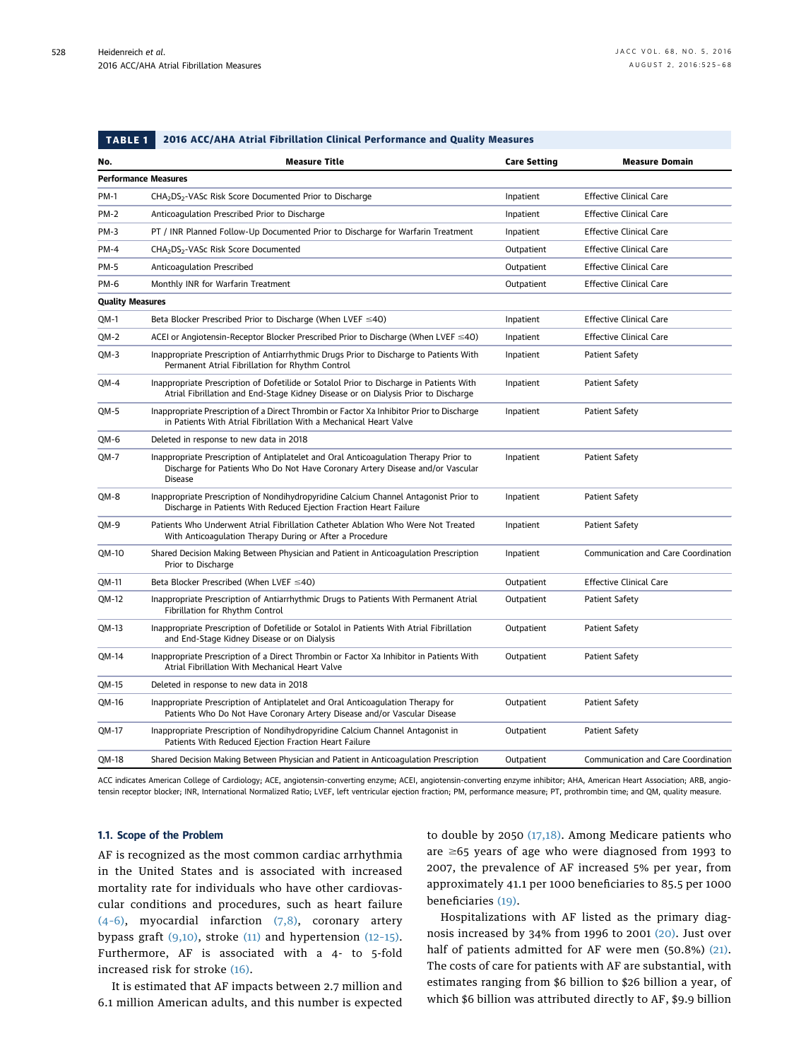**TABLE 1 2016 ACC/AHA Atrial Fibrillation Clinical Performance and Quality Measures**

| No. | Measure Title | Care Setting | Measure Domain |
|---|---|---|---|
| **Performance Measures** | | | |
| PM-1 | $CHA_2DS_2$-VASc Risk Score Documented Prior to Discharge | Inpatient | Effective Clinical Care |
| PM-2 | Anticoagulation Prescribed Prior to Discharge | Inpatient | Effective Clinical Care |
| PM-3 | PT / INR Planned Follow-Up Documented Prior to Discharge for Warfarin Treatment | Inpatient | Effective Clinical Care |
| PM-4 | $CHA_2DS_2$-VASc Risk Score Documented | Outpatient | Effective Clinical Care |
| PM-5 | Anticoagulation Prescribed | Outpatient | Effective Clinical Care |
| PM-6 | Monthly INR for Warfarin Treatment | Outpatient | Effective Clinical Care |
| **Quality Measures** | | | |
| QM-1 | Beta Blocker Prescribed Prior to Discharge (When LVEF ≤40) | Inpatient | Effective Clinical Care |
| QM-2 | ACEI or Angiotensin-Receptor Blocker Prescribed Prior to Discharge (When LVEF ≤40) | Inpatient | Effective Clinical Care |
| QM-3 | Inappropriate Prescription of Antiarrhythmic Drugs Prior to Discharge to Patients With Permanent Atrial Fibrillation for Rhythm Control | Inpatient | Patient Safety |
| QM-4 | Inappropriate Prescription of Dofetilide or Sotalol Prior to Discharge in Patients With Atrial Fibrillation and End-Stage Kidney Disease or on Dialysis Prior to Discharge | Inpatient | Patient Safety |
| QM-5 | Inappropriate Prescription of a Direct Thrombin or Factor Xa Inhibitor Prior to Discharge in Patients With Atrial Fibrillation With a Mechanical Heart Valve | Inpatient | Patient Safety |
| QM-6 | Deleted in response to new data in 2018 | | |
| QM-7 | Inappropriate Prescription of Antiplatelet and Oral Anticoagulation Therapy Prior to Discharge for Patients Who Do Not Have Coronary Artery Disease and/or Vascular Disease | Inpatient | Patient Safety |
| QM-8 | Inappropriate Prescription of Nondihydropyridine Calcium Channel Antagonist Prior to Discharge in Patients With Reduced Ejection Fraction Heart Failure | Inpatient | Patient Safety |
| QM-9 | Patients Who Underwent Atrial Fibrillation Catheter Ablation Who Were Not Treated With Anticoagulation Therapy During or After a Procedure | Inpatient | Patient Safety |
| QM-10 | Shared Decision Making Between Physician and Patient in Anticoagulation Prescription Prior to Discharge | Inpatient | Communication and Care Coordination |
| QM-11 | Beta Blocker Prescribed (When LVEF ≤40) | Outpatient | Effective Clinical Care |
| QM-12 | Inappropriate Prescription of Antiarrhythmic Drugs to Patients With Permanent Atrial Fibrillation for Rhythm Control | Outpatient | Patient Safety |
| QM-13 | Inappropriate Prescription of Dofetilide or Sotalol in Patients With Atrial Fibrillation and End-Stage Kidney Disease or on Dialysis | Outpatient | Patient Safety |
| QM-14 | Inappropriate Prescription of a Direct Thrombin or Factor Xa Inhibitor in Patients With Atrial Fibrillation With Mechanical Heart Valve | Outpatient | Patient Safety |
| QM-15 | Deleted in response to new data in 2018 | | |
| QM-16 | Inappropriate Prescription of Antiplatelet and Oral Anticoagulation Therapy for Patients Who Do Not Have Coronary Artery Disease and/or Vascular Disease | Outpatient | Patient Safety |
| QM-17 | Inappropriate Prescription of Nondihydropyridine Calcium Channel Antagonist in Patients With Reduced Ejection Fraction Heart Failure | Outpatient | Patient Safety |
| QM-18 | Shared Decision Making Between Physician and Patient in Anticoagulation Prescription | Outpatient | Communication and Care Coordination |

ACC indicates American College of Cardiology; ACE, angiotensin-converting enzyme; ACEI, angiotensin-converting enzyme inhibitor; AHA, American Heart Association; ARB, angiotensin receptor blocker; INR, International Normalized Ratio; LVEF, left ventricular ejection fraction; PM, performance measure; PT, prothrombin time; and QM, quality measure.

### 1.1. Scope of the Problem

AF is recognized as the most common cardiac arrhythmia in the United States and is associated with increased mortality rate for individuals who have other cardiovascular conditions and procedures, such as heart failure (4–6), myocardial infarction (7,8), coronary artery bypass graft (9,10), stroke (11) and hypertension (12–15). Furthermore, AF is associated with a 4- to 5-fold increased risk for stroke (16).

It is estimated that AF impacts between 2.7 million and 6.1 million American adults, and this number is expected to double by 2050 (17,18). Among Medicare patients who are ≥65 years of age who were diagnosed from 1993 to 2007, the prevalence of AF increased 5% per year, from approximately 41.1 per 1000 beneficiaries to 85.5 per 1000 beneficiaries (19).

Hospitalizations with AF listed as the primary diagnosis increased by 34% from 1996 to 2001 (20). Just over half of patients admitted for AF were men (50.8%) (21). The costs of care for patients with AF are substantial, with estimates ranging from \$6 billion to \$26 billion a year, of which \$6 billion was attributed directly to AF, \$9.9 billion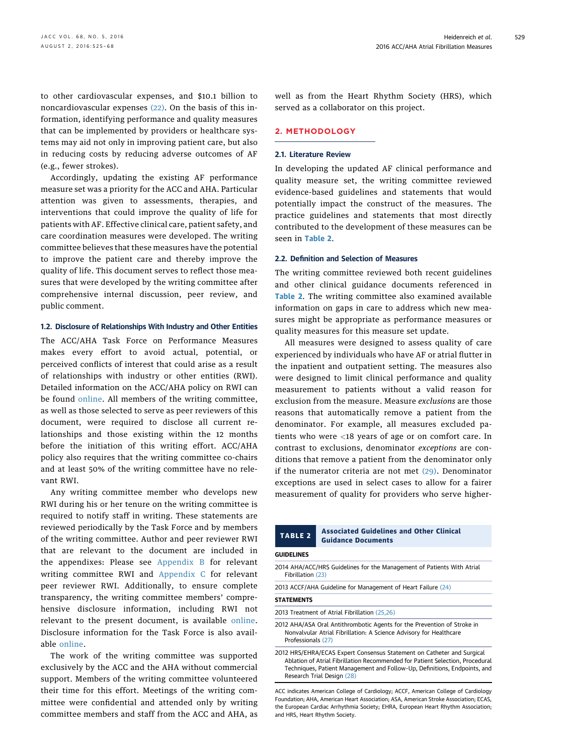to other cardiovascular expenses, and $10.1 billion to noncardiovascular expenses (22). On the basis of this information, identifying performance and quality measures that can be implemented by providers or healthcare systems may aid not only in improving patient care, but also in reducing costs by reducing adverse outcomes of AF (e.g., fewer strokes).

Accordingly, updating the existing AF performance measure set was a priority for the ACC and AHA. Particular attention was given to assessments, therapies, and interventions that could improve the quality of life for patients with AF. Effective clinical care, patient safety, and care coordination measures were developed. The writing committee believes that these measures have the potential to improve the patient care and thereby improve the quality of life. This document serves to reflect those measures that were developed by the writing committee after comprehensive internal discussion, peer review, and public comment.

### 1.2. Disclosure of Relationships With Industry and Other Entities

The ACC/AHA Task Force on Performance Measures makes every effort to avoid actual, potential, or perceived conflicts of interest that could arise as a result of relationships with industry or other entities (RWI). Detailed information on the ACC/AHA policy on RWI can be found online. All members of the writing committee, as well as those selected to serve as peer reviewers of this document, were required to disclose all current relationships and those existing within the 12 months before the initiation of this writing effort. ACC/AHA policy also requires that the writing committee co-chairs and at least 50% of the writing committee have no relevant RWI.

Any writing committee member who develops new RWI during his or her tenure on the writing committee is required to notify staff in writing. These statements are reviewed periodically by the Task Force and by members of the writing committee. Author and peer reviewer RWI that are relevant to the document are included in the appendixes: Please see Appendix B for relevant writing committee RWI and Appendix C for relevant peer reviewer RWI. Additionally, to ensure complete transparency, the writing committee members' comprehensive disclosure information, including RWI not relevant to the present document, is available online. Disclosure information for the Task Force is also available online.

The work of the writing committee was supported exclusively by the ACC and the AHA without commercial support. Members of the writing committee volunteered their time for this effort. Meetings of the writing committee were confidential and attended only by writing committee members and staff from the ACC and AHA, as well as from the Heart Rhythm Society (HRS), which served as a collaborator on this project.

## 2. METHODOLOGY

### 2.1. Literature Review

In developing the updated AF clinical performance and quality measure set, the writing committee reviewed evidence-based guidelines and statements that would potentially impact the construct of the measures. The practice guidelines and statements that most directly contributed to the development of these measures can be seen in Table 2.

### 2.2. Definition and Selection of Measures

The writing committee reviewed both recent guidelines and other clinical guidance documents referenced in Table 2. The writing committee also examined available information on gaps in care to address which new measures might be appropriate as performance measures or quality measures for this measure set update.

All measures were designed to assess quality of care experienced by individuals who have AF or atrial flutter in the inpatient and outpatient setting. The measures also were designed to limit clinical performance and quality measurement to patients without a valid reason for exclusion from the measure. Measure *exclusions* are those reasons that automatically remove a patient from the denominator. For example, all measures excluded patients who were <18 years of age or on comfort care. In contrast to exclusions, denominator *exceptions* are conditions that remove a patient from the denominator only if the numerator criteria are not met (29). Denominator exceptions are used in select cases to allow for a fairer measurement of quality for providers who serve higher-

**TABLE 2 Associated Guidelines and Other Clinical Guidance Documents**

| |
|---|
| **GUIDELINES** |
| 2014 AHA/ACC/HRS Guidelines for the Management of Patients With Atrial Fibrillation (23) |
| 2013 ACCF/AHA Guideline for Management of Heart Failure (24) |
| **STATEMENTS** |
| 2013 Treatment of Atrial Fibrillation (25,26) |
| 2012 AHA/ASA Oral Antithrombotic Agents for the Prevention of Stroke in Nonvalvular Atrial Fibrillation: A Science Advisory for Healthcare Professionals (27) |
| 2012 HRS/EHRA/ECAS Expert Consensus Statement on Catheter and Surgical Ablation of Atrial Fibrillation Recommended for Patient Selection, Procedural Techniques, Patient Management and Follow-Up, Definitions, Endpoints, and Research Trial Design (28) |

ACC indicates American College of Cardiology; ACCF, American College of Cardiology Foundation; AHA, American Heart Association; ASA, American Stroke Association; ECAS, the European Cardiac Arrhythmia Society; EHRA, European Heart Rhythm Association; and HRS, Heart Rhythm Society.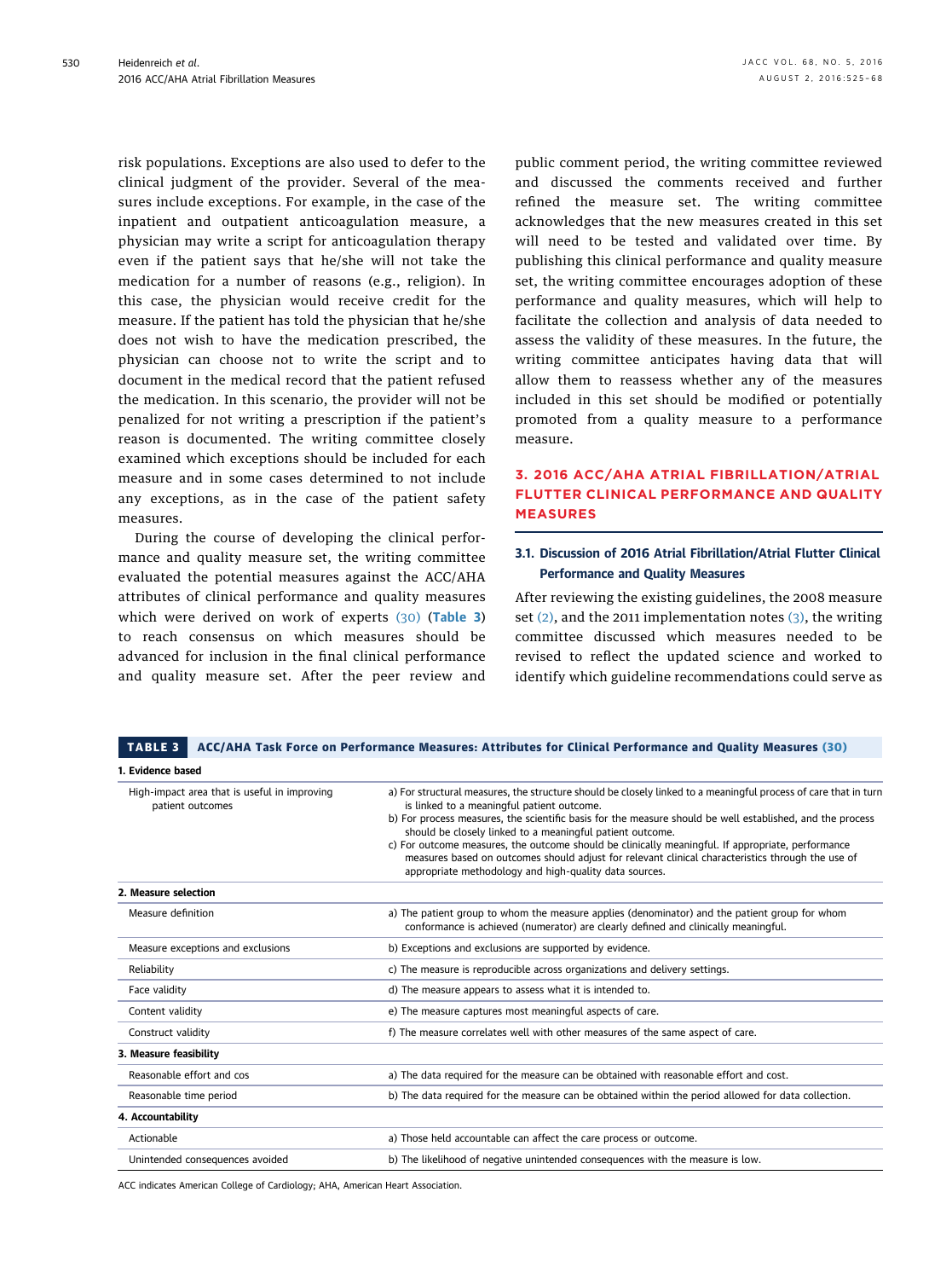risk populations. Exceptions are also used to defer to the clinical judgment of the provider. Several of the measures include exceptions. For example, in the case of the inpatient and outpatient anticoagulation measure, a physician may write a script for anticoagulation therapy even if the patient says that he/she will not take the medication for a number of reasons (e.g., religion). In this case, the physician would receive credit for the measure. If the patient has told the physician that he/she does not wish to have the medication prescribed, the physician can choose not to write the script and to document in the medical record that the patient refused the medication. In this scenario, the provider will not be penalized for not writing a prescription if the patient's reason is documented. The writing committee closely examined which exceptions should be included for each measure and in some cases determined to not include any exceptions, as in the case of the patient safety measures.

During the course of developing the clinical performance and quality measure set, the writing committee evaluated the potential measures against the ACC/AHA attributes of clinical performance and quality measures which were derived on work of experts (30) (Table 3) to reach consensus on which measures should be advanced for inclusion in the final clinical performance and quality measure set. After the peer review and public comment period, the writing committee reviewed and discussed the comments received and further refined the measure set. The writing committee acknowledges that the new measures created in this set will need to be tested and validated over time. By publishing this clinical performance and quality measure set, the writing committee encourages adoption of these performance and quality measures, which will help to facilitate the collection and analysis of data needed to assess the validity of these measures. In the future, the writing committee anticipates having data that will allow them to reassess whether any of the measures included in this set should be modified or potentially promoted from a quality measure to a performance measure.

## 3. 2016 ACC/AHA ATRIAL FIBRILLATION/ATRIAL FLUTTER CLINICAL PERFORMANCE AND QUALITY MEASURES

### 3.1. Discussion of 2016 Atrial Fibrillation/Atrial Flutter Clinical Performance and Quality Measures

After reviewing the existing guidelines, the 2008 measure set (2), and the 2011 implementation notes (3), the writing committee discussed which measures needed to be revised to reflect the updated science and worked to identify which guideline recommendations could serve as

**TABLE 3 ACC/AHA Task Force on Performance Measures: Attributes for Clinical Performance and Quality Measures (30)**

| | |
|---|---|
| **1. Evidence based** | |
| High-impact area that is useful in improving patient outcomes | a) For structural measures, the structure should be closely linked to a meaningful process of care that in turn is linked to a meaningful patient outcome.<br>b) For process measures, the scientific basis for the measure should be well established, and the process should be closely linked to a meaningful patient outcome.<br>c) For outcome measures, the outcome should be clinically meaningful. If appropriate, performance measures based on outcomes should adjust for relevant clinical characteristics through the use of appropriate methodology and high-quality data sources. |
| **2. Measure selection** | |
| Measure definition | a) The patient group to whom the measure applies (denominator) and the patient group for whom conformance is achieved (numerator) are clearly defined and clinically meaningful. |
| Measure exceptions and exclusions | b) Exceptions and exclusions are supported by evidence. |
| Reliability | c) The measure is reproducible across organizations and delivery settings. |
| Face validity | d) The measure appears to assess what it is intended to. |
| Content validity | e) The measure captures most meaningful aspects of care. |
| Construct validity | f) The measure correlates well with other measures of the same aspect of care. |
| **3. Measure feasibility** | |
| Reasonable effort and cos | a) The data required for the measure can be obtained with reasonable effort and cost. |
| Reasonable time period | b) The data required for the measure can be obtained within the period allowed for data collection. |
| **4. Accountability** | |
| Actionable | a) Those held accountable can affect the care process or outcome. |
| Unintended consequences avoided | b) The likelihood of negative unintended consequences with the measure is low. |

ACC indicates American College of Cardiology; AHA, American Heart Association.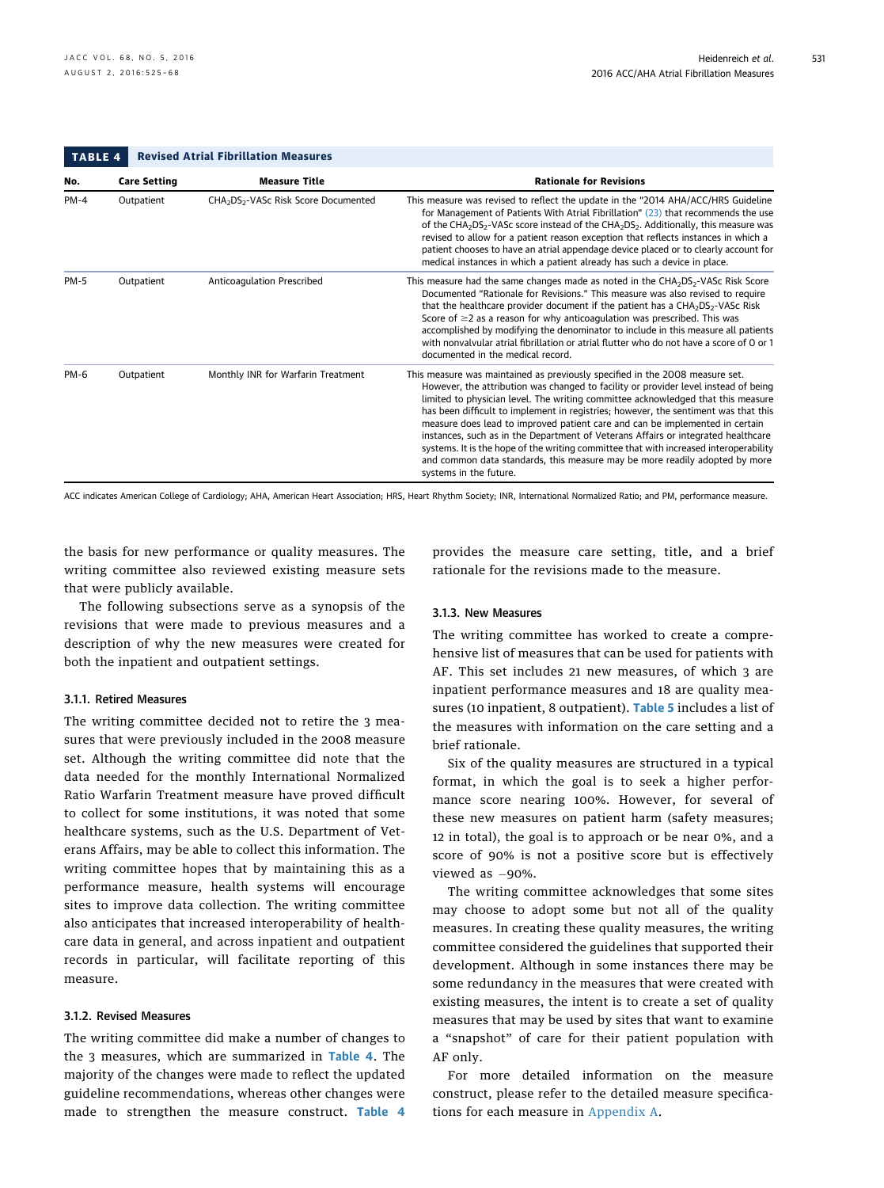**TABLE 4 Revised Atrial Fibrillation Measures**

| No. | Care Setting | Measure Title | Rationale for Revisions |
|---|---|---|---|
| PM-4 | Outpatient | $CHA_2DS_2$-VASc Risk Score Documented | This measure was revised to reflect the update in the "2014 AHA/ACC/HRS Guideline for Management of Patients With Atrial Fibrillation" (23) that recommends the use of the $CHA_2DS_2$-VASc score instead of the $CHA_2DS_2$. Additionally, this measure was revised to allow for a patient reason exception that reflects instances in which a patient chooses to have an atrial appendage device placed or to clearly account for medical instances in which a patient already has such a device in place. |
| PM-5 | Outpatient | Anticoagulation Prescribed | This measure had the same changes made as noted in the $CHA_2DS_2$-VASc Risk Score Documented "Rationale for Revisions." This measure was also revised to require that the healthcare provider document if the patient has a $CHA_2DS_2$-VASc Risk Score of ≥2 as a reason for why anticoagulation was prescribed. This was accomplished by modifying the denominator to include in this measure all patients with nonvalvular atrial fibrillation or atrial flutter who do not have a score of 0 or 1 documented in the medical record. |
| PM-6 | Outpatient | Monthly INR for Warfarin Treatment | This measure was maintained as previously specified in the 2008 measure set. However, the attribution was changed to facility or provider level instead of being limited to physician level. The writing committee acknowledged that this measure has been difficult to implement in registries; however, the sentiment was that this measure does lead to improved patient care and can be implemented in certain instances, such as in the Department of Veterans Affairs or integrated healthcare systems. It is the hope of the writing committee that with increased interoperability and common data standards, this measure may be more readily adopted by more systems in the future. |

ACC indicates American College of Cardiology; AHA, American Heart Association; HRS, Heart Rhythm Society; INR, International Normalized Ratio; and PM, performance measure.

the basis for new performance or quality measures. The writing committee also reviewed existing measure sets that were publicly available.

The following subsections serve as a synopsis of the revisions that were made to previous measures and a description of why the new measures were created for both the inpatient and outpatient settings.

#### 3.1.1. Retired Measures

The writing committee decided not to retire the 3 measures that were previously included in the 2008 measure set. Although the writing committee did note that the data needed for the monthly International Normalized Ratio Warfarin Treatment measure have proved difficult to collect for some institutions, it was noted that some healthcare systems, such as the U.S. Department of Veterans Affairs, may be able to collect this information. The writing committee hopes that by maintaining this as a performance measure, health systems will encourage sites to improve data collection. The writing committee also anticipates that increased interoperability of healthcare data in general, and across inpatient and outpatient records in particular, will facilitate reporting of this measure.

#### 3.1.2. Revised Measures

The writing committee did make a number of changes to the 3 measures, which are summarized in Table 4. The majority of the changes were made to reflect the updated guideline recommendations, whereas other changes were made to strengthen the measure construct. Table 4 provides the measure care setting, title, and a brief rationale for the revisions made to the measure.

#### 3.1.3. New Measures

The writing committee has worked to create a comprehensive list of measures that can be used for patients with AF. This set includes 21 new measures, of which 3 are inpatient performance measures and 18 are quality measures (10 inpatient, 8 outpatient). Table 5 includes a list of the measures with information on the care setting and a brief rationale.

Six of the quality measures are structured in a typical format, in which the goal is to seek a higher performance score nearing 100%. However, for several of these new measures on patient harm (safety measures; 12 in total), the goal is to approach or be near 0%, and a score of 90% is not a positive score but is effectively viewed as −90%.

The writing committee acknowledges that some sites may choose to adopt some but not all of the quality measures. In creating these quality measures, the writing committee considered the guidelines that supported their development. Although in some instances there may be some redundancy in the measures that were created with existing measures, the intent is to create a set of quality measures that may be used by sites that want to examine a "snapshot" of care for their patient population with AF only.

For more detailed information on the measure construct, please refer to the detailed measure specifications for each measure in Appendix A.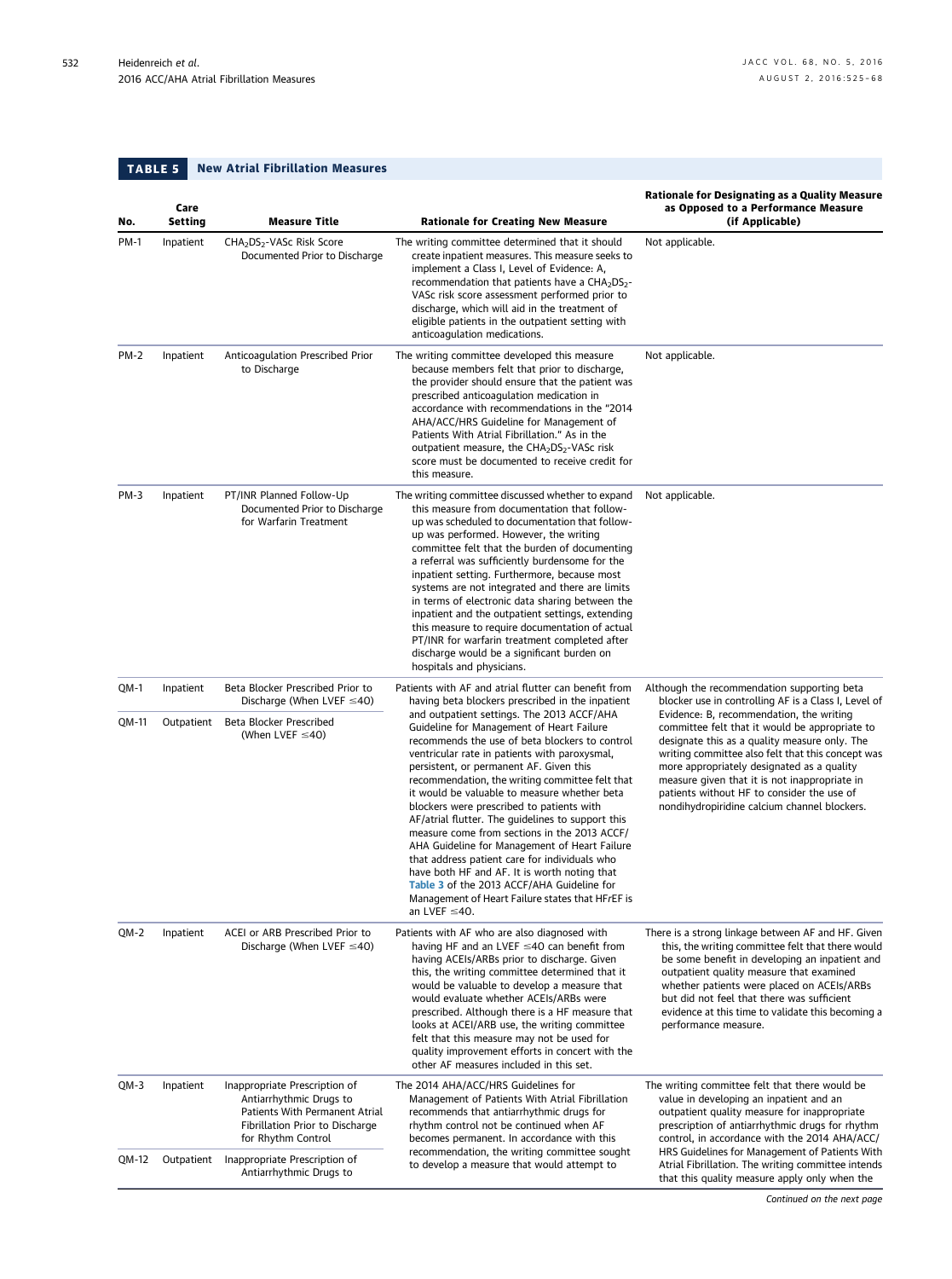**TABLE 5 New Atrial Fibrillation Measures**

| No. | Care Setting | Measure Title | Rationale for Creating New Measure | Rationale for Designating as a Quality Measure as Opposed to a Performance Measure (if Applicable) |
|---|---|---|---|---|
| PM-1 | Inpatient | $CHA_2DS_2$-VASc Risk Score Documented Prior to Discharge | The writing committee determined that it should create inpatient measures. This measure seeks to implement a Class I, Level of Evidence: A, recommendation that patients have a $CHA_2DS_2$-VASc risk score assessment performed prior to discharge, which will aid in the treatment of eligible patients in the outpatient setting with anticoagulation medications. | Not applicable. |
| PM-2 | Inpatient | Anticoagulation Prescribed Prior to Discharge | The writing committee developed this measure because members felt that prior to discharge, the provider should ensure that the patient was prescribed anticoagulation medication in accordance with recommendations in the "2014 AHA/ACC/HRS Guideline for Management of Patients With Atrial Fibrillation." As in the outpatient measure, the $CHA_2DS_2$-VASc risk score must be documented to receive credit for this measure. | Not applicable. |
| PM-3 | Inpatient | PT/INR Planned Follow-Up Documented Prior to Discharge for Warfarin Treatment | The writing committee discussed whether to expand this measure from documentation that follow-up was scheduled to documentation that follow-up was performed. However, the writing committee felt that the burden of documenting a referral was sufficiently burdensome for the inpatient setting. Furthermore, because most systems are not integrated and there are limits in terms of electronic data sharing between the inpatient and the outpatient settings, extending this measure to require documentation of actual PT/INR for warfarin treatment completed after discharge would be a significant burden on hospitals and physicians. | Not applicable. |
| QM-1 | Inpatient | Beta Blocker Prescribed Prior to Discharge (When LVEF ≤40) | Patients with AF and atrial flutter can benefit from having beta blockers prescribed in the inpatient and outpatient settings. The 2013 ACCF/AHA Guideline for Management of Heart Failure recommends the use of beta blockers to control ventricular rate in patients with paroxysmal, persistent, or permanent AF. Given this recommendation, the writing committee felt that it would be valuable to measure whether beta blockers were prescribed to patients with AF/atrial flutter. The guidelines to support this measure come from sections in the 2013 ACCF/AHA Guideline for Management of Heart Failure that address patient care for individuals who have both HF and AF. It is worth noting that Table 3 of the 2013 ACCF/AHA Guideline for Management of Heart Failure states that HFrEF is an LVEF ≤40. | Although the recommendation supporting beta blocker use in controlling AF is a Class I, Level of Evidence: B, recommendation, the writing committee felt that it would be appropriate to designate this as a quality measure only. The writing committee also felt that this concept was more appropriately designated as a quality measure given that it is not inappropriate in patients without HF to consider the use of nondihydropiridine calcium channel blockers. |
| QM-11 | Outpatient | Beta Blocker Prescribed (When LVEF ≤40) | | |
| QM-2 | Inpatient | ACEI or ARB Prescribed Prior to Discharge (When LVEF ≤40) | Patients with AF who are also diagnosed with having HF and an LVEF ≤40 can benefit from having ACEIs/ARBs prior to discharge. Given this, the writing committee determined that it would be valuable to develop a measure that would evaluate whether ACEIs/ARBs were prescribed. Although there is a HF measure that looks at ACEI/ARB use, the writing committee felt that this measure may not be used for quality improvement efforts in concert with the other AF measures included in this set. | There is a strong linkage between AF and HF. Given this, the writing committee felt that there would be some benefit in developing an inpatient and outpatient quality measure that examined whether patients were placed on ACEIs/ARBs but did not feel that there was sufficient evidence at this time to validate this becoming a performance measure. |
| QM-3 | Inpatient | Inappropriate Prescription of Antiarrhythmic Drugs to Patients With Permanent Atrial Fibrillation Prior to Discharge for Rhythm Control | The 2014 AHA/ACC/HRS Guidelines for Management of Patients With Atrial Fibrillation recommends that antiarrhythmic drugs for rhythm control not be continued when AF becomes permanent. In accordance with this recommendation, the writing committee sought to develop a measure that would attempt to | The writing committee felt that there would be value in developing an inpatient and an outpatient quality measure for inappropriate prescription of antiarrhythmic drugs for rhythm control, in accordance with the 2014 AHA/ACC/HRS Guidelines for Management of Patients With Atrial Fibrillation. The writing committee intends that this quality measure apply only when the |
| QM-12 | Outpatient | Inappropriate Prescription of Antiarrhythmic Drugs to | | |

*Continued on the next page*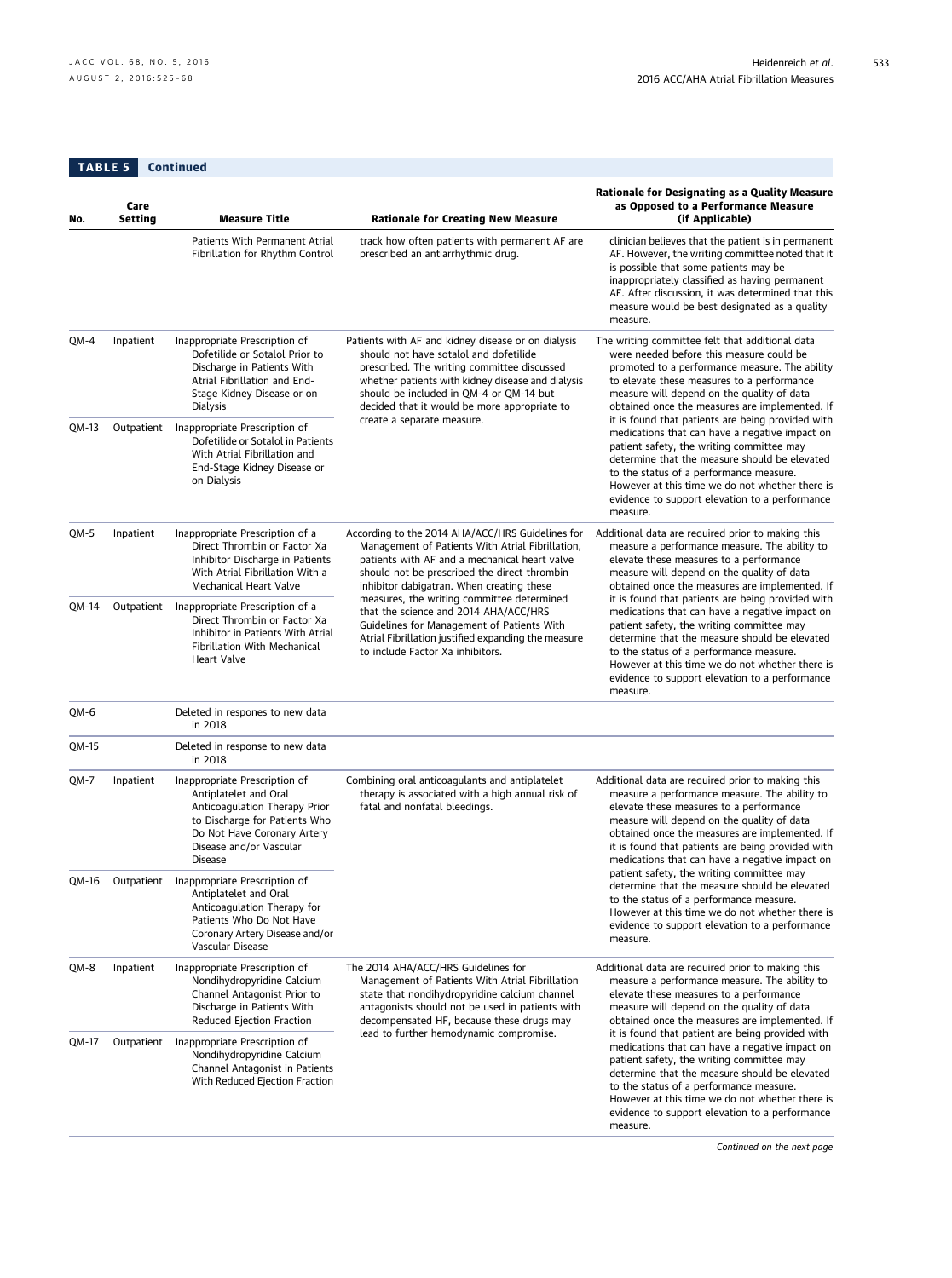**TABLE 5 Continued**

| No. | Care Setting | Measure Title | Rationale for Creating New Measure | Rationale for Designating as a Quality Measure as Opposed to a Performance Measure (if Applicable) |
|---|---|---|---|---|
| | | Patients With Permanent Atrial Fibrillation for Rhythm Control | track how often patients with permanent AF are prescribed an antiarrhythmic drug. | clinician believes that the patient is in permanent AF. However, the writing committee noted that it is possible that some patients may be inappropriately classified as having permanent AF. After discussion, it was determined that this measure would be best designated as a quality measure. |
| QM-4 | Inpatient | Inappropriate Prescription of Dofetilide or Sotalol Prior to Discharge in Patients With Atrial Fibrillation and End-Stage Kidney Disease or on Dialysis | Patients with AF and kidney disease or on dialysis should not have sotalol and dofetilide prescribed. The writing committee discussed whether patients with kidney disease and dialysis should be included in QM-4 or QM-14 but decided that it would be more appropriate to create a separate measure. | The writing committee felt that additional data were needed before this measure could be promoted to a performance measure. The ability to elevate these measures to a performance measure will depend on the quality of data obtained once the measures are implemented. If it is found that patients are being provided with medications that can have a negative impact on patient safety, the writing committee may determine that the measure should be elevated to the status of a performance measure. However at this time we do not whether there is evidence to support elevation to a performance measure. |
| QM-13 | Outpatient | Inappropriate Prescription of Dofetilide or Sotalol in Patients With Atrial Fibrillation and End-Stage Kidney Disease or on Dialysis | | |
| QM-5 | Inpatient | Inappropriate Prescription of a Direct Thrombin or Factor Xa Inhibitor Discharge in Patients With Atrial Fibrillation With a Mechanical Heart Valve | According to the 2014 AHA/ACC/HRS Guidelines for Management of Patients With Atrial Fibrillation, patients with AF and a mechanical heart valve should not be prescribed the direct thrombin inhibitor dabigatran. When creating these measures, the writing committee determined that the science and 2014 AHA/ACC/HRS Guidelines for Management of Patients With Atrial Fibrillation justified expanding the measure to include Factor Xa inhibitors. | Additional data are required prior to making this measure a performance measure. The ability to elevate these measures to a performance measure will depend on the quality of data obtained once the measures are implemented. If it is found that patients are being provided with medications that can have a negative impact on patient safety, the writing committee may determine that the measure should be elevated to the status of a performance measure. However at this time we do not whether there is evidence to support elevation to a performance measure. |
| QM-14 | Outpatient | Inappropriate Prescription of a Direct Thrombin or Factor Xa Inhibitor in Patients With Atrial Fibrillation With Mechanical Heart Valve | | |
| QM-6 | | Deleted in respones to new data in 2018 | | |
| QM-15 | | Deleted in response to new data in 2018 | | |
| QM-7 | Inpatient | Inappropriate Prescription of Antiplatelet and Oral Anticoagulation Therapy Prior to Discharge for Patients Who Do Not Have Coronary Artery Disease and/or Vascular Disease | Combining oral anticoagulants and antiplatelet therapy is associated with a high annual risk of fatal and nonfatal bleedings. | Additional data are required prior to making this measure a performance measure. The ability to elevate these measures to a performance measure will depend on the quality of data obtained once the measures are implemented. If it is found that patients are being provided with medications that can have a negative impact on patient safety, the writing committee may determine that the measure should be elevated to the status of a performance measure. However at this time we do not whether there is evidence to support elevation to a performance measure. |
| QM-16 | Outpatient | Inappropriate Prescription of Antiplatelet and Oral Anticoagulation Therapy for Patients Who Do Not Have Coronary Artery Disease and/or Vascular Disease | | |
| QM-8 | Inpatient | Inappropriate Prescription of Nondihydropyridine Calcium Channel Antagonist Prior to Discharge in Patients With Reduced Ejection Fraction | The 2014 AHA/ACC/HRS Guidelines for Management of Patients With Atrial Fibrillation state that nondihydropyridine calcium channel antagonists should not be used in patients with decompensated HF, because these drugs may lead to further hemodynamic compromise. | Additional data are required prior to making this measure a performance measure. The ability to elevate these measures to a performance measure will depend on the quality of data obtained once the measures are implemented. If it is found that patient are being provided with medications that can have a negative impact on patient safety, the writing committee may determine that the measure should be elevated to the status of a performance measure. However at this time we do not whether there is evidence to support elevation to a performance measure. |
| QM-17 | Outpatient | Inappropriate Prescription of Nondihydropyridine Calcium Channel Antagonist in Patients With Reduced Ejection Fraction | | |

*Continued on the next page*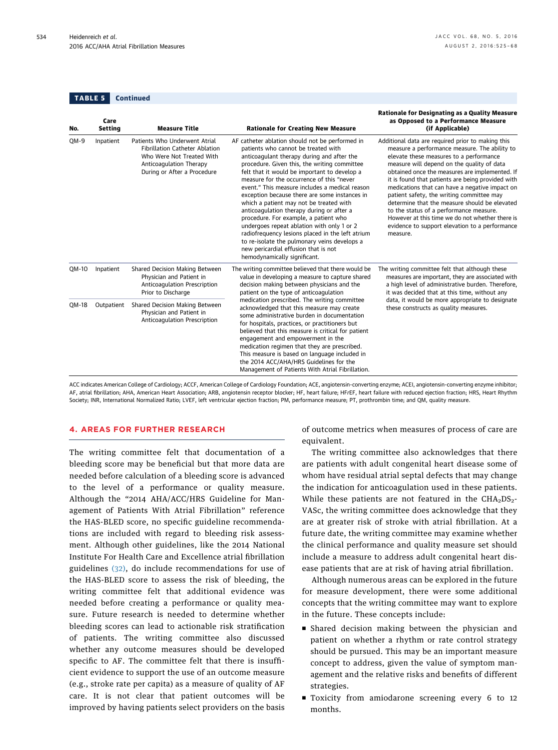**TABLE 5 Continued**

| No. | Care Setting | Measure Title | Rationale for Creating New Measure | Rationale for Designating as a Quality Measure as Opposed to a Performance Measure (if Applicable) |
|---|---|---|---|---|
| QM-9 | Inpatient | Patients Who Underwent Atrial Fibrillation Catheter Ablation Who Were Not Treated With Anticoagulation Therapy During or After a Procedure | AF catheter ablation should not be performed in patients who cannot be treated with anticoagulant therapy during and after the procedure. Given this, the writing committee felt that it would be important to develop a measure for the occurrence of this "never event." This measure includes a medical reason exception because there are some instances in which a patient may not be treated with anticoagulation therapy during or after a procedure. For example, a patient who undergoes repeat ablation with only 1 or 2 radiofrequency lesions placed in the left atrium to re-isolate the pulmonary veins develops a new pericardial effusion that is not hemodynamically significant. | Additional data are required prior to making this measure a performance measure. The ability to elevate these measures to a performance measure will depend on the quality of data obtained once the measures are implemented. If it is found that patients are being provided with medications that can have a negative impact on patient safety, the writing committee may determine that the measure should be elevated to the status of a performance measure. However at this time we do not whether there is evidence to support elevation to a performance measure. |
| QM-10 | Inpatient | Shared Decision Making Between Physician and Patient in Anticoagulation Prescription Prior to Discharge | The writing committee believed that there would be value in developing a measure to capture shared decision making between physicians and the patient on the type of anticoagulation medication prescribed. The writing committee acknowledged that this measure may create some administrative burden in documentation for hospitals, practices, or practitioners but believed that this measure is critical for patient engagement and empowerment in the medication regimen that they are prescribed. This measure is based on language included in the 2014 ACC/AHA/HRS Guidelines for the Management of Patients With Atrial Fibrillation. | The writing committee felt that although these measures are important, they are associated with a high level of administrative burden. Therefore, it was decided that at this time, without any data, it would be more appropriate to designate these constructs as quality measures. |
| QM-18 | Outpatient | Shared Decision Making Between Physician and Patient in Anticoagulation Prescription | | |

ACC indicates American College of Cardiology; ACCF, American College of Cardiology Foundation; ACE, angiotensin-converting enzyme; ACEI, angiotensin-converting enzyme inhibitor; AF, atrial fibrillation; AHA, American Heart Association; ARB, angiotensin receptor blocker; HF, heart failure; HFrEF, heart failure with reduced ejection fraction; HRS, Heart Rhythm Society; INR, International Normalized Ratio; LVEF, left ventricular ejection fraction; PM, performance measure; PT, prothrombin time; and QM, quality measure.

## 4. AREAS FOR FURTHER RESEARCH

The writing committee felt that documentation of a bleeding score may be beneficial but that more data are needed before calculation of a bleeding score is advanced to the level of a performance or quality measure. Although the "2014 AHA/ACC/HRS Guideline for Management of Patients With Atrial Fibrillation" reference the HAS-BLED score, no specific guideline recommendations are included with regard to bleeding risk assessment. Although other guidelines, like the 2014 National Institute For Health Care and Excellence atrial fibrillation guidelines (32), do include recommendations for use of the HAS-BLED score to assess the risk of bleeding, the writing committee felt that additional evidence was needed before creating a performance or quality measure. Future research is needed to determine whether bleeding scores can lead to actionable risk stratification of patients. The writing committee also discussed whether any outcome measures should be developed specific to AF. The committee felt that there is insufficient evidence to support the use of an outcome measure (e.g., stroke rate per capita) as a measure of quality of AF care. It is not clear that patient outcomes will be improved by having patients select providers on the basis of outcome metrics when measures of process of care are equivalent.

The writing committee also acknowledges that there are patients with adult congenital heart disease some of whom have residual atrial septal defects that may change the indication for anticoagulation used in these patients. While these patients are not featured in the $CHA_2DS_2$-VASc, the writing committee does acknowledge that they are at greater risk of stroke with atrial fibrillation. At a future date, the writing committee may examine whether the clinical performance and quality measure set should include a measure to address adult congenital heart disease patients that are at risk of having atrial fibrillation.

Although numerous areas can be explored in the future for measure development, there were some additional concepts that the writing committee may want to explore in the future. These concepts include:

- Shared decision making between the physician and patient on whether a rhythm or rate control strategy should be pursued. This may be an important measure concept to address, given the value of symptom management and the relative risks and benefits of different strategies.
- Toxicity from amiodarone screening every 6 to 12 months.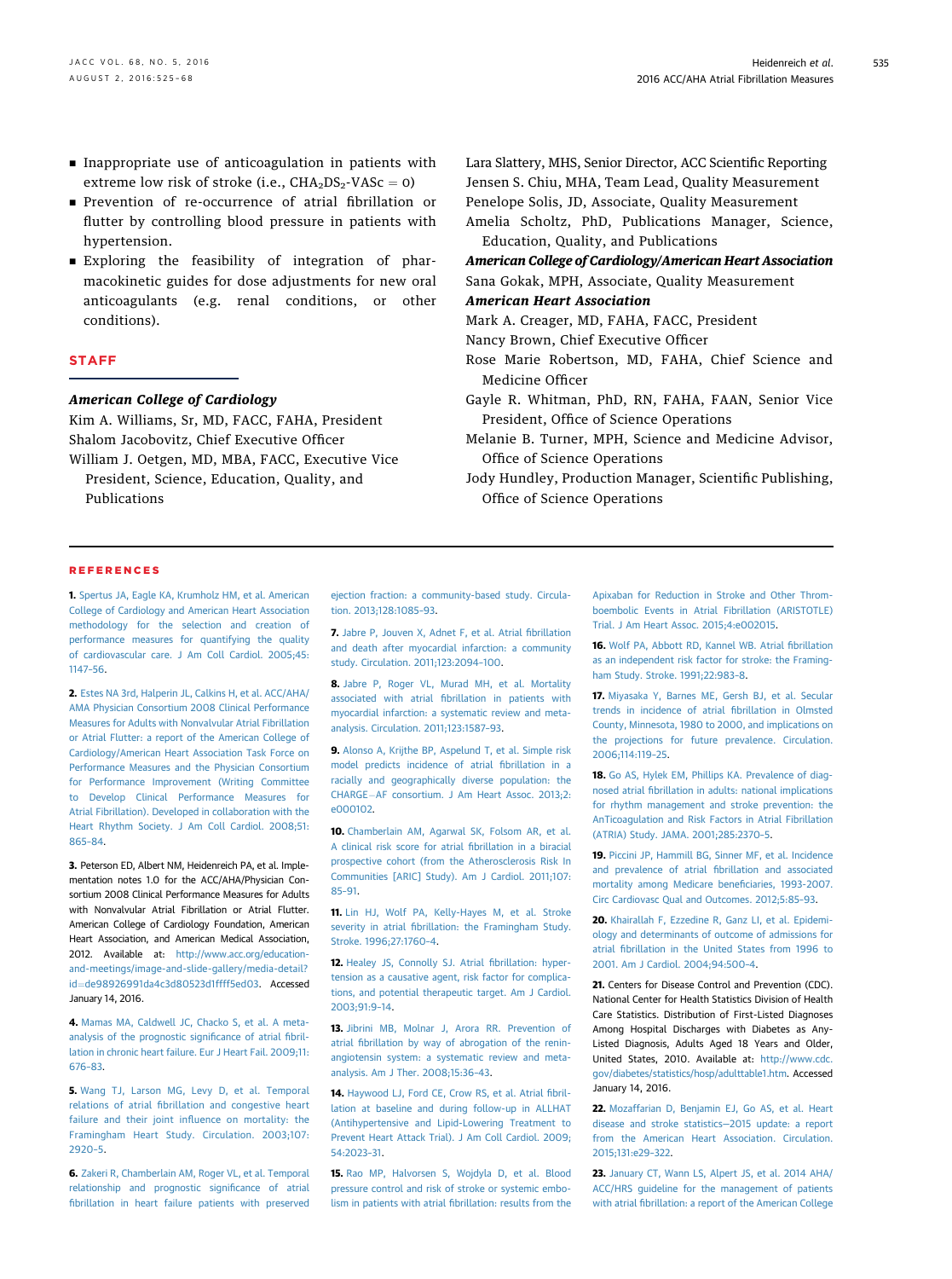- Inappropriate use of anticoagulation in patients with extreme low risk of stroke (i.e., $CHA_2DS_2$-VASc = 0)
- Prevention of re-occurrence of atrial fibrillation or flutter by controlling blood pressure in patients with hypertension.
- Exploring the feasibility of integration of pharmacokinetic guides for dose adjustments for new oral anticoagulants (e.g. renal conditions, or other conditions).

## STAFF

***American College of Cardiology***

Kim A. Williams, Sr, MD, FACC, FAHA, President

Shalom Jacobovitz, Chief Executive Officer

William J. Oetgen, MD, MBA, FACC, Executive Vice President, Science, Education, Quality, and Publications

Lara Slattery, MHS, Senior Director, ACC Scientific Reporting

Jensen S. Chiu, MHA, Team Lead, Quality Measurement

Penelope Solis, JD, Associate, Quality Measurement

Amelia Scholtz, PhD, Publications Manager, Science, Education, Quality, and Publications

***American College of Cardiology/American Heart Association***

Sana Gokak, MPH, Associate, Quality Measurement

***American Heart Association***

Mark A. Creager, MD, FAHA, FACC, President

Nancy Brown, Chief Executive Officer

Rose Marie Robertson, MD, FAHA, Chief Science and Medicine Officer

Gayle R. Whitman, PhD, RN, FAHA, FAAN, Senior Vice President, Office of Science Operations

Melanie B. Turner, MPH, Science and Medicine Advisor, Office of Science Operations

Jody Hundley, Production Manager, Scientific Publishing, Office of Science Operations

## REFERENCES

**1.** Spertus JA, Eagle KA, Krumholz HM, et al. American College of Cardiology and American Heart Association methodology for the selection and creation of performance measures for quantifying the quality of cardiovascular care. J Am Coll Cardiol. 2005;45:1147–56.

**2.** Estes NA 3rd, Halperin JL, Calkins H, et al. ACC/AHA/AMA Physician Consortium 2008 Clinical Performance Measures for Adults with Nonvalvular Atrial Fibrillation or Atrial Flutter: a report of the American College of Cardiology/American Heart Association Task Force on Performance Measures and the Physician Consortium for Performance Improvement (Writing Committee to Develop Clinical Performance Measures for Atrial Fibrillation). Developed in collaboration with the Heart Rhythm Society. J Am Coll Cardiol. 2008;51:865–84.

**3.** Peterson ED, Albert NM, Heidenreich PA, et al. Implementation notes 1.0 for the ACC/AHA/Physician Consortium 2008 Clinical Performance Measures for Adults with Nonvalvular Atrial Fibrillation or Atrial Flutter. American College of Cardiology Foundation, American Heart Association, and American Medical Association, 2012. Available at: http://www.acc.org/education-and-meetings/image-and-slide-gallery/media-detail?id=de98926991da4c3d80523d1ffff5ed03. Accessed January 14, 2016.

**4.** Mamas MA, Caldwell JC, Chacko S, et al. A meta-analysis of the prognostic significance of atrial fibrillation in chronic heart failure. Eur J Heart Fail. 2009;11:676–83.

**5.** Wang TJ, Larson MG, Levy D, et al. Temporal relations of atrial fibrillation and congestive heart failure and their joint influence on mortality: the Framingham Heart Study. Circulation. 2003;107:2920–5.

**6.** Zakeri R, Chamberlain AM, Roger VL, et al. Temporal relationship and prognostic significance of atrial fibrillation in heart failure patients with preserved ejection fraction: a community-based study. Circulation. 2013;128:1085–93.

**7.** Jabre P, Jouven X, Adnet F, et al. Atrial fibrillation and death after myocardial infarction: a community study. Circulation. 2011;123:2094–100.

**8.** Jabre P, Roger VL, Murad MH, et al. Mortality associated with atrial fibrillation in patients with myocardial infarction: a systematic review and meta-analysis. Circulation. 2011;123:1587–93.

**9.** Alonso A, Krijthe BP, Aspelund T, et al. Simple risk model predicts incidence of atrial fibrillation in a racially and geographically diverse population: the CHARGE−AF consortium. J Am Heart Assoc. 2013;2:e000102.

**10.** Chamberlain AM, Agarwal SK, Folsom AR, et al. A clinical risk score for atrial fibrillation in a biracial prospective cohort (from the Atherosclerosis Risk In Communities [ARIC] Study). Am J Cardiol. 2011;107:85–91.

**11.** Lin HJ, Wolf PA, Kelly-Hayes M, et al. Stroke severity in atrial fibrillation: the Framingham Study. Stroke. 1996;27:1760–4.

**12.** Healey JS, Connolly SJ. Atrial fibrillation: hypertension as a causative agent, risk factor for complications, and potential therapeutic target. Am J Cardiol. 2003;91:9–14.

**13.** Jibrini MB, Molnar J, Arora RR. Prevention of atrial fibrillation by way of abrogation of the renin-angiotensin system: a systematic review and meta-analysis. Am J Ther. 2008;15:36–43.

**14.** Haywood LJ, Ford CE, Crow RS, et al. Atrial fibrillation at baseline and during follow-up in ALLHAT (Antihypertensive and Lipid-Lowering Treatment to Prevent Heart Attack Trial). J Am Coll Cardiol. 2009;54:2023–31.

**15.** Rao MP, Halvorsen S, Wojdyla D, et al. Blood pressure control and risk of stroke or systemic embolism in patients with atrial fibrillation: results from the Apixaban for Reduction in Stroke and Other Thromboembolic Events in Atrial Fibrillation (ARISTOTLE) Trial. J Am Heart Assoc. 2015;4:e002015.

**16.** Wolf PA, Abbott RD, Kannel WB. Atrial fibrillation as an independent risk factor for stroke: the Framingham Study. Stroke. 1991;22:983–8.

**17.** Miyasaka Y, Barnes ME, Gersh BJ, et al. Secular trends in incidence of atrial fibrillation in Olmsted County, Minnesota, 1980 to 2000, and implications on the projections for future prevalence. Circulation. 2006;114:119–25.

**18.** Go AS, Hylek EM, Phillips KA. Prevalence of diagnosed atrial fibrillation in adults: national implications for rhythm management and stroke prevention: the AnTicoagulation and Risk Factors in Atrial Fibrillation (ATRIA) Study. JAMA. 2001;285:2370–5.

**19.** Piccini JP, Hammill BG, Sinner MF, et al. Incidence and prevalence of atrial fibrillation and associated mortality among Medicare beneficiaries, 1993-2007. Circ Cardiovasc Qual and Outcomes. 2012;5:85–93.

**20.** Khairallah F, Ezzedine R, Ganz LI, et al. Epidemiology and determinants of outcome of admissions for atrial fibrillation in the United States from 1996 to 2001. Am J Cardiol. 2004;94:500–4.

**21.** Centers for Disease Control and Prevention (CDC). National Center for Health Statistics Division of Health Care Statistics. Distribution of First-Listed Diagnoses Among Hospital Discharges with Diabetes as Any-Listed Diagnosis, Adults Aged 18 Years and Older, United States, 2010. Available at: http://www.cdc.gov/diabetes/statistics/hosp/adulttable1.htm. Accessed January 14, 2016.

**22.** Mozaffarian D, Benjamin EJ, Go AS, et al. Heart disease and stroke statistics—2015 update: a report from the American Heart Association. Circulation. 2015;131:e29–322.

**23.** January CT, Wann LS, Alpert JS, et al. 2014 AHA/ACC/HRS guideline for the management of patients with atrial fibrillation: a report of the American College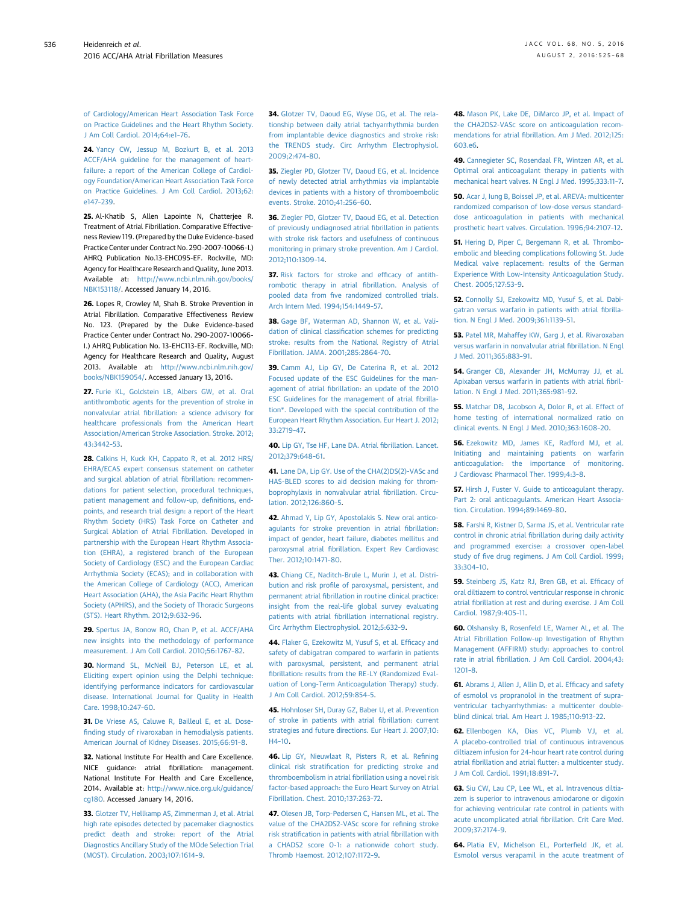of Cardiology/American Heart Association Task Force on Practice Guidelines and the Heart Rhythm Society. J Am Coll Cardiol. 2014;64:e1–76.

**24.** Yancy CW, Jessup M, Bozkurt B, et al. 2013 ACCF/AHA guideline for the management of heart-failure: a report of the American College of Cardiology Foundation/American Heart Association Task Force on Practice Guidelines. J Am Coll Cardiol. 2013;62:e147–239.

**25.** Al-Khatib S, Allen Lapointe N, Chatterjee R. Treatment of Atrial Fibrillation. Comparative Effectiveness Review 119. (Prepared by the Duke Evidence-based Practice Center under Contract No. 290-2007-10066-I.) AHRQ Publication No.13-EHC095-EF. Rockville, MD: Agency for Healthcare Research and Quality, June 2013. Available at: http://www.ncbi.nlm.nih.gov/books/NBK153118/. Accessed January 14, 2016.

**26.** Lopes R, Crowley M, Shah B. Stroke Prevention in Atrial Fibrillation. Comparative Effectiveness Review No. 123. (Prepared by the Duke Evidence-based Practice Center under Contract No. 290-2007-10066-I.) AHRQ Publication No. 13-EHC113-EF. Rockville, MD: Agency for Healthcare Research and Quality, August 2013. Available at: http://www.ncbi.nlm.nih.gov/books/NBK159054/. Accessed January 13, 2016.

**27.** Furie KL, Goldstein LB, Albers GW, et al. Oral antithrombotic agents for the prevention of stroke in nonvalvular atrial fibrillation: a science advisory for healthcare professionals from the American Heart Association/American Stroke Association. Stroke. 2012;43:3442–53.

**28.** Calkins H, Kuck KH, Cappato R, et al. 2012 HRS/EHRA/ECAS expert consensus statement on catheter and surgical ablation of atrial fibrillation: recommendations for patient selection, procedural techniques, patient management and follow-up, definitions, endpoints, and research trial design: a report of the Heart Rhythm Society (HRS) Task Force on Catheter and Surgical Ablation of Atrial Fibrillation. Developed in partnership with the European Heart Rhythm Association (EHRA), a registered branch of the European Society of Cardiology (ESC) and the European Cardiac Arrhythmia Society (ECAS); and in collaboration with the American College of Cardiology (ACC), American Heart Association (AHA), the Asia Pacific Heart Rhythm Society (APHRS), and the Society of Thoracic Surgeons (STS). Heart Rhythm. 2012;9:632–96.

**29.** Spertus JA, Bonow RO, Chan P, et al. ACCF/AHA new insights into the methodology of performance measurement. J Am Coll Cardiol. 2010;56:1767–82.

**30.** Normand SL, McNeil BJ, Peterson LE, et al. Eliciting expert opinion using the Delphi technique: identifying performance indicators for cardiovascular disease. International Journal for Quality in Health Care. 1998;10:247–60.

**31.** De Vriese AS, Caluwe R, Bailleul E, et al. Dose-finding study of rivaroxaban in hemodialysis patients. American Journal of Kidney Diseases. 2015;66:91–8.

**32.** National Institute For Health and Care Excellence. NICE guidance: atrial fibrillation: management. National Institute For Health and Care Excellence, 2014. Available at: http://www.nice.org.uk/guidance/cg180. Accessed January 14, 2016.

**33.** Glotzer TV, Hellkamp AS, Zimmerman J, et al. Atrial high rate episodes detected by pacemaker diagnostics predict death and stroke: report of the Atrial Diagnostics Ancillary Study of the MOde Selection Trial (MOST). Circulation. 2003;107:1614–9.

**34.** Glotzer TV, Daoud EG, Wyse DG, et al. The relationship between daily atrial tachyarrhythmia burden from implantable device diagnostics and stroke risk: the TRENDS study. Circ Arrhythm Electrophysiol. 2009;2:474–80.

**35.** Ziegler PD, Glotzer TV, Daoud EG, et al. Incidence of newly detected atrial arrhythmias via implantable devices in patients with a history of thromboembolic events. Stroke. 2010;41:256–60.

**36.** Ziegler PD, Glotzer TV, Daoud EG, et al. Detection of previously undiagnosed atrial fibrillation in patients with stroke risk factors and usefulness of continuous monitoring in primary stroke prevention. Am J Cardiol. 2012;110:1309–14.

**37.** Risk factors for stroke and efficacy of antithrombotic therapy in atrial fibrillation. Analysis of pooled data from five randomized controlled trials. Arch Intern Med. 1994;154:1449–57.

**38.** Gage BF, Waterman AD, Shannon W, et al. Validation of clinical classification schemes for predicting stroke: results from the National Registry of Atrial Fibrillation. JAMA. 2001;285:2864–70.

**39.** Camm AJ, Lip GY, De Caterina R, et al. 2012 Focused update of the ESC Guidelines for the management of atrial fibrillation: an update of the 2010 ESC Guidelines for the management of atrial fibrillation*. Developed with the special contribution of the European Heart Rhythm Association. Eur Heart J. 2012;33:2719–47.

**40.** Lip GY, Tse HF, Lane DA. Atrial fibrillation. Lancet. 2012;379:648–61.

**41.** Lane DA, Lip GY. Use of the CHA(2)DS(2)-VASc and HAS-BLED scores to aid decision making for thromboprophylaxis in nonvalvular atrial fibrillation. Circulation. 2012;126:860–5.

**42.** Ahmad Y, Lip GY, Apostolakis S. New oral anticoagulants for stroke prevention in atrial fibrillation: impact of gender, heart failure, diabetes mellitus and paroxysmal atrial fibrillation. Expert Rev Cardiovasc Ther. 2012;10:1471–80.

**43.** Chiang CE, Naditch-Brule L, Murin J, et al. Distribution and risk profile of paroxysmal, persistent, and permanent atrial fibrillation in routine clinical practice: insight from the real-life global survey evaluating patients with atrial fibrillation international registry. Circ Arrhythm Electrophysiol. 2012;5:632–9.

**44.** Flaker G, Ezekowitz M, Yusuf S, et al. Efficacy and safety of dabigatran compared to warfarin in patients with paroxysmal, persistent, and permanent atrial fibrillation: results from the RE-LY (Randomized Evaluation of Long-Term Anticoagulation Therapy) study. J Am Coll Cardiol. 2012;59:854–5.

**45.** Hohnloser SH, Duray GZ, Baber U, et al. Prevention of stroke in patients with atrial fibrillation: current strategies and future directions. Eur Heart J. 2007;10:H4–10.

**46.** Lip GY, Nieuwlaat R, Pisters R, et al. Refining clinical risk stratification for predicting stroke and thromboembolism in atrial fibrillation using a novel risk factor-based approach: the Euro Heart Survey on Atrial Fibrillation. Chest. 2010;137:263–72.

**47.** Olesen JB, Torp-Pedersen C, Hansen ML, et al. The value of the CHA2DS2-VASc score for refining stroke risk stratification in patients with atrial fibrillation with a CHADS2 score 0-1: a nationwide cohort study. Thromb Haemost. 2012;107:1172–9.

**48.** Mason PK, Lake DE, DiMarco JP, et al. Impact of the CHA2DS2-VASc score on anticoagulation recommendations for atrial fibrillation. Am J Med. 2012;125:603.e6.

**49.** Cannegieter SC, Rosendaal FR, Wintzen AR, et al. Optimal oral anticoagulant therapy in patients with mechanical heart valves. N Engl J Med. 1995;333:11–7.

**50.** Acar J, Iung B, Boissel JP, et al. AREVA: multicenter randomized comparison of low-dose versus standard-dose anticoagulation in patients with mechanical prosthetic heart valves. Circulation. 1996;94:2107–12.

**51.** Hering D, Piper C, Bergemann R, et al. Thromboembolic and bleeding complications following St. Jude Medical valve replacement: results of the German Experience With Low-Intensity Anticoagulation Study. Chest. 2005;127:53–9.

**52.** Connolly SJ, Ezekowitz MD, Yusuf S, et al. Dabigatran versus warfarin in patients with atrial fibrillation. N Engl J Med. 2009;361:1139–51.

**53.** Patel MR, Mahaffey KW, Garg J, et al. Rivaroxaban versus warfarin in nonvalvular atrial fibrillation. N Engl J Med. 2011;365:883–91.

**54.** Granger CB, Alexander JH, McMurray JJ, et al. Apixaban versus warfarin in patients with atrial fibrillation. N Engl J Med. 2011;365:981–92.

**55.** Matchar DB, Jacobson A, Dolor R, et al. Effect of home testing of international normalized ratio on clinical events. N Engl J Med. 2010;363:1608–20.

**56.** Ezekowitz MD, James KE, Radford MJ, et al. Initiating and maintaining patients on warfarin anticoagulation: the importance of monitoring. J Cardiovasc Pharmacol Ther. 1999;4:3–8.

**57.** Hirsh J, Fuster V. Guide to anticoagulant therapy. Part 2: oral anticoagulants. American Heart Association. Circulation. 1994;89:1469–80.

**58.** Farshi R, Kistner D, Sarma JS, et al. Ventricular rate control in chronic atrial fibrillation during daily activity and programmed exercise: a crossover open-label study of five drug regimens. J Am Coll Cardiol. 1999;33:304–10.

**59.** Steinberg JS, Katz RJ, Bren GB, et al. Efficacy of oral diltiazem to control ventricular response in chronic atrial fibrillation at rest and during exercise. J Am Coll Cardiol. 1987;9:405–11.

**60.** Olshansky B, Rosenfeld LE, Warner AL, et al. The Atrial Fibrillation Follow-up Investigation of Rhythm Management (AFFIRM) study: approaches to control rate in atrial fibrillation. J Am Coll Cardiol. 2004;43:1201–8.

**61.** Abrams J, Allen J, Allin D, et al. Efficacy and safety of esmolol vs propranolol in the treatment of supraventricular tachyarrhythmias: a multicenter double-blind clinical trial. Am Heart J. 1985;110:913–22.

**62.** Ellenbogen KA, Dias VC, Plumb VJ, et al. A placebo-controlled trial of continuous intravenous diltiazem infusion for 24-hour heart rate control during atrial fibrillation and atrial flutter: a multicenter study. J Am Coll Cardiol. 1991;18:891–7.

**63.** Siu CW, Lau CP, Lee WL, et al. Intravenous diltiazem is superior to intravenous amiodarone or digoxin for achieving ventricular rate control in patients with acute uncomplicated atrial fibrillation. Crit Care Med. 2009;37:2174–9.

**64.** Platia EV, Michelson EL, Porterfield JK, et al. Esmolol versus verapamil in the acute treatment of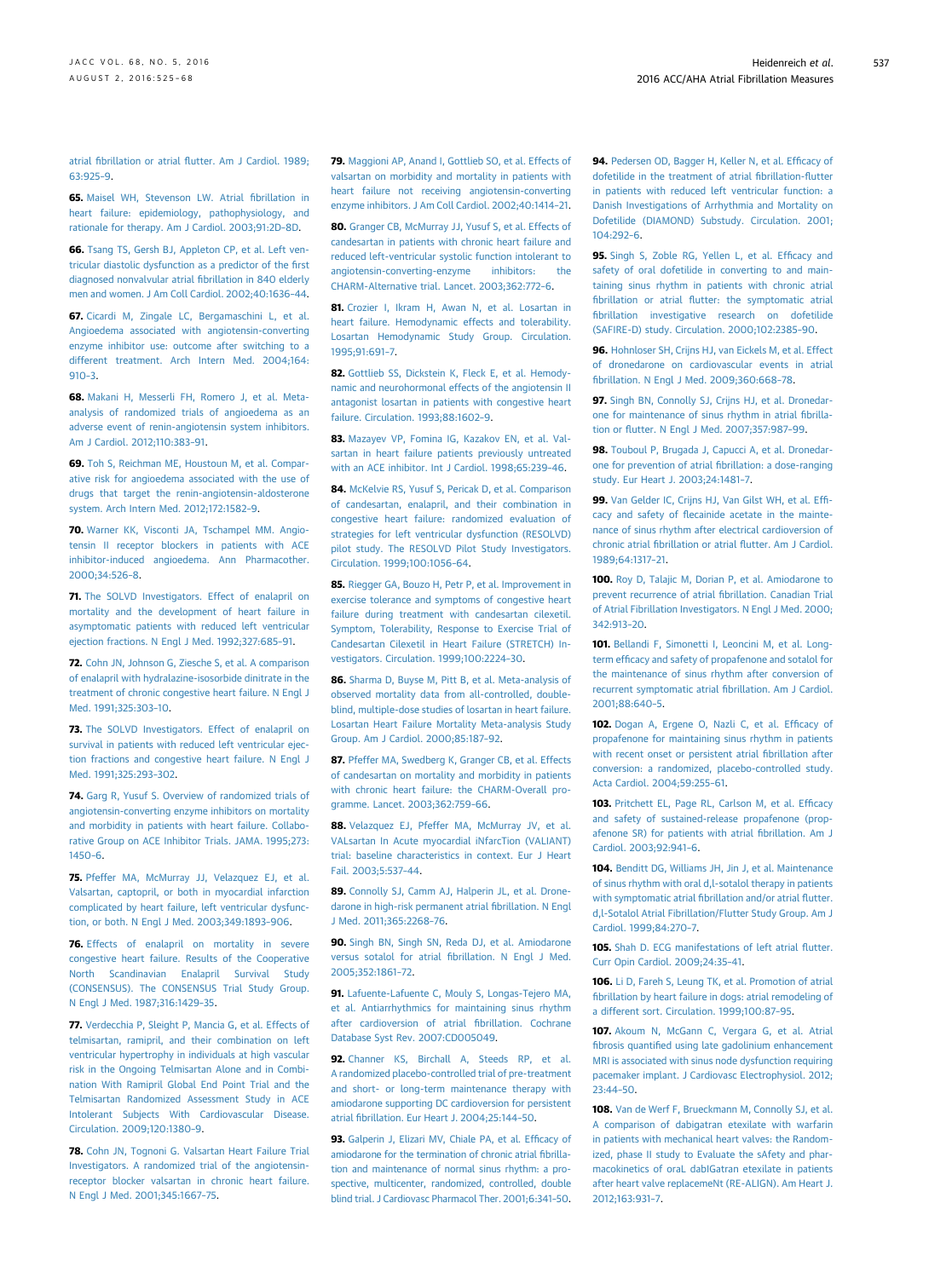atrial fibrillation or atrial flutter. Am J Cardiol. 1989;63:925–9.

65. Maisel WH, Stevenson LW. Atrial fibrillation in heart failure: epidemiology, pathophysiology, and rationale for therapy. Am J Cardiol. 2003;91:2D–8D.

66. Tsang TS, Gersh BJ, Appleton CP, et al. Left ventricular diastolic dysfunction as a predictor of the first diagnosed nonvalvular atrial fibrillation in 840 elderly men and women. J Am Coll Cardiol. 2002;40:1636–44.

67. Cicardi M, Zingale LC, Bergamaschini L, et al. Angioedema associated with angiotensin-converting enzyme inhibitor use: outcome after switching to a different treatment. Arch Intern Med. 2004;164:910–3.

68. Makani H, Messerli FH, Romero J, et al. Meta-analysis of randomized trials of angioedema as an adverse event of renin-angiotensin system inhibitors. Am J Cardiol. 2012;110:383–91.

69. Toh S, Reichman ME, Houstoun M, et al. Comparative risk for angioedema associated with the use of drugs that target the renin-angiotensin-aldosterone system. Arch Intern Med. 2012;172:1582–9.

70. Warner KK, Visconti JA, Tschampel MM. Angiotensin II receptor blockers in patients with ACE inhibitor-induced angioedema. Ann Pharmacother. 2000;34:526–8.

71. The SOLVD Investigators. Effect of enalapril on mortality and the development of heart failure in asymptomatic patients with reduced left ventricular ejection fractions. N Engl J Med. 1992;327:685–91.

72. Cohn JN, Johnson G, Ziesche S, et al. A comparison of enalapril with hydralazine-isosorbide dinitrate in the treatment of chronic congestive heart failure. N Engl J Med. 1991;325:303–10.

73. The SOLVD Investigators. Effect of enalapril on survival in patients with reduced left ventricular ejection fractions and congestive heart failure. N Engl J Med. 1991;325:293–302.

74. Garg R, Yusuf S. Overview of randomized trials of angiotensin-converting enzyme inhibitors on mortality and morbidity in patients with heart failure. Collaborative Group on ACE Inhibitor Trials. JAMA. 1995;273:1450–6.

75. Pfeffer MA, McMurray JJ, Velazquez EJ, et al. Valsartan, captopril, or both in myocardial infarction complicated by heart failure, left ventricular dysfunction, or both. N Engl J Med. 2003;349:1893–906.

76. Effects of enalapril on mortality in severe congestive heart failure. Results of the Cooperative North Scandinavian Enalapril Survival Study (CONSENSUS). The CONSENSUS Trial Study Group. N Engl J Med. 1987;316:1429–35.

77. Verdecchia P, Sleight P, Mancia G, et al. Effects of telmisartan, ramipril, and their combination on left ventricular hypertrophy in individuals at high vascular risk in the Ongoing Telmisartan Alone and in Combination With Ramipril Global End Point Trial and the Telmisartan Randomized Assessment Study in ACE Intolerant Subjects With Cardiovascular Disease. Circulation. 2009;120:1380–9.

78. Cohn JN, Tognoni G. Valsartan Heart Failure Trial Investigators. A randomized trial of the angiotensin-receptor blocker valsartan in chronic heart failure. N Engl J Med. 2001;345:1667–75.

79. Maggioni AP, Anand I, Gottlieb SO, et al. Effects of valsartan on morbidity and mortality in patients with heart failure not receiving angiotensin-converting enzyme inhibitors. J Am Coll Cardiol. 2002;40:1414–21.

80. Granger CB, McMurray JJ, Yusuf S, et al. Effects of candesartan in patients with chronic heart failure and reduced left-ventricular systolic function intolerant to angiotensin-converting-enzyme inhibitors: the CHARM-Alternative trial. Lancet. 2003;362:772–6.

81. Crozier I, Ikram H, Awan N, et al. Losartan in heart failure. Hemodynamic effects and tolerability. Losartan Hemodynamic Study Group. Circulation. 1995;91:691–7.

82. Gottlieb SS, Dickstein K, Fleck E, et al. Hemodynamic and neurohormonal effects of the angiotensin II antagonist losartan in patients with congestive heart failure. Circulation. 1993;88:1602–9.

83. Mazayev VP, Fomina IG, Kazakov EN, et al. Valsartan in heart failure patients previously untreated with an ACE inhibitor. Int J Cardiol. 1998;65:239–46.

84. McKelvie RS, Yusuf S, Pericak D, et al. Comparison of candesartan, enalapril, and their combination in congestive heart failure: randomized evaluation of strategies for left ventricular dysfunction (RESOLVD) pilot study. The RESOLVD Pilot Study Investigators. Circulation. 1999;100:1056–64.

85. Riegger GA, Bouzo H, Petr P, et al. Improvement in exercise tolerance and symptoms of congestive heart failure during treatment with candesartan cilexetil. Symptom, Tolerability, Response to Exercise Trial of Candesartan Cilexetil in Heart Failure (STRETCH) Investigators. Circulation. 1999;100:2224–30.

86. Sharma D, Buyse M, Pitt B, et al. Meta-analysis of observed mortality data from all-controlled, double-blind, multiple-dose studies of losartan in heart failure. Losartan Heart Failure Mortality Meta-analysis Study Group. Am J Cardiol. 2000;85:187–92.

87. Pfeffer MA, Swedberg K, Granger CB, et al. Effects of candesartan on mortality and morbidity in patients with chronic heart failure: the CHARM-Overall programme. Lancet. 2003;362:759–66.

88. Velazquez EJ, Pfeffer MA, McMurray JV, et al. VALsartan In Acute myocardial iNfarcTion (VALIANT) trial: baseline characteristics in context. Eur J Heart Fail. 2003;5:537–44.

89. Connolly SJ, Camm AJ, Halperin JL, et al. Dronedarone in high-risk permanent atrial fibrillation. N Engl J Med. 2011;365:2268–76.

90. Singh BN, Singh SN, Reda DJ, et al. Amiodarone versus sotalol for atrial fibrillation. N Engl J Med. 2005;352:1861–72.

91. Lafuente-Lafuente C, Mouly S, Longas-Tejero MA, et al. Antiarrhythmics for maintaining sinus rhythm after cardioversion of atrial fibrillation. Cochrane Database Syst Rev. 2007:CD005049.

92. Channer KS, Birchall A, Steeds RP, et al. A randomized placebo-controlled trial of pre-treatment and short- or long-term maintenance therapy with amiodarone supporting DC cardioversion for persistent atrial fibrillation. Eur Heart J. 2004;25:144–50.

93. Galperin J, Elizari MV, Chiale PA, et al. Efficacy of amiodarone for the termination of chronic atrial fibrillation and maintenance of normal sinus rhythm: a prospective, multicenter, randomized, controlled, double blind trial. J Cardiovasc Pharmacol Ther. 2001;6:341–50.

94. Pedersen OD, Bagger H, Keller N, et al. Efficacy of dofetilide in the treatment of atrial fibrillation-flutter in patients with reduced left ventricular function: a Danish Investigations of Arrhythmia and Mortality on Dofetilide (DIAMOND) Substudy. Circulation. 2001;104:292–6.

95. Singh S, Zoble RG, Yellen L, et al. Efficacy and safety of oral dofetilide in converting to and maintaining sinus rhythm in patients with chronic atrial fibrillation or atrial flutter: the symptomatic atrial fibrillation investigative research on dofetilide (SAFIRE-D) study. Circulation. 2000;102:2385–90.

96. Hohnloser SH, Crijns HJ, van Eickels M, et al. Effect of dronedarone on cardiovascular events in atrial fibrillation. N Engl J Med. 2009;360:668–78.

97. Singh BN, Connolly SJ, Crijns HJ, et al. Dronedarone for maintenance of sinus rhythm in atrial fibrillation or flutter. N Engl J Med. 2007;357:987–99.

98. Touboul P, Brugada J, Capucci A, et al. Dronedarone for prevention of atrial fibrillation: a dose-ranging study. Eur Heart J. 2003;24:1481–7.

99. Van Gelder IC, Crijns HJ, Van Gilst WH, et al. Efficacy and safety of flecainide acetate in the maintenance of sinus rhythm after electrical cardioversion of chronic atrial fibrillation or atrial flutter. Am J Cardiol. 1989;64:1317–21.

100. Roy D, Talajic M, Dorian P, et al. Amiodarone to prevent recurrence of atrial fibrillation. Canadian Trial of Atrial Fibrillation Investigators. N Engl J Med. 2000;342:913–20.

101. Bellandi F, Simonetti I, Leoncini M, et al. Long-term efficacy and safety of propafenone and sotalol for the maintenance of sinus rhythm after conversion of recurrent symptomatic atrial fibrillation. Am J Cardiol. 2001;88:640–5.

102. Dogan A, Ergene O, Nazli C, et al. Efficacy of propafenone for maintaining sinus rhythm in patients with recent onset or persistent atrial fibrillation after conversion: a randomized, placebo-controlled study. Acta Cardiol. 2004;59:255–61.

103. Pritchett EL, Page RL, Carlson M, et al. Efficacy and safety of sustained-release propafenone (propafenone SR) for patients with atrial fibrillation. Am J Cardiol. 2003;92:941–6.

104. Benditt DG, Williams JH, Jin J, et al. Maintenance of sinus rhythm with oral d,l-sotalol therapy in patients with symptomatic atrial fibrillation and/or atrial flutter. d,l-Sotalol Atrial Fibrillation/Flutter Study Group. Am J Cardiol. 1999;84:270–7.

105. Shah D. ECG manifestations of left atrial flutter. Curr Opin Cardiol. 2009;24:35–41.

106. Li D, Fareh S, Leung TK, et al. Promotion of atrial fibrillation by heart failure in dogs: atrial remodeling of a different sort. Circulation. 1999;100:87–95.

107. Akoum N, McGann C, Vergara G, et al. Atrial fibrosis quantified using late gadolinium enhancement MRI is associated with sinus node dysfunction requiring pacemaker implant. J Cardiovasc Electrophysiol. 2012;23:44–50.

108. Van de Werf F, Brueckmann M, Connolly SJ, et al. A comparison of dabigatran etexilate with warfarin in patients with mechanical heart valves: the Randomized, phase II study to Evaluate the sAfety and pharmacokinetics of oraL dabIGatran etexilate in patients after heart valve replaceMeNt (RE-ALIGN). Am Heart J. 2012;163:931–7.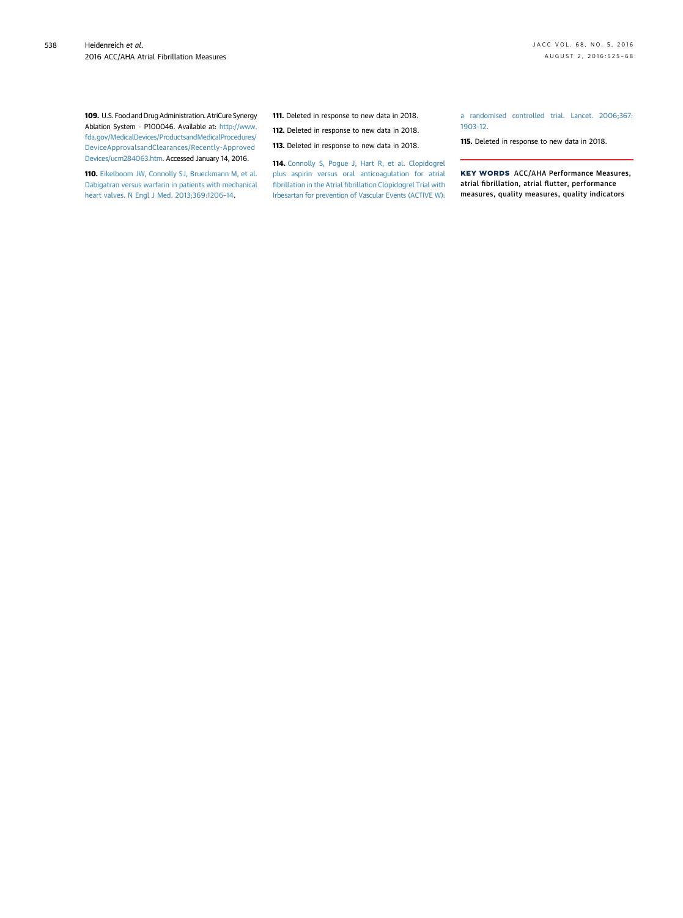**109.** U.S. Food and Drug Administration. AtriCure Synergy Ablation System - P100046. Available at: http://www.fda.gov/MedicalDevices/ProductsandMedicalProcedures/DeviceApprovalsandClearances/Recently-Approved Devices/ucm284063.htm. Accessed January 14, 2016.

**110.** Eikelboom JW, Connolly SJ, Brueckmann M, et al. Dabigatran versus warfarin in patients with mechanical heart valves. N Engl J Med. 2013;369:1206–14.

**111.** Deleted in response to new data in 2018.

**112.** Deleted in response to new data in 2018.

**113.** Deleted in response to new data in 2018.

**114.** Connolly S, Pogue J, Hart R, et al. Clopidogrel plus aspirin versus oral anticoagulation for atrial fibrillation in the Atrial fibrillation Clopidogrel Trial with Irbesartan for prevention of Vascular Events (ACTIVE W): a randomised controlled trial. Lancet. 2006;367:1903–12.

**115.** Deleted in response to new data in 2018.

**KEY WORDS** ACC/AHA Performance Measures, atrial fibrillation, atrial flutter, performance measures, quality measures, quality indicators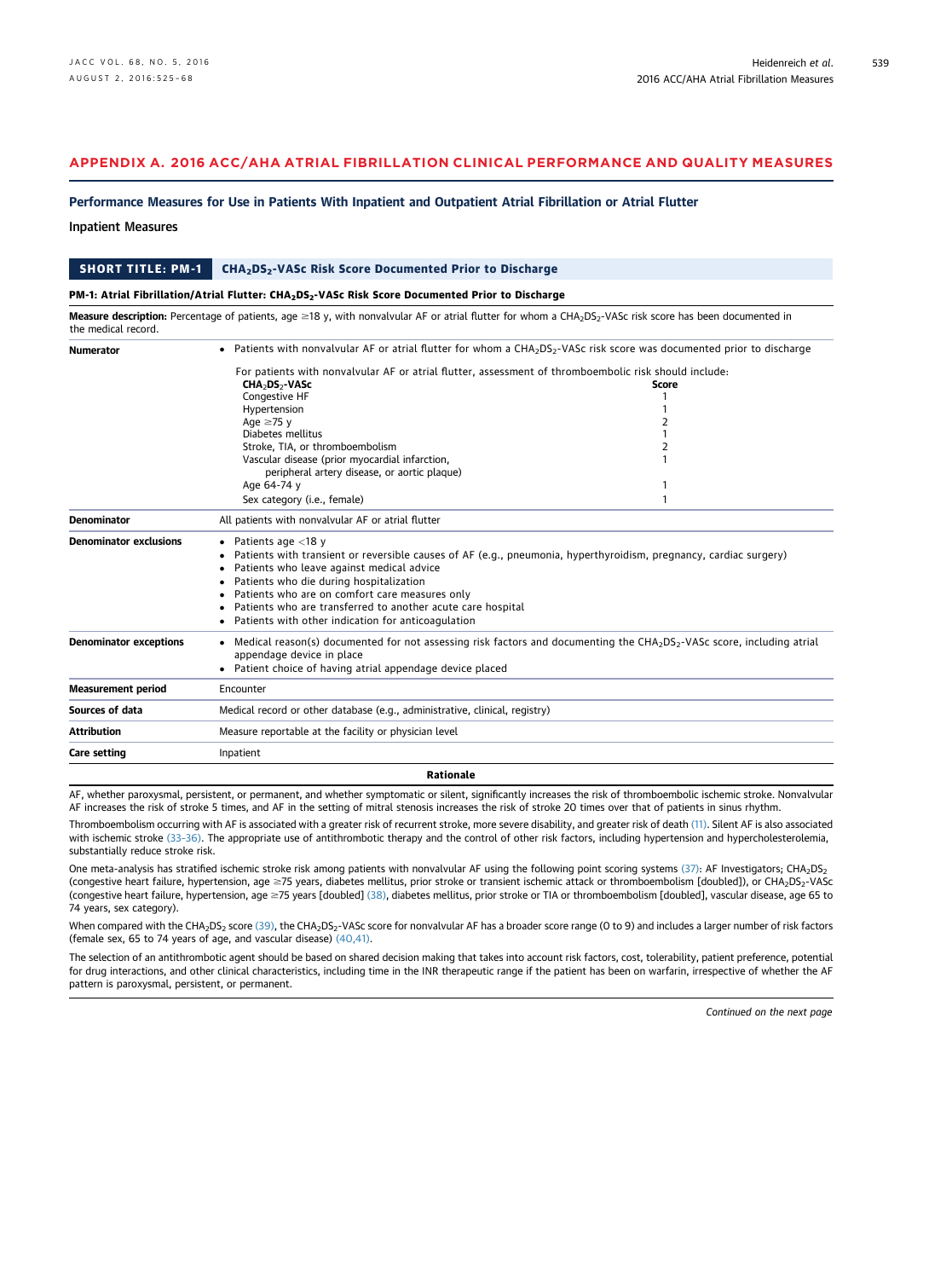## APPENDIX A. 2016 ACC/AHA ATRIAL FIBRILLATION CLINICAL PERFORMANCE AND QUALITY MEASURES

### Performance Measures for Use in Patients With Inpatient and Outpatient Atrial Fibrillation or Atrial Flutter

#### Inpatient Measures

| SHORT TITLE: PM-1 | $CHA_2DS_2$-VASc Risk Score Documented Prior to Discharge |
|---|---|

**PM-1: Atrial Fibrillation/Atrial Flutter: $CHA_2DS_2$-VASc Risk Score Documented Prior to Discharge**

**Measure description:** Percentage of patients, age ≥18 y, with nonvalvular AF or atrial flutter for whom a $CHA_2DS_2$-VASc risk score has been documented in the medical record.

| | |
|---|---|
| **Numerator** | • Patients with nonvalvular AF or atrial flutter for whom a $CHA_2DS_2$-VASc risk score was documented prior to discharge<br><br>For patients with nonvalvular AF or atrial flutter, assessment of thromboembolic risk should include:<br>**$CHA_2DS_2$-VASc** — **Score**<br>Congestive HF — 1<br>Hypertension — 1<br>Age ≥75 y — 2<br>Diabetes mellitus — 1<br>Stroke, TIA, or thromboembolism — 2<br>Vascular disease (prior myocardial infarction, peripheral artery disease, or aortic plaque) — 1<br>Age 64-74 y — 1<br>Sex category (i.e., female) — 1 |
| **Denominator** | All patients with nonvalvular AF or atrial flutter |
| **Denominator exclusions** | • Patients age <18 y<br>• Patients with transient or reversible causes of AF (e.g., pneumonia, hyperthyroidism, pregnancy, cardiac surgery)<br>• Patients who leave against medical advice<br>• Patients who die during hospitalization<br>• Patients who are on comfort care measures only<br>• Patients who are transferred to another acute care hospital<br>• Patients with other indication for anticoagulation |
| **Denominator exceptions** | • Medical reason(s) documented for not assessing risk factors and documenting the $CHA_2DS_2$-VASc score, including atrial appendage device in place<br>• Patient choice of having atrial appendage device placed |
| **Measurement period** | Encounter |
| **Sources of data** | Medical record or other database (e.g., administrative, clinical, registry) |
| **Attribution** | Measure reportable at the facility or physician level |
| **Care setting** | Inpatient |

**Rationale**

AF, whether paroxysmal, persistent, or permanent, and whether symptomatic or silent, significantly increases the risk of thromboembolic ischemic stroke. Nonvalvular AF increases the risk of stroke 5 times, and AF in the setting of mitral stenosis increases the risk of stroke 20 times over that of patients in sinus rhythm.

Thromboembolism occurring with AF is associated with a greater risk of recurrent stroke, more severe disability, and greater risk of death (11). Silent AF is also associated with ischemic stroke (33–36). The appropriate use of antithrombotic therapy and the control of other risk factors, including hypertension and hypercholesterolemia, substantially reduce stroke risk.

One meta-analysis has stratified ischemic stroke risk among patients with nonvalvular AF using the following point scoring systems (37): AF Investigators; $CHA_2DS_2$ (congestive heart failure, hypertension, age ≥75 years, diabetes mellitus, prior stroke or transient ischemic attack or thromboembolism [doubled]), or $CHA_2DS_2$-VASc (congestive heart failure, hypertension, age ≥75 years [doubled] (38), diabetes mellitus, prior stroke or TIA or thromboembolism [doubled], vascular disease, age 65 to 74 years, sex category).

When compared with the $CHA_2DS_2$ score (39), the $CHA_2DS_2$-VASc score for nonvalvular AF has a broader score range (0 to 9) and includes a larger number of risk factors (female sex, 65 to 74 years of age, and vascular disease) (40,41).

The selection of an antithrombotic agent should be based on shared decision making that takes into account risk factors, cost, tolerability, patient preference, potential for drug interactions, and other clinical characteristics, including time in the INR therapeutic range if the patient has been on warfarin, irrespective of whether the AF pattern is paroxysmal, persistent, or permanent.

*Continued on the next page*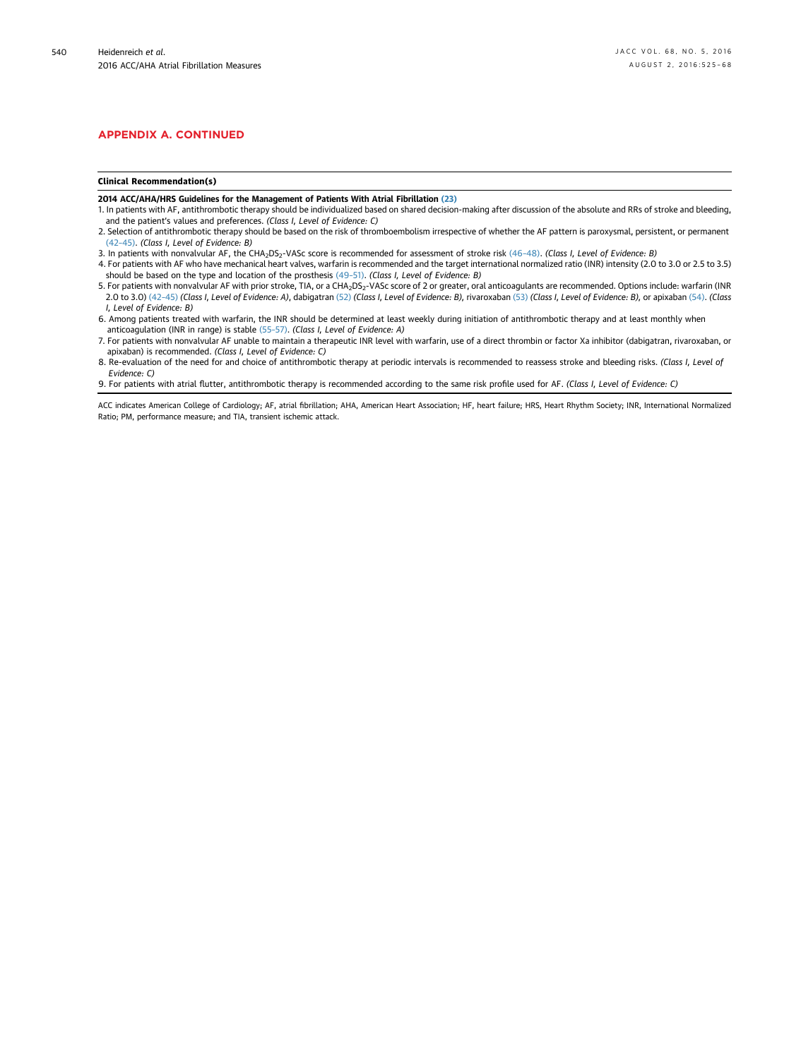## APPENDIX A. CONTINUED

| Clinical Recommendation(s) |
|---|
| **2014 ACC/AHA/HRS Guidelines for the Management of Patients With Atrial Fibrillation (23)** |
| 1. In patients with AF, antithrombotic therapy should be individualized based on shared decision-making after discussion of the absolute and RRs of stroke and bleeding, and the patient's values and preferences. *(Class I, Level of Evidence: C)* |
| 2. Selection of antithrombotic therapy should be based on the risk of thromboembolism irrespective of whether the AF pattern is paroxysmal, persistent, or permanent (42–45). *(Class I, Level of Evidence: B)* |
| 3. In patients with nonvalvular AF, the $CHA_2DS_2$-VASc score is recommended for assessment of stroke risk (46–48). *(Class I, Level of Evidence: B)* |
| 4. For patients with AF who have mechanical heart valves, warfarin is recommended and the target international normalized ratio (INR) intensity (2.0 to 3.0 or 2.5 to 3.5) should be based on the type and location of the prosthesis (49–51). *(Class I, Level of Evidence: B)* |
| 5. For patients with nonvalvular AF with prior stroke, TIA, or a $CHA_2DS_2$-VASc score of 2 or greater, oral anticoagulants are recommended. Options include: warfarin (INR 2.0 to 3.0) (42–45) *(Class I, Level of Evidence: A)*, dabigatran (52) *(Class I, Level of Evidence: B)*, rivaroxaban (53) *(Class I, Level of Evidence: B)*, or apixaban (54). *(Class I, Level of Evidence: B)* |
| 6. Among patients treated with warfarin, the INR should be determined at least weekly during initiation of antithrombotic therapy and at least monthly when anticoagulation (INR in range) is stable (55–57). *(Class I, Level of Evidence: A)* |
| 7. For patients with nonvalvular AF unable to maintain a therapeutic INR level with warfarin, use of a direct thrombin or factor Xa inhibitor (dabigatran, rivaroxaban, or apixaban) is recommended. *(Class I, Level of Evidence: C)* |
| 8. Re-evaluation of the need for and choice of antithrombotic therapy at periodic intervals is recommended to reassess stroke and bleeding risks. *(Class I, Level of Evidence: C)* |
| 9. For patients with atrial flutter, antithrombotic therapy is recommended according to the same risk profile used for AF. *(Class I, Level of Evidence: C)* |

ACC indicates American College of Cardiology; AF, atrial fibrillation; AHA, American Heart Association; HF, heart failure; HRS, Heart Rhythm Society; INR, International Normalized Ratio; PM, performance measure; and TIA, transient ischemic attack.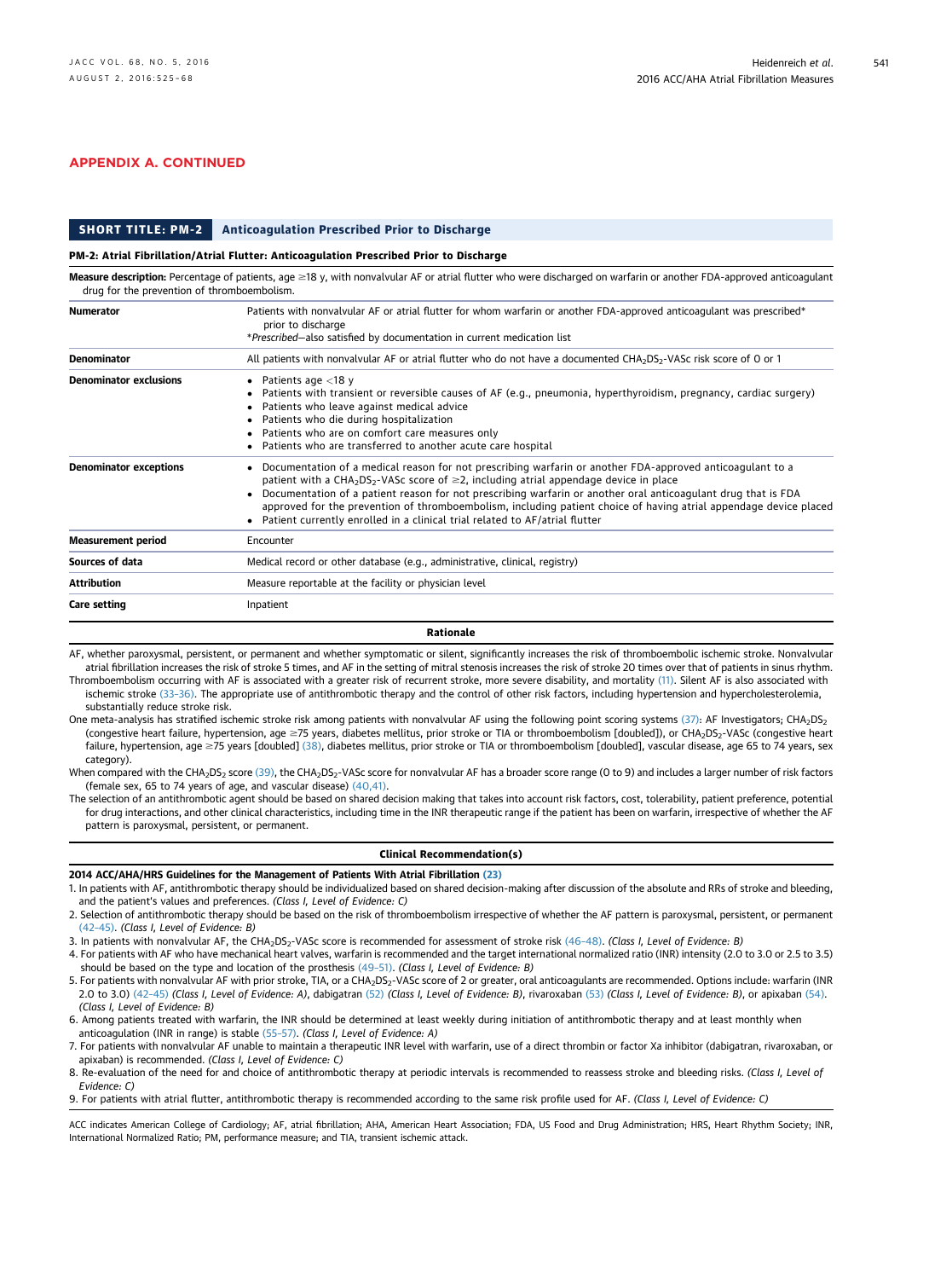## APPENDIX A. CONTINUED

**SHORT TITLE: PM-2** | **Anticoagulation Prescribed Prior to Discharge**

**PM-2: Atrial Fibrillation/Atrial Flutter: Anticoagulation Prescribed Prior to Discharge**

**Measure description:** Percentage of patients, age ≥18 y, with nonvalvular AF or atrial flutter who were discharged on warfarin or another FDA-approved anticoagulant drug for the prevention of thromboembolism.

| | |
|---|---|
| **Numerator** | Patients with nonvalvular AF or atrial flutter for whom warfarin or another FDA-approved anticoagulant was prescribed* prior to discharge<br>**Prescribed*—also satisfied by documentation in current medication list |
| **Denominator** | All patients with nonvalvular AF or atrial flutter who do not have a documented $CHA_2DS_2$-VASc risk score of 0 or 1 |
| **Denominator exclusions** | • Patients age <18 y<br>• Patients with transient or reversible causes of AF (e.g., pneumonia, hyperthyroidism, pregnancy, cardiac surgery)<br>• Patients who leave against medical advice<br>• Patients who die during hospitalization<br>• Patients who are on comfort care measures only<br>• Patients who are transferred to another acute care hospital |
| **Denominator exceptions** | • Documentation of a medical reason for not prescribing warfarin or another FDA-approved anticoagulant to a patient with a $CHA_2DS_2$-VASc score of ≥2, including atrial appendage device in place<br>• Documentation of a patient reason for not prescribing warfarin or another oral anticoagulant drug that is FDA approved for the prevention of thromboembolism, including patient choice of having atrial appendage device placed<br>• Patient currently enrolled in a clinical trial related to AF/atrial flutter |
| **Measurement period** | Encounter |
| **Sources of data** | Medical record or other database (e.g., administrative, clinical, registry) |
| **Attribution** | Measure reportable at the facility or physician level |
| **Care setting** | Inpatient |

**Rationale**

AF, whether paroxysmal, persistent, or permanent and whether symptomatic or silent, significantly increases the risk of thromboembolic ischemic stroke. Nonvalvular atrial fibrillation increases the risk of stroke 5 times, and AF in the setting of mitral stenosis increases the risk of stroke 20 times over that of patients in sinus rhythm.

Thromboembolism occurring with AF is associated with a greater risk of recurrent stroke, more severe disability, and mortality (11). Silent AF is also associated with ischemic stroke (33-36). The appropriate use of antithrombotic therapy and the control of other risk factors, including hypertension and hypercholesterolemia, substantially reduce stroke risk.

One meta-analysis has stratified ischemic stroke risk among patients with nonvalvular AF using the following point scoring systems (37): AF Investigators; $CHADS_2$ (congestive heart failure, hypertension, age ≥75 years, diabetes mellitus, prior stroke or TIA or thromboembolism [doubled]), or $CHA_2DS_2$-VASc (congestive heart failure, hypertension, age ≥75 years [doubled] (38), diabetes mellitus, prior stroke or TIA or thromboembolism [doubled], vascular disease, age 65 to 74 years, sex category).

When compared with the $CHADS_2$ score (39), the $CHA_2DS_2$-VASc score for nonvalvular AF has a broader score range (0 to 9) and includes a larger number of risk factors (female sex, 65 to 74 years of age, and vascular disease) (40,41).

The selection of an antithrombotic agent should be based on shared decision making that takes into account risk factors, cost, tolerability, patient preference, potential for drug interactions, and other clinical characteristics, including time in the INR therapeutic range if the patient has been on warfarin, irrespective of whether the AF pattern is paroxysmal, persistent, or permanent.

**Clinical Recommendation(s)**

**2014 ACC/AHA/HRS Guidelines for the Management of Patients With Atrial Fibrillation (23)**

1. In patients with AF, antithrombotic therapy should be individualized based on shared decision-making after discussion of the absolute and RRs of stroke and bleeding, and the patient's values and preferences. *(Class I, Level of Evidence: C)*
2. Selection of antithrombotic therapy should be based on the risk of thromboembolism irrespective of whether the AF pattern is paroxysmal, persistent, or permanent (42-45). *(Class I, Level of Evidence: B)*
3. In patients with nonvalvular AF, the $CHA_2DS_2$-VASc score is recommended for assessment of stroke risk (46-48). *(Class I, Level of Evidence: B)*
4. For patients with AF who have mechanical heart valves, warfarin is recommended and the target international normalized ratio (INR) intensity (2.0 to 3.0 or 2.5 to 3.5) should be based on the type and location of the prosthesis (49-51). *(Class I, Level of Evidence: B)*
5. For patients with nonvalvular AF with prior stroke, TIA, or a $CHA_2DS_2$-VASc score of 2 or greater, oral anticoagulants are recommended. Options include: warfarin (INR 2.0 to 3.0) (42-45) *(Class I, Level of Evidence: A)*, dabigatran (52) *(Class I, Level of Evidence: B)*, rivaroxaban (53) *(Class I, Level of Evidence: B)*, or apixaban (54). *(Class I, Level of Evidence: B)*
6. Among patients treated with warfarin, the INR should be determined at least weekly during initiation of antithrombotic therapy and at least monthly when anticoagulation (INR in range) is stable (55-57). *(Class I, Level of Evidence: A)*
7. For patients with nonvalvular AF unable to maintain a therapeutic INR level with warfarin, use of a direct thrombin or factor Xa inhibitor (dabigatran, rivaroxaban, or apixaban) is recommended. *(Class I, Level of Evidence: C)*
8. Re-evaluation of the need for and choice of antithrombotic therapy at periodic intervals is recommended to reassess stroke and bleeding risks. *(Class I, Level of Evidence: C)*
9. For patients with atrial flutter, antithrombotic therapy is recommended according to the same risk profile used for AF. *(Class I, Level of Evidence: C)*

ACC indicates American College of Cardiology; AF, atrial fibrillation; AHA, American Heart Association; FDA, US Food and Drug Administration; HRS, Heart Rhythm Society; INR, International Normalized Ratio; PM, performance measure; and TIA, transient ischemic attack.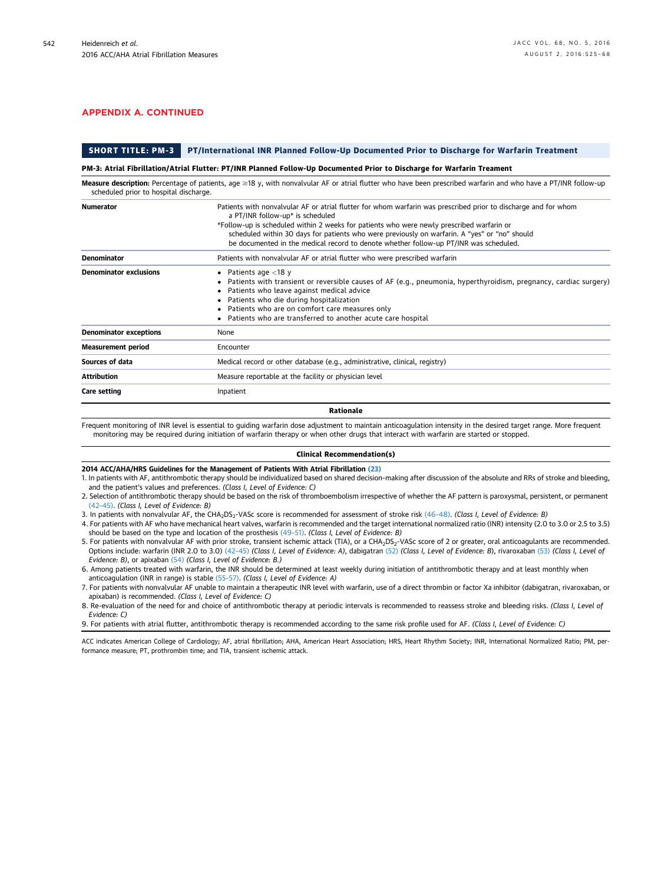## APPENDIX A. CONTINUED

| SHORT TITLE: PM-3 | PT/International INR Planned Follow-Up Documented Prior to Discharge for Warfarin Treament |
|---|---|
| **PM-3: Atrial Fibrillation/Atrial Flutter: PT/INR Planned Follow-Up Documented Prior to Discharge for Warfarin Treatment** | |
| **Measure description:** Percentage of patients, age ≥18 y, with nonvalvular AF or atrial flutter who have been prescribed warfarin and who have a PT/INR follow-up scheduled prior to hospital discharge. | |
| **Numerator** | Patients with nonvalvular AF or atrial flutter for whom warfarin was prescribed prior to discharge and for whom a PT/INR follow-up* is scheduled<br>*Follow-up is scheduled within 2 weeks for patients who were newly prescribed warfarin or scheduled within 30 days for patients who were previously on warfarin. A "yes" or "no" should be documented in the medical record to denote whether follow-up PT/INR was scheduled. |
| **Denominator** | Patients with nonvalvular AF or atrial flutter who were prescribed warfarin |
| **Denominator exclusions** | • Patients age <18 y<br>• Patients with transient or reversible causes of AF (e.g., pneumonia, hyperthyroidism, pregnancy, cardiac surgery)<br>• Patients who leave against medical advice<br>• Patients who die during hospitalization<br>• Patients who are on comfort care measures only<br>• Patients who are transferred to another acute care hospital |
| **Denominator exceptions** | None |
| **Measurement period** | Encounter |
| **Sources of data** | Medical record or other database (e.g., administrative, clinical, registry) |
| **Attribution** | Measure reportable at the facility or physician level |
| **Care setting** | Inpatient |

**Rationale**

Frequent monitoring of INR level is essential to guiding warfarin dose adjustment to maintain anticoagulation intensity in the desired target range. More frequent monitoring may be required during initiation of warfarin therapy or when other drugs that interact with warfarin are started or stopped.

**Clinical Recommendation(s)**

**2014 ACC/AHA/HRS Guidelines for the Management of Patients With Atrial Fibrillation (23)**

1. In patients with AF, antithrombotic therapy should be individualized based on shared decision-making after discussion of the absolute and RRs of stroke and bleeding, and the patient's values and preferences. *(Class I, Level of Evidence: C)*
2. Selection of antithrombotic therapy should be based on the risk of thromboembolism irrespective of whether the AF pattern is paroxysmal, persistent, or permanent (42–45). *(Class I, Level of Evidence: B)*
3. In patients with nonvalvular AF, the $CHA_2DS_2$-VASc score is recommended for assessment of stroke risk (46–48). *(Class I, Level of Evidence: B)*
4. For patients with AF who have mechanical heart valves, warfarin is recommended and the target international normalized ratio (INR) intensity (2.0 to 3.0 or 2.5 to 3.5) should be based on the type and location of the prosthesis (49–51). *(Class I, Level of Evidence: B)*
5. For patients with nonvalvular AF with prior stroke, transient ischemic attack (TIA), or a $CHA_2DS_2$-VASc score of 2 or greater, oral anticoagulants are recommended. Options include: warfarin (INR 2.0 to 3.0) (42–45) *(Class I, Level of Evidence: A)*, dabigatran (52) *(Class I, Level of Evidence: B)*, rivaroxaban (53) *(Class I, Level of Evidence: B)*, or apixaban (54) *(Class I, Level of Evidence: B.)*
6. Among patients treated with warfarin, the INR should be determined at least weekly during initiation of antithrombotic therapy and at least monthly when anticoagulation (INR in range) is stable (55–57). *(Class I, Level of Evidence: A)*
7. For patients with nonvalvular AF unable to maintain a therapeutic INR level with warfarin, use of a direct thrombin or factor Xa inhibitor (dabigatran, rivaroxaban, or apixaban) is recommended. *(Class I, Level of Evidence: C)*
8. Re-evaluation of the need for and choice of antithrombotic therapy at periodic intervals is recommended to reassess stroke and bleeding risks. *(Class I, Level of Evidence: C)*
9. For patients with atrial flutter, antithrombotic therapy is recommended according to the same risk profile used for AF. *(Class I, Level of Evidence: C)*

ACC indicates American College of Cardiology; AF, atrial fibrillation; AHA, American Heart Association; HRS, Heart Rhythm Society; INR, International Normalized Ratio; PM, performance measure; PT, prothrombin time; and TIA, transient ischemic attack.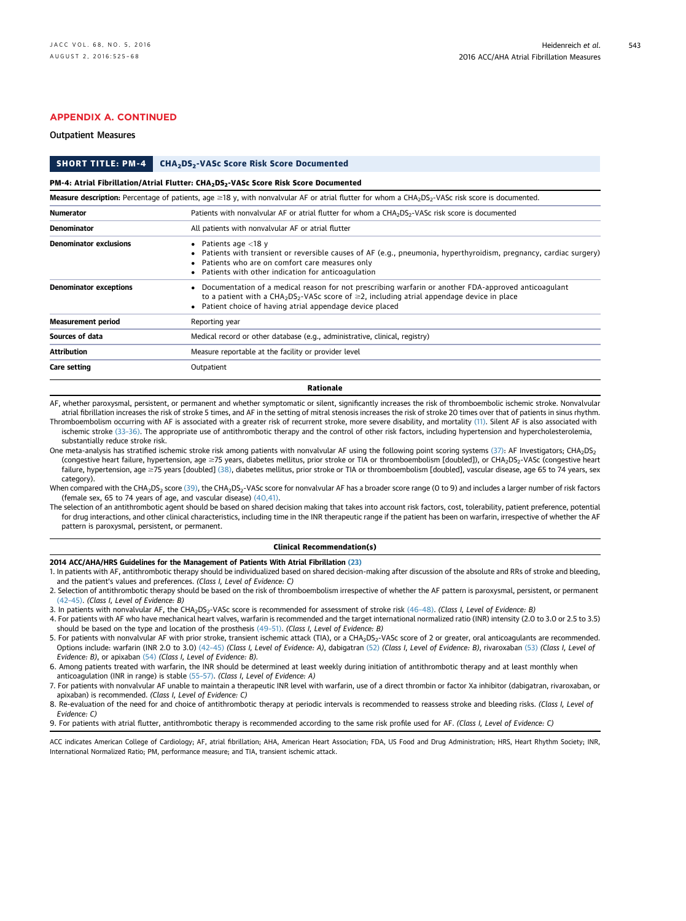## APPENDIX A. CONTINUED

### Outpatient Measures

| SHORT TITLE: PM-4 | $CHA_2DS_2$-VASc Score Risk Score Documented |
|---|---|

**PM-4: Atrial Fibrillation/Atrial Flutter: $CHA_2DS_2$-VASc Score Risk Score Documented**

**Measure description:** Percentage of patients, age ≥18 y, with nonvalvular AF or atrial flutter for whom a $CHA_2DS_2$-VASc risk score is documented.

| | |
|---|---|
| **Numerator** | Patients with nonvalvular AF or atrial flutter for whom a $CHA_2DS_2$-VASc risk score is documented |
| **Denominator** | All patients with nonvalvular AF or atrial flutter |
| **Denominator exclusions** | • Patients age <18 y<br>• Patients with transient or reversible causes of AF (e.g., pneumonia, hyperthyroidism, pregnancy, cardiac surgery)<br>• Patients who are on comfort care measures only<br>• Patients with other indication for anticoagulation |
| **Denominator exceptions** | • Documentation of a medical reason for not prescribing warfarin or another FDA-approved anticoagulant to a patient with a $CHA_2DS_2$-VASc score of ≥2, including atrial appendage device in place<br>• Patient choice of having atrial appendage device placed |
| **Measurement period** | Reporting year |
| **Sources of data** | Medical record or other database (e.g., administrative, clinical, registry) |
| **Attribution** | Measure reportable at the facility or provider level |
| **Care setting** | Outpatient |

**Rationale**

AF, whether paroxysmal, persistent, or permanent and whether symptomatic or silent, significantly increases the risk of thromboembolic ischemic stroke. Nonvalvular atrial fibrillation increases the risk of stroke 5 times, and AF in the setting of mitral stenosis increases the risk of stroke 20 times over that of patients in sinus rhythm.

Thromboembolism occurring with AF is associated with a greater risk of recurrent stroke, more severe disability, and mortality (11). Silent AF is also associated with ischemic stroke (33–36). The appropriate use of antithrombotic therapy and the control of other risk factors, including hypertension and hypercholesterolemia, substantially reduce stroke risk.

One meta-analysis has stratified ischemic stroke risk among patients with nonvalvular AF using the following point scoring systems (37): AF Investigators; $CHA_2DS_2$ (congestive heart failure, hypertension, age ≥75 years, diabetes mellitus, prior stroke or TIA or thromboembolism [doubled]), or $CHA_2DS_2$-VASc (congestive heart failure, hypertension, age ≥75 years [doubled] (38), diabetes mellitus, prior stroke or TIA or thromboembolism [doubled], vascular disease, age 65 to 74 years, sex category).

When compared with the $CHA_2DS_2$ score (39), the $CHA_2DS_2$-VASc score for nonvalvular AF has a broader score range (0 to 9) and includes a larger number of risk factors (female sex, 65 to 74 years of age, and vascular disease) (40,41).

The selection of an antithrombotic agent should be based on shared decision making that takes into account risk factors, cost, tolerability, patient preference, potential for drug interactions, and other clinical characteristics, including time in the INR therapeutic range if the patient has been on warfarin, irrespective of whether the AF pattern is paroxysmal, persistent, or permanent.

**Clinical Recommendation(s)**

**2014 ACC/AHA/HRS Guidelines for the Management of Patients With Atrial Fibrillation (23)**

1. In patients with AF, antithrombotic therapy should be individualized based on shared decision-making after discussion of the absolute and RRs of stroke and bleeding, and the patient's values and preferences. *(Class I, Level of Evidence: C)*
2. Selection of antithrombotic therapy should be based on the risk of thromboembolism irrespective of whether the AF pattern is paroxysmal, persistent, or permanent (42–45). *(Class I, Level of Evidence: B)*
3. In patients with nonvalvular AF, the $CHA_2DS_2$-VASc score is recommended for assessment of stroke risk (46–48). *(Class I, Level of Evidence: B)*
4. For patients with AF who have mechanical heart valves, warfarin is recommended and the target international normalized ratio (INR) intensity (2.0 to 3.0 or 2.5 to 3.5) should be based on the type and location of the prosthesis (49–51). *(Class I, Level of Evidence: B)*
5. For patients with nonvalvular AF with prior stroke, transient ischemic attack (TIA), or a $CHA_2DS_2$-VASc score of 2 or greater, oral anticoagulants are recommended. Options include: warfarin (INR 2.0 to 3.0) (42–45) *(Class I, Level of Evidence: A)*, dabigatran (52) *(Class I, Level of Evidence: B)*, rivaroxaban (53) *(Class I, Level of Evidence: B)*, or apixaban (54) *(Class I, Level of Evidence: B)*.
6. Among patients treated with warfarin, the INR should be determined at least weekly during initiation of antithrombotic therapy and at least monthly when anticoagulation (INR in range) is stable (55–57). *(Class I, Level of Evidence: A)*
7. For patients with nonvalvular AF unable to maintain a therapeutic INR level with warfarin, use of a direct thrombin or factor Xa inhibitor (dabigatran, rivaroxaban, or apixaban) is recommended. *(Class I, Level of Evidence: C)*
8. Re-evaluation of the need for and choice of antithrombotic therapy at periodic intervals is recommended to reassess stroke and bleeding risks. *(Class I, Level of Evidence: C)*
9. For patients with atrial flutter, antithrombotic therapy is recommended according to the same risk profile used for AF. *(Class I, Level of Evidence: C)*

ACC indicates American College of Cardiology; AF, atrial fibrillation; AHA, American Heart Association; FDA, US Food and Drug Administration; HRS, Heart Rhythm Society; INR, International Normalized Ratio; PM, performance measure; and TIA, transient ischemic attack.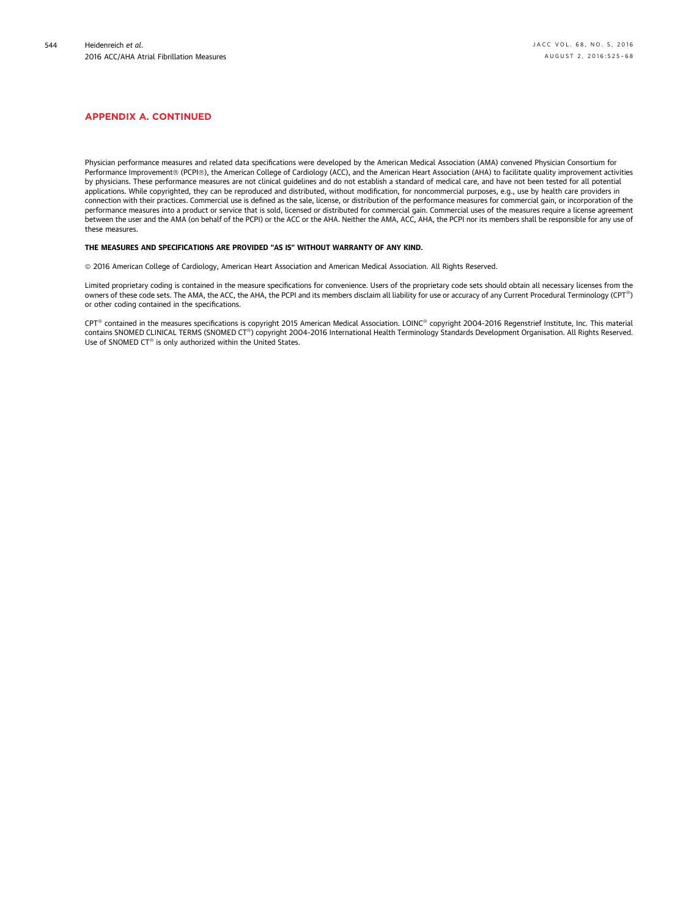## APPENDIX A. CONTINUED

Physician performance measures and related data specifications were developed by the American Medical Association (AMA) convened Physician Consortium for Performance Improvement® (PCPI®), the American College of Cardiology (ACC), and the American Heart Association (AHA) to facilitate quality improvement activities by physicians. These performance measures are not clinical guidelines and do not establish a standard of medical care, and have not been tested for all potential applications. While copyrighted, they can be reproduced and distributed, without modification, for noncommercial purposes, e.g., use by health care providers in connection with their practices. Commercial use is defined as the sale, license, or distribution of the performance measures for commercial gain, or incorporation of the performance measures into a product or service that is sold, licensed or distributed for commercial gain. Commercial uses of the measures require a license agreement between the user and the AMA (on behalf of the PCPI) or the ACC or the AHA. Neither the AMA, ACC, AHA, the PCPI nor its members shall be responsible for any use of these measures.

**THE MEASURES AND SPECIFICATIONS ARE PROVIDED "AS IS" WITHOUT WARRANTY OF ANY KIND.**

© 2016 American College of Cardiology, American Heart Association and American Medical Association. All Rights Reserved.

Limited proprietary coding is contained in the measure specifications for convenience. Users of the proprietary code sets should obtain all necessary licenses from the owners of these code sets. The AMA, the ACC, the AHA, the PCPI and its members disclaim all liability for use or accuracy of any Current Procedural Terminology (CPT®) or other coding contained in the specifications.

CPT® contained in the measures specifications is copyright 2015 American Medical Association. LOINC® copyright 2004-2016 Regenstrief Institute, Inc. This material contains SNOMED CLINICAL TERMS (SNOMED CT®) copyright 2004-2016 International Health Terminology Standards Development Organisation. All Rights Reserved. Use of SNOMED CT® is only authorized within the United States.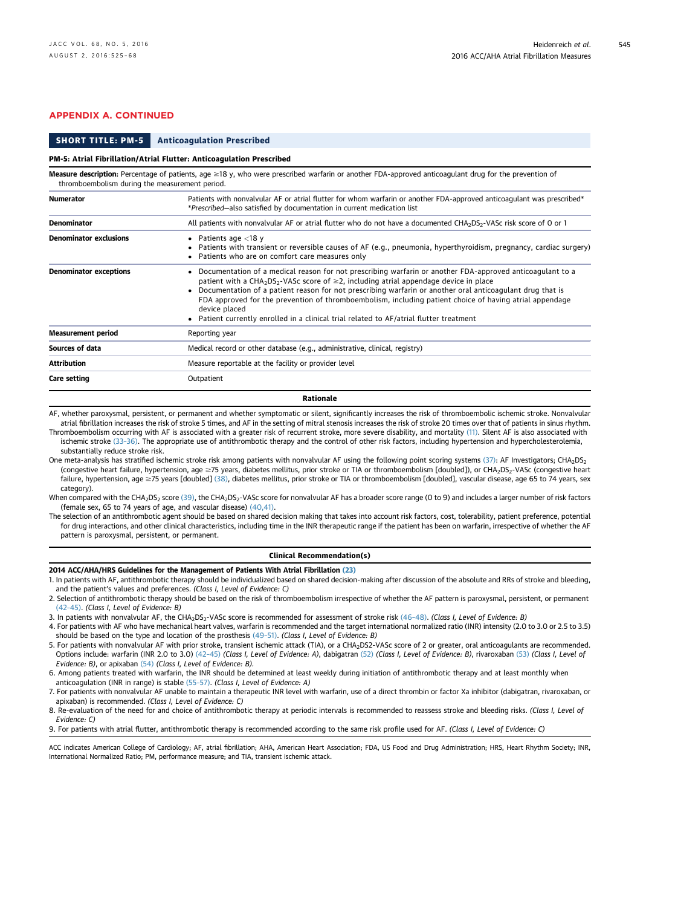## APPENDIX A. CONTINUED

| SHORT TITLE: PM-5 | Anticoagulation Prescribed |
|---|---|

**PM-5: Atrial Fibrillation/Atrial Flutter: Anticoagulation Prescribed**

**Measure description:** Percentage of patients, age ≥18 y, who were prescribed warfarin or another FDA-approved anticoagulant drug for the prevention of thromboembolism during the measurement period.

| | |
|---|---|
| **Numerator** | Patients with nonvalvular AF or atrial flutter for whom warfarin or another FDA-approved anticoagulant was prescribed* <br> **Prescribed*—also satisfied by documentation in current medication list |
| **Denominator** | All patients with nonvalvular AF or atrial flutter who do not have a documented $CHA_2DS_2$-VASc risk score of 0 or 1 |
| **Denominator exclusions** | • Patients age <18 y <br> • Patients with transient or reversible causes of AF (e.g., pneumonia, hyperthyroidism, pregnancy, cardiac surgery) <br> • Patients who are on comfort care measures only |
| **Denominator exceptions** | • Documentation of a medical reason for not prescribing warfarin or another FDA-approved anticoagulant to a patient with a $CHA_2DS_2$-VASc score of ≥2, including atrial appendage device in place <br> • Documentation of a patient reason for not prescribing warfarin or another oral anticoagulant drug that is FDA approved for the prevention of thromboembolism, including patient choice of having atrial appendage device placed <br> • Patient currently enrolled in a clinical trial related to AF/atrial flutter treatment |
| **Measurement period** | Reporting year |
| **Sources of data** | Medical record or other database (e.g., administrative, clinical, registry) |
| **Attribution** | Measure reportable at the facility or provider level |
| **Care setting** | Outpatient |

**Rationale**

AF, whether paroxysmal, persistent, or permanent and whether symptomatic or silent, significantly increases the risk of thromboembolic ischemic stroke. Nonvalvular atrial fibrillation increases the risk of stroke 5 times, and AF in the setting of mitral stenosis increases the risk of stroke 20 times over that of patients in sinus rhythm.

Thromboembolism occurring with AF is associated with a greater risk of recurrent stroke, more severe disability, and mortality (11). Silent AF is also associated with ischemic stroke (33-36). The appropriate use of antithrombotic therapy and the control of other risk factors, including hypertension and hypercholesterolemia, substantially reduce stroke risk.

One meta-analysis has stratified ischemic stroke risk among patients with nonvalvular AF using the following point scoring systems (37): AF Investigators; $CHA_2DS_2$ (congestive heart failure, hypertension, age ≥75 years, diabetes mellitus, prior stroke or TIA or thromboembolism [doubled]), or $CHA_2DS_2$-VASc (congestive heart failure, hypertension, age ≥75 years [doubled] (38), diabetes mellitus, prior stroke or TIA or thromboembolism [doubled], vascular disease, age 65 to 74 years, sex category).

When compared with the $CHA_2DS_2$ score (39), the $CHA_2DS_2$-VASc score for nonvalvular AF has a broader score range (0 to 9) and includes a larger number of risk factors (female sex, 65 to 74 years of age, and vascular disease) (40,41).

The selection of an antithrombotic agent should be based on shared decision making that takes into account risk factors, cost, tolerability, patient preference, potential for drug interactions, and other clinical characteristics, including time in the INR therapeutic range if the patient has been on warfarin, irrespective of whether the AF pattern is paroxysmal, persistent, or permanent.

**Clinical Recommendation(s)**

**2014 ACC/AHA/HRS Guidelines for the Management of Patients With Atrial Fibrillation (23)**

1. In patients with AF, antithrombotic therapy should be individualized based on shared decision-making after discussion of the absolute and RRs of stroke and bleeding, and the patient's values and preferences. *(Class I, Level of Evidence: C)*
2. Selection of antithrombotic therapy should be based on the risk of thromboembolism irrespective of whether the AF pattern is paroxysmal, persistent, or permanent (42-45). *(Class I, Level of Evidence: B)*
3. In patients with nonvalvular AF, the $CHA_2DS_2$-VASc score is recommended for assessment of stroke risk (46-48). *(Class I, Level of Evidence: B)*
4. For patients with AF who have mechanical heart valves, warfarin is recommended and the target international normalized ratio (INR) intensity (2.0 to 3.0 or 2.5 to 3.5) should be based on the type and location of the prosthesis (49-51). *(Class I, Level of Evidence: B)*
5. For patients with nonvalvular AF with prior stroke, transient ischemic attack (TIA), or a CHA2DS2-VASc score of 2 or greater, oral anticoagulants are recommended. Options include: warfarin (INR 2.0 to 3.0) (42-45) *(Class I, Level of Evidence: A)*, dabigatran (52) *(Class I, Level of Evidence: B)*, rivaroxaban (53) *(Class I, Level of Evidence: B)*, or apixaban (54) *(Class I, Level of Evidence: B)*.
6. Among patients treated with warfarin, the INR should be determined at least weekly during initiation of antithrombotic therapy and at least monthly when anticoagulation (INR in range) is stable (55-57). *(Class I, Level of Evidence: A)*
7. For patients with nonvalvular AF unable to maintain a therapeutic INR level with warfarin, use of a direct thrombin or factor Xa inhibitor (dabigatran, rivaroxaban, or apixaban) is recommended. *(Class I, Level of Evidence: C)*
8. Re-evaluation of the need for and choice of antithrombotic therapy at periodic intervals is recommended to reassess stroke and bleeding risks. *(Class I, Level of Evidence: C)*
9. For patients with atrial flutter, antithrombotic therapy is recommended according to the same risk profile used for AF. *(Class I, Level of Evidence: C)*

ACC indicates American College of Cardiology; AF, atrial fibrillation; AHA, American Heart Association; FDA, US Food and Drug Administration; HRS, Heart Rhythm Society; INR, International Normalized Ratio; PM, performance measure; and TIA, transient ischemic attack.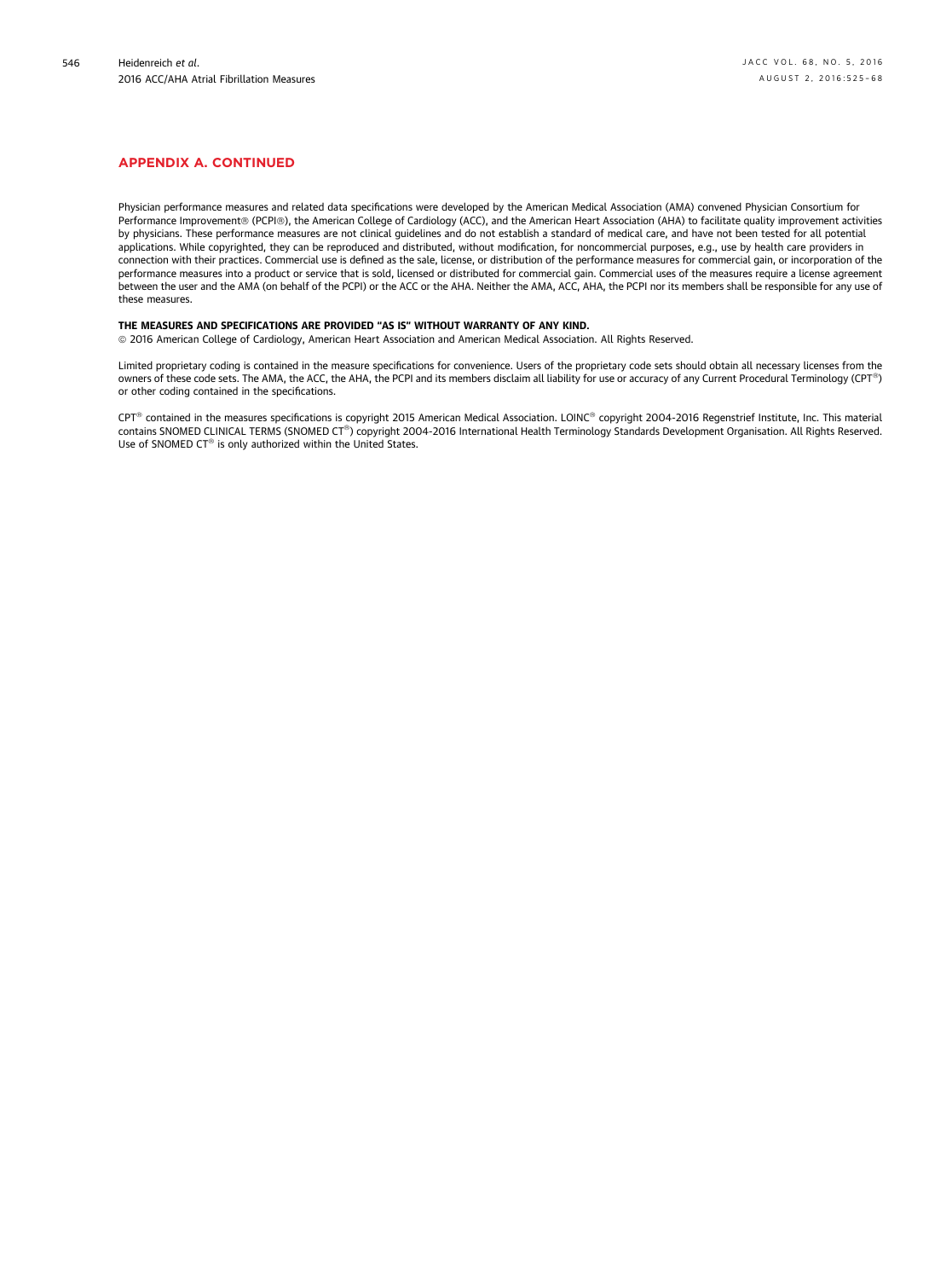## APPENDIX A. CONTINUED

Physician performance measures and related data specifications were developed by the American Medical Association (AMA) convened Physician Consortium for Performance Improvement® (PCPI®), the American College of Cardiology (ACC), and the American Heart Association (AHA) to facilitate quality improvement activities by physicians. These performance measures are not clinical guidelines and do not establish a standard of medical care, and have not been tested for all potential applications. While copyrighted, they can be reproduced and distributed, without modification, for noncommercial purposes, e.g., use by health care providers in connection with their practices. Commercial use is defined as the sale, license, or distribution of the performance measures for commercial gain, or incorporation of the performance measures into a product or service that is sold, licensed or distributed for commercial gain. Commercial uses of the measures require a license agreement between the user and the AMA (on behalf of the PCPI) or the ACC or the AHA. Neither the AMA, ACC, AHA, the PCPI nor its members shall be responsible for any use of these measures.

**THE MEASURES AND SPECIFICATIONS ARE PROVIDED "AS IS" WITHOUT WARRANTY OF ANY KIND.**
© 2016 American College of Cardiology, American Heart Association and American Medical Association. All Rights Reserved.

Limited proprietary coding is contained in the measure specifications for convenience. Users of the proprietary code sets should obtain all necessary licenses from the owners of these code sets. The AMA, the ACC, the AHA, the PCPI and its members disclaim all liability for use or accuracy of any Current Procedural Terminology (CPT®) or other coding contained in the specifications.

CPT® contained in the measures specifications is copyright 2015 American Medical Association. LOINC® copyright 2004-2016 Regenstrief Institute, Inc. This material contains SNOMED CLINICAL TERMS (SNOMED CT®) copyright 2004-2016 International Health Terminology Standards Development Organisation. All Rights Reserved. Use of SNOMED CT® is only authorized within the United States.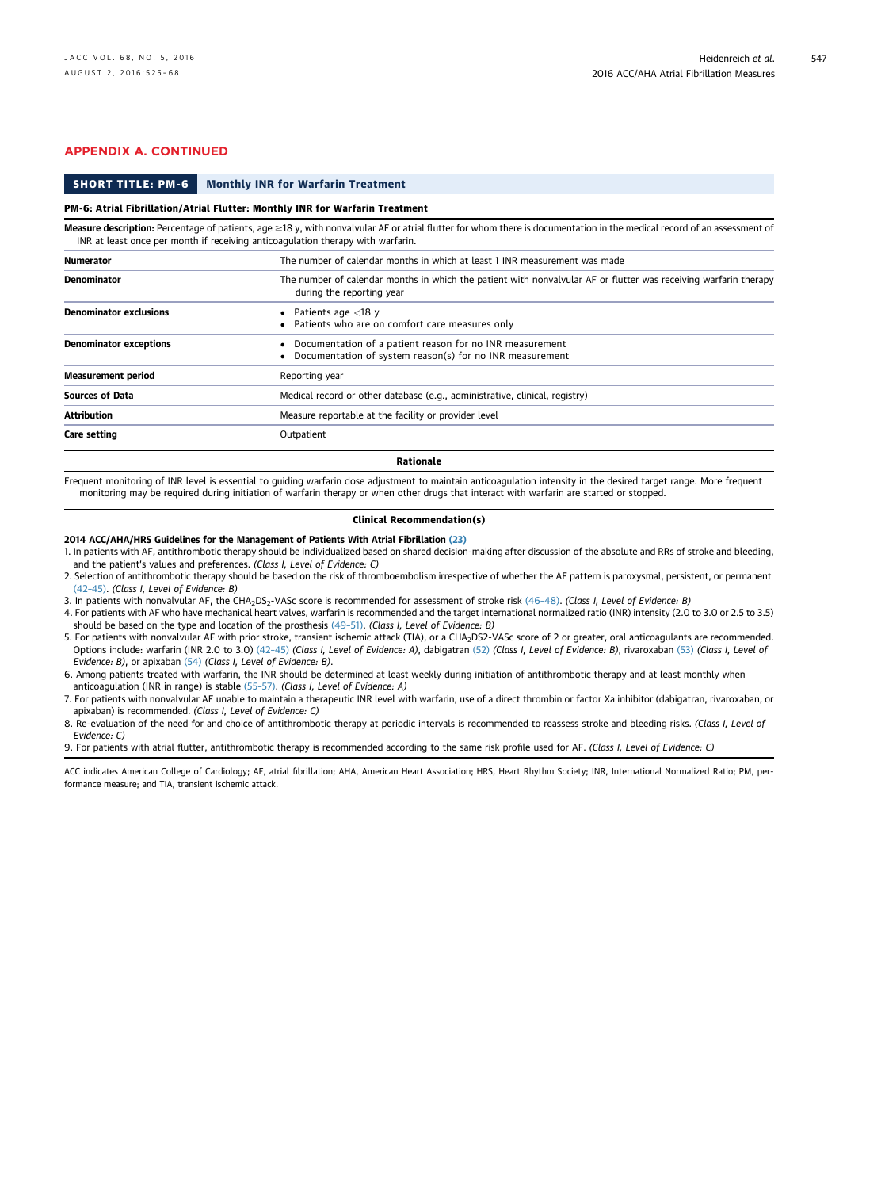## APPENDIX A. CONTINUED

**SHORT TITLE: PM-6** **Monthly INR for Warfarin Treatment**

**PM-6: Atrial Fibrillation/Atrial Flutter: Monthly INR for Warfarin Treatment**

**Measure description:** Percentage of patients, age ≥18 y, with nonvalvular AF or atrial flutter for whom there is documentation in the medical record of an assessment of INR at least once per month if receiving anticoagulation therapy with warfarin.

| | |
|---|---|
| **Numerator** | The number of calendar months in which at least 1 INR measurement was made |
| **Denominator** | The number of calendar months in which the patient with nonvalvular AF or flutter was receiving warfarin therapy during the reporting year |
| **Denominator exclusions** | • Patients age <18 y<br>• Patients who are on comfort care measures only |
| **Denominator exceptions** | • Documentation of a patient reason for no INR measurement<br>• Documentation of system reason(s) for no INR measurement |
| **Measurement period** | Reporting year |
| **Sources of Data** | Medical record or other database (e.g., administrative, clinical, registry) |
| **Attribution** | Measure reportable at the facility or provider level |
| **Care setting** | Outpatient |

**Rationale**

Frequent monitoring of INR level is essential to guiding warfarin dose adjustment to maintain anticoagulation intensity in the desired target range. More frequent monitoring may be required during initiation of warfarin therapy or when other drugs that interact with warfarin are started or stopped.

**Clinical Recommendation(s)**

**2014 ACC/AHA/HRS Guidelines for the Management of Patients With Atrial Fibrillation (23)**

1. In patients with AF, antithrombotic therapy should be individualized based on shared decision-making after discussion of the absolute and RRs of stroke and bleeding, and the patient's values and preferences. *(Class I, Level of Evidence: C)*
2. Selection of antithrombotic therapy should be based on the risk of thromboembolism irrespective of whether the AF pattern is paroxysmal, persistent, or permanent (42–45). *(Class I, Level of Evidence: B)*
3. In patients with nonvalvular AF, the $CHA_2DS_2$-VASc score is recommended for assessment of stroke risk (46–48). *(Class I, Level of Evidence: B)*
4. For patients with AF who have mechanical heart valves, warfarin is recommended and the target international normalized ratio (INR) intensity (2.0 to 3.0 or 2.5 to 3.5) should be based on the type and location of the prosthesis (49–51). *(Class I, Level of Evidence: B)*
5. For patients with nonvalvular AF with prior stroke, transient ischemic attack (TIA), or a $CHA_2DS2$-VASc score of 2 or greater, oral anticoagulants are recommended. Options include: warfarin (INR 2.0 to 3.0) (42–45) *(Class I, Level of Evidence: A)*, dabigatran (52) *(Class I, Level of Evidence: B)*, rivaroxaban (53) *(Class I, Level of Evidence: B)*, or apixaban (54) *(Class I, Level of Evidence: B)*.
6. Among patients treated with warfarin, the INR should be determined at least weekly during initiation of antithrombotic therapy and at least monthly when anticoagulation (INR in range) is stable (55–57). *(Class I, Level of Evidence: A)*
7. For patients with nonvalvular AF unable to maintain a therapeutic INR level with warfarin, use of a direct thrombin or factor Xa inhibitor (dabigatran, rivaroxaban, or apixaban) is recommended. *(Class I, Level of Evidence: C)*
8. Re-evaluation of the need for and choice of antithrombotic therapy at periodic intervals is recommended to reassess stroke and bleeding risks. *(Class I, Level of Evidence: C)*
9. For patients with atrial flutter, antithrombotic therapy is recommended according to the same risk profile used for AF. *(Class I, Level of Evidence: C)*

ACC indicates American College of Cardiology; AF, atrial fibrillation; AHA, American Heart Association; HRS, Heart Rhythm Society; INR, International Normalized Ratio; PM, performance measure; and TIA, transient ischemic attack.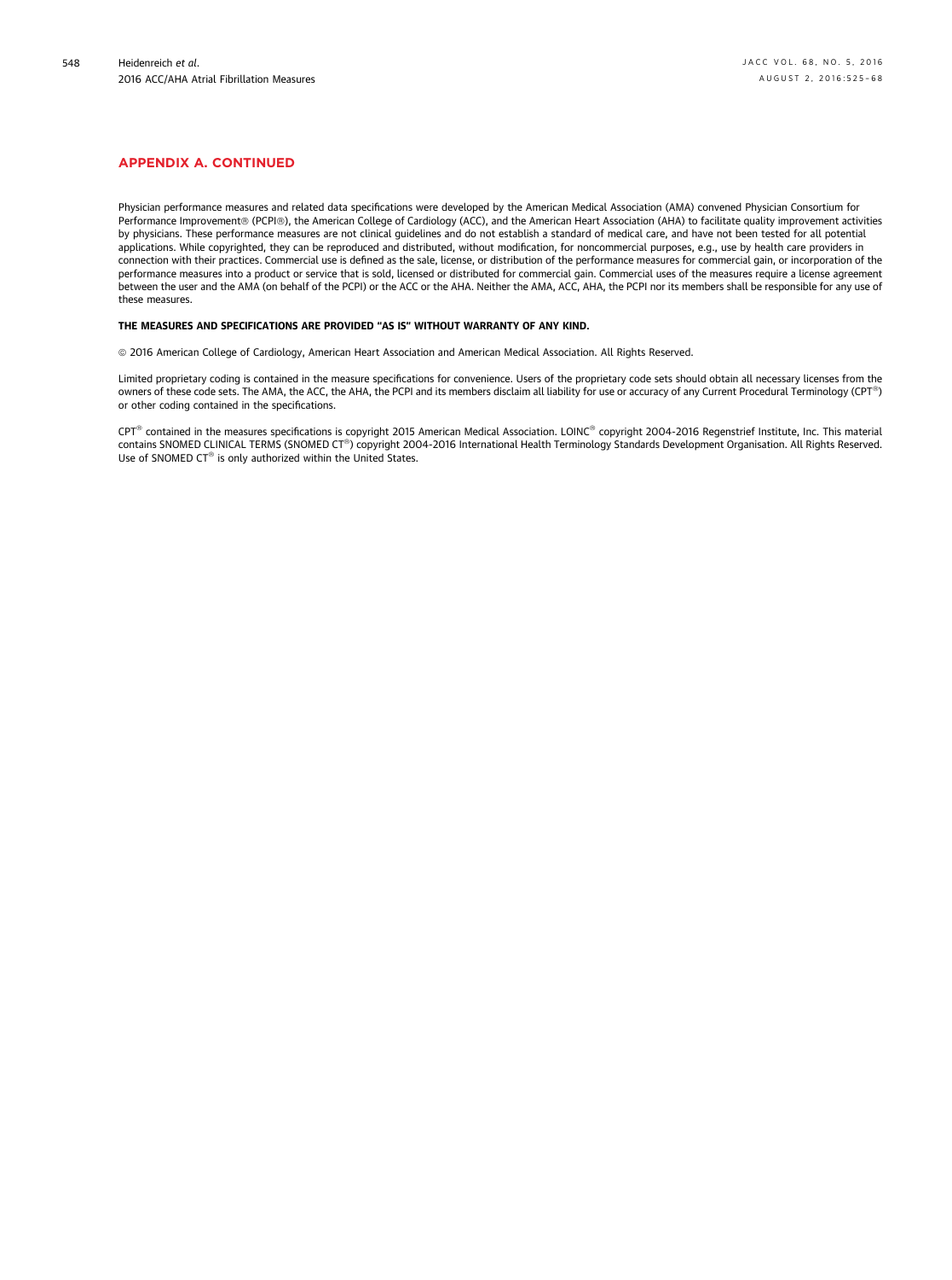## APPENDIX A. CONTINUED

Physician performance measures and related data specifications were developed by the American Medical Association (AMA) convened Physician Consortium for Performance Improvement® (PCPI®), the American College of Cardiology (ACC), and the American Heart Association (AHA) to facilitate quality improvement activities by physicians. These performance measures are not clinical guidelines and do not establish a standard of medical care, and have not been tested for all potential applications. While copyrighted, they can be reproduced and distributed, without modification, for noncommercial purposes, e.g., use by health care providers in connection with their practices. Commercial use is defined as the sale, license, or distribution of the performance measures for commercial gain, or incorporation of the performance measures into a product or service that is sold, licensed or distributed for commercial gain. Commercial uses of the measures require a license agreement between the user and the AMA (on behalf of the PCPI) or the ACC or the AHA. Neither the AMA, ACC, AHA, the PCPI nor its members shall be responsible for any use of these measures.

**THE MEASURES AND SPECIFICATIONS ARE PROVIDED "AS IS" WITHOUT WARRANTY OF ANY KIND.**

© 2016 American College of Cardiology, American Heart Association and American Medical Association. All Rights Reserved.

Limited proprietary coding is contained in the measure specifications for convenience. Users of the proprietary code sets should obtain all necessary licenses from the owners of these code sets. The AMA, the ACC, the AHA, the PCPI and its members disclaim all liability for use or accuracy of any Current Procedural Terminology (CPT®) or other coding contained in the specifications.

CPT® contained in the measures specifications is copyright 2015 American Medical Association. LOINC® copyright 2004-2016 Regenstrief Institute, Inc. This material contains SNOMED CLINICAL TERMS (SNOMED CT®) copyright 2004-2016 International Health Terminology Standards Development Organisation. All Rights Reserved. Use of SNOMED CT® is only authorized within the United States.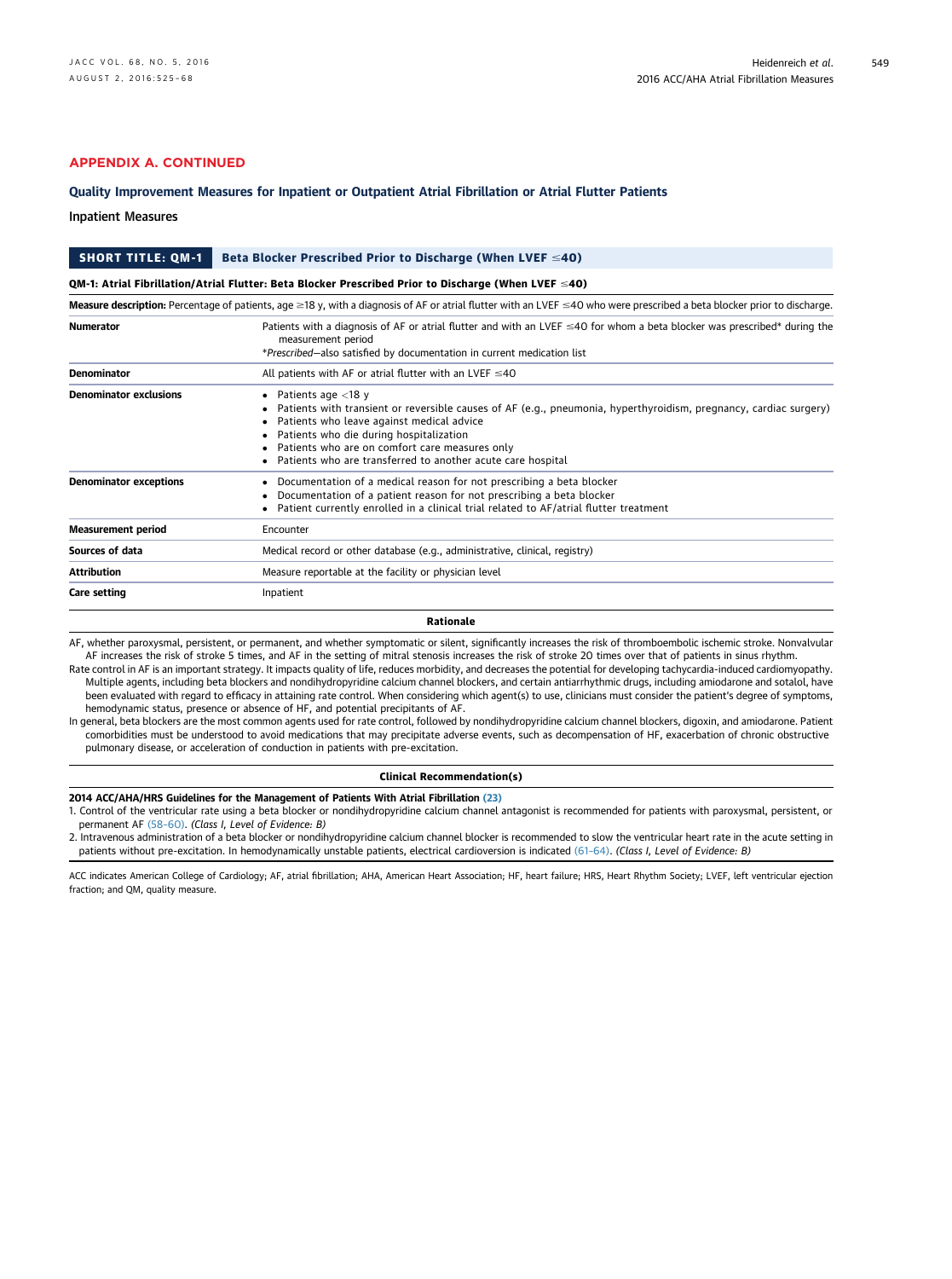## APPENDIX A. CONTINUED

### Quality Improvement Measures for Inpatient or Outpatient Atrial Fibrillation or Atrial Flutter Patients

Inpatient Measures

| **SHORT TITLE: QM-1** | **Beta Blocker Prescribed Prior to Discharge (When LVEF ≤40)** |
|---|---|
| **QM-1: Atrial Fibrillation/Atrial Flutter: Beta Blocker Prescribed Prior to Discharge (When LVEF ≤40)** | |
| **Measure description:** Percentage of patients, age ≥18 y, with a diagnosis of AF or atrial flutter with an LVEF ≤40 who were prescribed a beta blocker prior to discharge. | |
| **Numerator** | Patients with a diagnosis of AF or atrial flutter and with an LVEF ≤40 for whom a beta blocker was prescribed* during the measurement period<br>**Prescribed*—also satisfied by documentation in current medication list |
| **Denominator** | All patients with AF or atrial flutter with an LVEF ≤40 |
| **Denominator exclusions** | • Patients age <18 y<br>• Patients with transient or reversible causes of AF (e.g., pneumonia, hyperthyroidism, pregnancy, cardiac surgery)<br>• Patients who leave against medical advice<br>• Patients who die during hospitalization<br>• Patients who are on comfort care measures only<br>• Patients who are transferred to another acute care hospital |
| **Denominator exceptions** | • Documentation of a medical reason for not prescribing a beta blocker<br>• Documentation of a patient reason for not prescribing a beta blocker<br>• Patient currently enrolled in a clinical trial related to AF/atrial flutter treatment |
| **Measurement period** | Encounter |
| **Sources of data** | Medical record or other database (e.g., administrative, clinical, registry) |
| **Attribution** | Measure reportable at the facility or physician level |
| **Care setting** | Inpatient |

**Rationale**

AF, whether paroxysmal, persistent, or permanent, and whether symptomatic or silent, significantly increases the risk of thromboembolic ischemic stroke. Nonvalvular AF increases the risk of stroke 5 times, and AF in the setting of mitral stenosis increases the risk of stroke 20 times over that of patients in sinus rhythm.

Rate control in AF is an important strategy. It impacts quality of life, reduces morbidity, and decreases the potential for developing tachycardia-induced cardiomyopathy. Multiple agents, including beta blockers and nondihydropyridine calcium channel blockers, and certain antiarrhythmic drugs, including amiodarone and sotalol, have been evaluated with regard to efficacy in attaining rate control. When considering which agent(s) to use, clinicians must consider the patient's degree of symptoms, hemodynamic status, presence or absence of HF, and potential precipitants of AF.

In general, beta blockers are the most common agents used for rate control, followed by nondihydropyridine calcium channel blockers, digoxin, and amiodarone. Patient comorbidities must be understood to avoid medications that may precipitate adverse events, such as decompensation of HF, exacerbation of chronic obstructive pulmonary disease, or acceleration of conduction in patients with pre-excitation.

**Clinical Recommendation(s)**

**2014 ACC/AHA/HRS Guidelines for the Management of Patients With Atrial Fibrillation (23)**

1. Control of the ventricular rate using a beta blocker or nondihydropyridine calcium channel antagonist is recommended for patients with paroxysmal, persistent, or permanent AF (58–60). *(Class I, Level of Evidence: B)*
2. Intravenous administration of a beta blocker or nondihydropyridine calcium channel blocker is recommended to slow the ventricular heart rate in the acute setting in patients without pre-excitation. In hemodynamically unstable patients, electrical cardioversion is indicated (61–64). *(Class I, Level of Evidence: B)*

ACC indicates American College of Cardiology; AF, atrial fibrillation; AHA, American Heart Association; HF, heart failure; HRS, Heart Rhythm Society; LVEF, left ventricular ejection fraction; and QM, quality measure.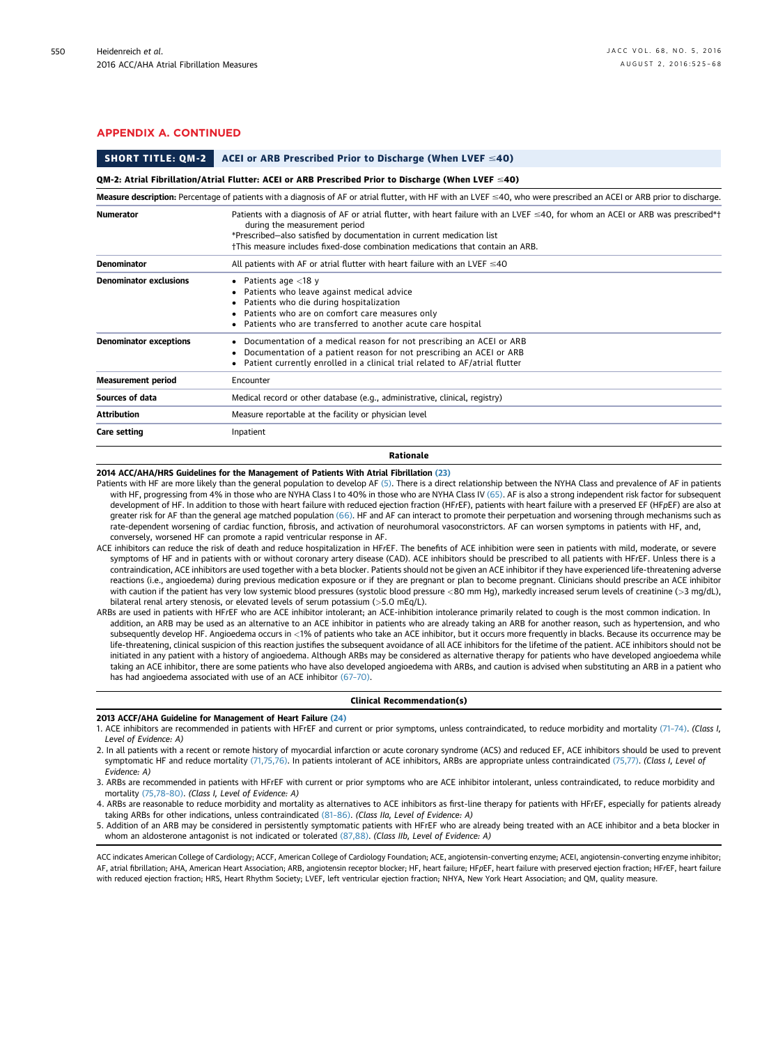## APPENDIX A. CONTINUED

| **SHORT TITLE: QM-2** | **ACEI or ARB Prescribed Prior to Discharge (When LVEF ≤40)** |
|---|---|
| **QM-2: Atrial Fibrillation/Atrial Flutter: ACEI or ARB Prescribed Prior to Discharge (When LVEF ≤40)** | |
| **Measure description:** Percentage of patients with a diagnosis of AF or atrial flutter, with HF with an LVEF ≤40, who were prescribed an ACEI or ARB prior to discharge. | |
| **Numerator** | Patients with a diagnosis of AF or atrial flutter, with heart failure with an LVEF ≤40, for whom an ACEI or ARB was prescribed*† during the measurement period<br>*Prescribed—also satisfied by documentation in current medication list<br>†This measure includes fixed-dose combination medications that contain an ARB. |
| **Denominator** | All patients with AF or atrial flutter with heart failure with an LVEF ≤40 |
| **Denominator exclusions** | • Patients age <18 y<br>• Patients who leave against medical advice<br>• Patients who die during hospitalization<br>• Patients who are on comfort care measures only<br>• Patients who are transferred to another acute care hospital |
| **Denominator exceptions** | • Documentation of a medical reason for not prescribing an ACEI or ARB<br>• Documentation of a patient reason for not prescribing an ACEI or ARB<br>• Patient currently enrolled in a clinical trial related to AF/atrial flutter |
| **Measurement period** | Encounter |
| **Sources of data** | Medical record or other database (e.g., administrative, clinical, registry) |
| **Attribution** | Measure reportable at the facility or physician level |
| **Care setting** | Inpatient |

**Rationale**

**2014 ACC/AHA/HRS Guidelines for the Management of Patients With Atrial Fibrillation (23)**

Patients with HF are more likely than the general population to develop AF (5). There is a direct relationship between the NYHA Class and prevalence of AF in patients with HF, progressing from 4% in those who are NYHA Class I to 40% in those who are NYHA Class IV (65). AF is also a strong independent risk factor for subsequent development of HF. In addition to those with heart failure with reduced ejection fraction (HFrEF), patients with heart failure with a preserved EF (HFpEF) are also at greater risk for AF than the general age matched population (66). HF and AF can interact to promote their perpetuation and worsening through mechanisms such as rate-dependent worsening of cardiac function, fibrosis, and activation of neurohumoral vasoconstrictors. AF can worsen symptoms in patients with HF, and, conversely, worsened HF can promote a rapid ventricular response in AF.

ACE inhibitors can reduce the risk of death and reduce hospitalization in HFrEF. The benefits of ACE inhibition were seen in patients with mild, moderate, or severe symptoms of HF and in patients with or without coronary artery disease (CAD). ACE inhibitors should be prescribed to all patients with HFrEF. Unless there is a contraindication, ACE inhibitors are used together with a beta blocker. Patients should not be given an ACE inhibitor if they have experienced life-threatening adverse reactions (i.e., angioedema) during previous medication exposure or if they are pregnant or plan to become pregnant. Clinicians should prescribe an ACE inhibitor with caution if the patient has very low systemic blood pressures (systolic blood pressure <80 mm Hg), markedly increased serum levels of creatinine (>3 mg/dL), bilateral renal artery stenosis, or elevated levels of serum potassium (>5.0 mEq/L).

ARBs are used in patients with HFrEF who are ACE inhibitor intolerant; an ACE-inhibition intolerance primarily related to cough is the most common indication. In addition, an ARB may be used as an alternative to an ACE inhibitor in patients who are already taking an ARB for another reason, such as hypertension, and who subsequently develop HF. Angioedema occurs in <1% of patients who take an ACE inhibitor, but it occurs more frequently in blacks. Because its occurrence may be life-threatening, clinical suspicion of this reaction justifies the subsequent avoidance of all ACE inhibitors for the lifetime of the patient. ACE inhibitors should not be initiated in any patient with a history of angioedema. Although ARBs may be considered as alternative therapy for patients who have developed angioedema while taking an ACE inhibitor, there are some patients who have also developed angioedema with ARBs, and caution is advised when substituting an ARB in a patient who has had angioedema associated with use of an ACE inhibitor (67–70).

**Clinical Recommendation(s)**

**2013 ACCF/AHA Guideline for Management of Heart Failure (24)**

1. ACE inhibitors are recommended in patients with HFrEF and current or prior symptoms, unless contraindicated, to reduce morbidity and mortality (71–74). *(Class I, Level of Evidence: A)*
2. In all patients with a recent or remote history of myocardial infarction or acute coronary syndrome (ACS) and reduced EF, ACE inhibitors should be used to prevent symptomatic HF and reduce mortality (71,75,76). In patients intolerant of ACE inhibitors, ARBs are appropriate unless contraindicated (75,77). *(Class I, Level of Evidence: A)*
3. ARBs are recommended in patients with HFrEF with current or prior symptoms who are ACE inhibitor intolerant, unless contraindicated, to reduce morbidity and mortality (75,78–80). *(Class I, Level of Evidence: A)*
4. ARBs are reasonable to reduce morbidity and mortality as alternatives to ACE inhibitors as first-line therapy for patients with HFrEF, especially for patients already taking ARBs for other indications, unless contraindicated (81–86). *(Class IIa, Level of Evidence: A)*
5. Addition of an ARB may be considered in persistently symptomatic patients with HFrEF who are already being treated with an ACE inhibitor and a beta blocker in whom an aldosterone antagonist is not indicated or tolerated (87,88). *(Class IIb, Level of Evidence: A)*

ACC indicates American College of Cardiology; ACCF, American College of Cardiology Foundation; ACE, angiotensin-converting enzyme; ACEI, angiotensin-converting enzyme inhibitor; AF, atrial fibrillation; AHA, American Heart Association; ARB, angiotensin receptor blocker; HF, heart failure; HFpEF, heart failure with preserved ejection fraction; HFrEF, heart failure with reduced ejection fraction; HRS, Heart Rhythm Society; LVEF, left ventricular ejection fraction; NHYA, New York Heart Association; and QM, quality measure.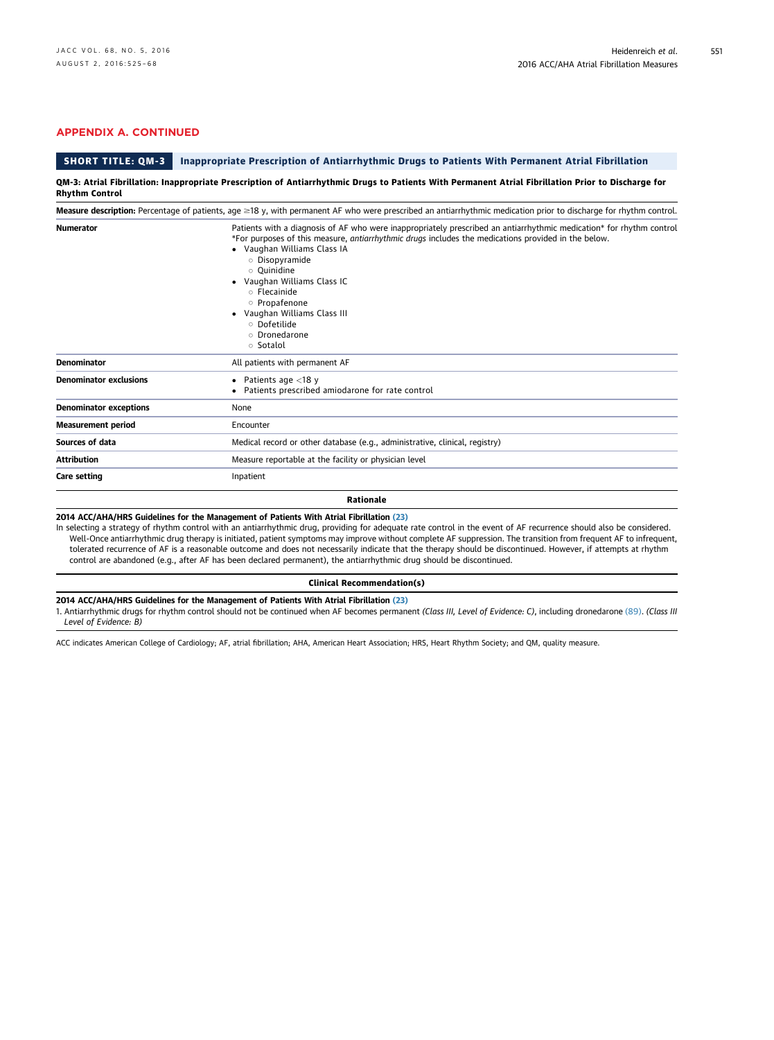## APPENDIX A. CONTINUED

**SHORT TITLE: QM-3** **Inappropriate Prescription of Antiarrhythmic Drugs to Patients With Permanent Atrial Fibrillation**

**QM-3: Atrial Fibrillation: Inappropriate Prescription of Antiarrhythmic Drugs to Patients With Permanent Atrial Fibrillation Prior to Discharge for Rhythm Control**

**Measure description:** Percentage of patients, age ≥18 y, with permanent AF who were prescribed an antiarrhythmic medication prior to discharge for rhythm control.

| | |
|---|---|
| **Numerator** | Patients with a diagnosis of AF who were inappropriately prescribed an antiarrhythmic medication* for rhythm control<br>*For purposes of this measure, *antiarrhythmic drugs* includes the medications provided in the below.<br>• Vaughan Williams Class IA<br>○ Disopyramide<br>○ Quinidine<br>• Vaughan Williams Class IC<br>○ Flecainide<br>○ Propafenone<br>• Vaughan Williams Class III<br>○ Dofetilide<br>○ Dronedarone<br>○ Sotalol |
| **Denominator** | All patients with permanent AF |
| **Denominator exclusions** | • Patients age <18 y<br>• Patients prescribed amiodarone for rate control |
| **Denominator exceptions** | None |
| **Measurement period** | Encounter |
| **Sources of data** | Medical record or other database (e.g., administrative, clinical, registry) |
| **Attribution** | Measure reportable at the facility or physician level |
| **Care setting** | Inpatient |

**Rationale**

**2014 ACC/AHA/HRS Guidelines for the Management of Patients With Atrial Fibrillation (23)**

In selecting a strategy of rhythm control with an antiarrhythmic drug, providing for adequate rate control in the event of AF recurrence should also be considered. Well-Once antiarrhythmic drug therapy is initiated, patient symptoms may improve without complete AF suppression. The transition from frequent AF to infrequent, tolerated recurrence of AF is a reasonable outcome and does not necessarily indicate that the therapy should be discontinued. However, if attempts at rhythm control are abandoned (e.g., after AF has been declared permanent), the antiarrhythmic drug should be discontinued.

**Clinical Recommendation(s)**

**2014 ACC/AHA/HRS Guidelines for the Management of Patients With Atrial Fibrillation (23)**

1. Antiarrhythmic drugs for rhythm control should not be continued when AF becomes permanent *(Class III, Level of Evidence: C)*, including dronedarone (89). *(Class III Level of Evidence: B)*

ACC indicates American College of Cardiology; AF, atrial fibrillation; AHA, American Heart Association; HRS, Heart Rhythm Society; and QM, quality measure.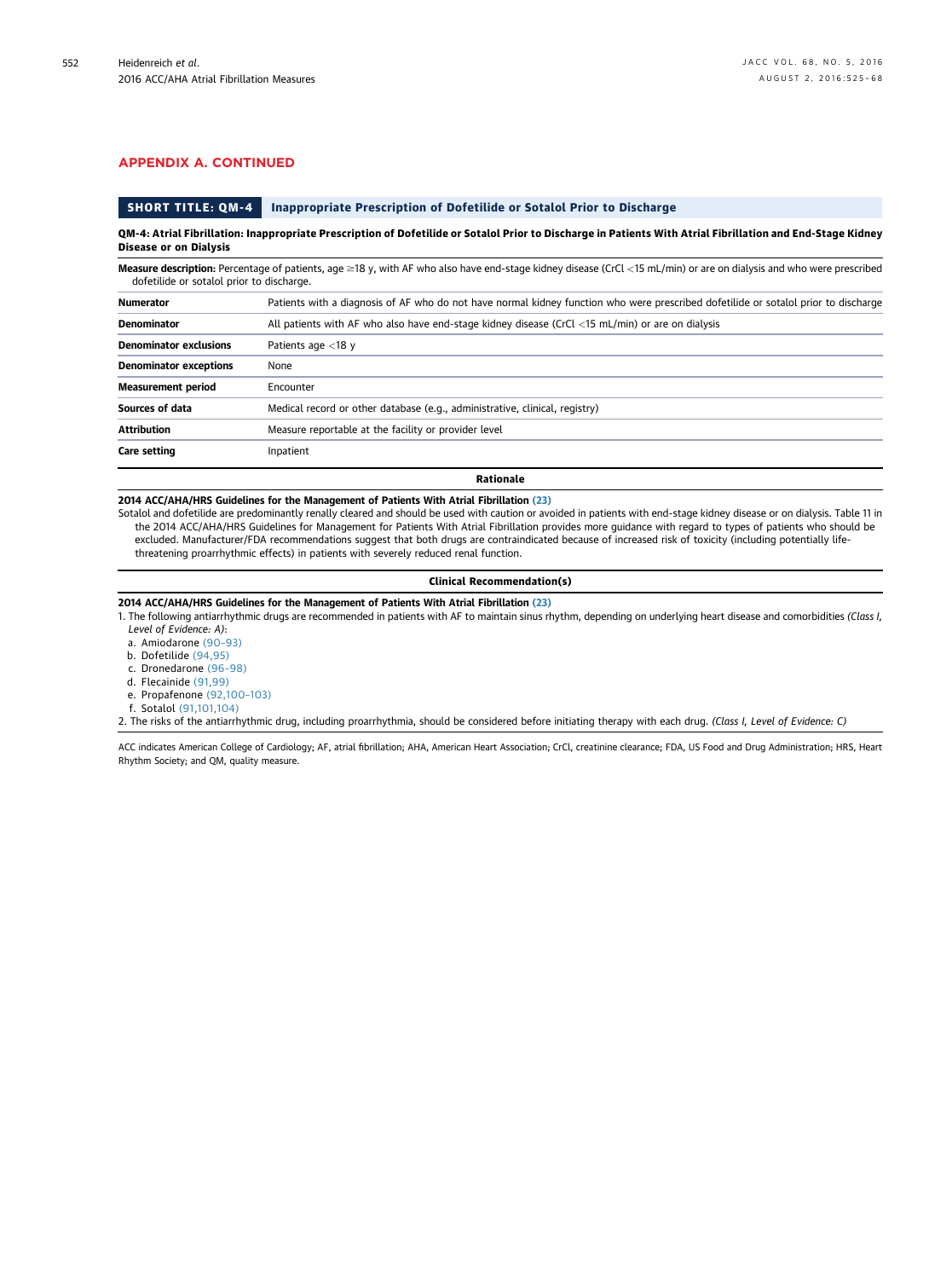## APPENDIX A. CONTINUED

| SHORT TITLE: QM-4 | Inappropriate Prescription of Dofetilide or Sotalol Prior to Discharge |
|---|---|

**QM-4: Atrial Fibrillation: Inappropriate Prescription of Dofetilide or Sotalol Prior to Discharge in Patients With Atrial Fibrillation and End-Stage Kidney Disease or on Dialysis**

**Measure description:** Percentage of patients, age ≥18 y, with AF who also have end-stage kidney disease (CrCl <15 mL/min) or are on dialysis and who were prescribed dofetilide or sotalol prior to discharge.

| | |
|---|---|
| **Numerator** | Patients with a diagnosis of AF who do not have normal kidney function who were prescribed dofetilide or sotalol prior to discharge |
| **Denominator** | All patients with AF who also have end-stage kidney disease (CrCl <15 mL/min) or are on dialysis |
| **Denominator exclusions** | Patients age <18 y |
| **Denominator exceptions** | None |
| **Measurement period** | Encounter |
| **Sources of data** | Medical record or other database (e.g., administrative, clinical, registry) |
| **Attribution** | Measure reportable at the facility or provider level |
| **Care setting** | Inpatient |

**Rationale**

**2014 ACC/AHA/HRS Guidelines for the Management of Patients With Atrial Fibrillation (23)**

Sotalol and dofetilide are predominantly renally cleared and should be used with caution or avoided in patients with end-stage kidney disease or on dialysis. Table 11 in the 2014 ACC/AHA/HRS Guidelines for Management for Patients With Atrial Fibrillation provides more guidance with regard to types of patients who should be excluded. Manufacturer/FDA recommendations suggest that both drugs are contraindicated because of increased risk of toxicity (including potentially life-threatening proarrhythmic effects) in patients with severely reduced renal function.

**Clinical Recommendation(s)**

**2014 ACC/AHA/HRS Guidelines for the Management of Patients With Atrial Fibrillation (23)**

1. The following antiarrhythmic drugs are recommended in patients with AF to maintain sinus rhythm, depending on underlying heart disease and comorbidities *(Class I, Level of Evidence: A)*:
   a. Amiodarone (90–93)
   b. Dofetilide (94,95)
   c. Dronedarone (96–98)
   d. Flecainide (91,99)
   e. Propafenone (92,100–103)
   f. Sotalol (91,101,104)
2. The risks of the antiarrhythmic drug, including proarrhythmia, should be considered before initiating therapy with each drug. *(Class I, Level of Evidence: C)*

ACC indicates American College of Cardiology; AF, atrial fibrillation; AHA, American Heart Association; CrCl, creatinine clearance; FDA, US Food and Drug Administration; HRS, Heart Rhythm Society; and QM, quality measure.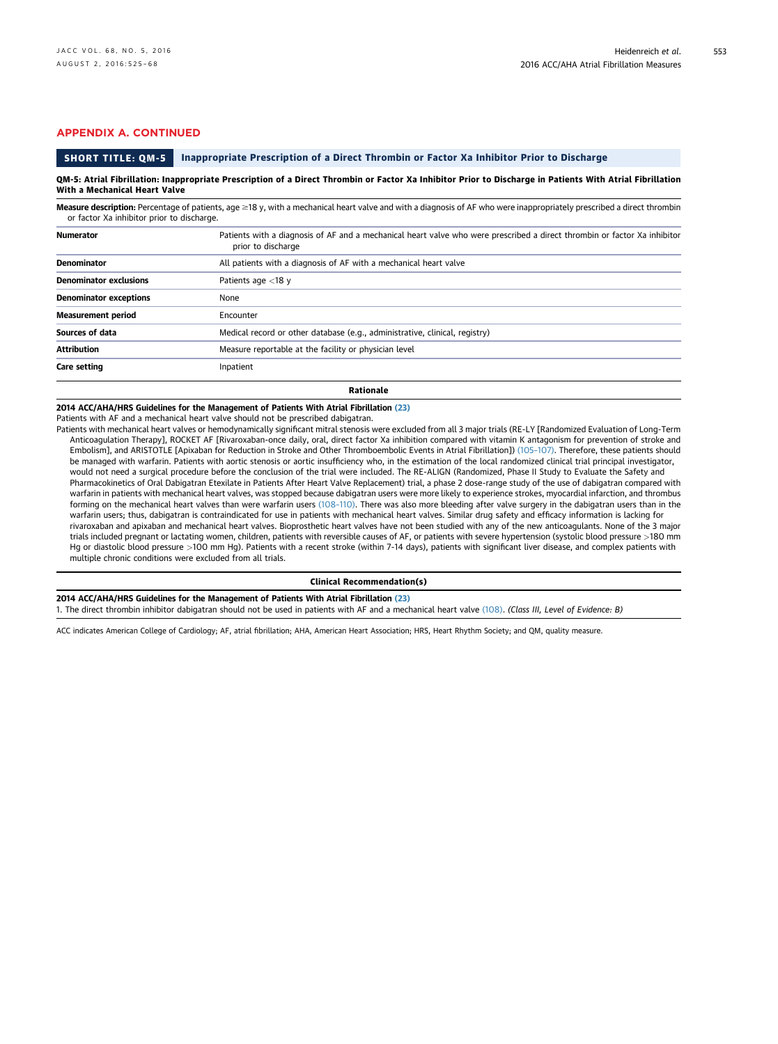## APPENDIX A. CONTINUED

**SHORT TITLE: QM-5** Inappropriate Prescription of a Direct Thrombin or Factor Xa Inhibitor Prior to Discharge

**QM-5: Atrial Fibrillation: Inappropriate Prescription of a Direct Thrombin or Factor Xa Inhibitor Prior to Discharge in Patients With Atrial Fibrillation With a Mechanical Heart Valve**

**Measure description:** Percentage of patients, age ≥18 y, with a mechanical heart valve and with a diagnosis of AF who were inappropriately prescribed a direct thrombin or factor Xa inhibitor prior to discharge.

| | |
|---|---|
| **Numerator** | Patients with a diagnosis of AF and a mechanical heart valve who were prescribed a direct thrombin or factor Xa inhibitor prior to discharge |
| **Denominator** | All patients with a diagnosis of AF with a mechanical heart valve |
| **Denominator exclusions** | Patients age <18 y |
| **Denominator exceptions** | None |
| **Measurement period** | Encounter |
| **Sources of data** | Medical record or other database (e.g., administrative, clinical, registry) |
| **Attribution** | Measure reportable at the facility or physician level |
| **Care setting** | Inpatient |

**Rationale**

**2014 ACC/AHA/HRS Guidelines for the Management of Patients With Atrial Fibrillation (23)**

Patients with AF and a mechanical heart valve should not be prescribed dabigatran.

Patients with mechanical heart valves or hemodynamically significant mitral stenosis were excluded from all 3 major trials (RE-LY [Randomized Evaluation of Long-Term Anticoagulation Therapy], ROCKET AF [Rivaroxaban-once daily, oral, direct factor Xa inhibition compared with vitamin K antagonism for prevention of stroke and Embolism], and ARISTOTLE [Apixaban for Reduction in Stroke and Other Thromboembolic Events in Atrial Fibrillation]) (105–107). Therefore, these patients should be managed with warfarin. Patients with aortic stenosis or aortic insufficiency who, in the estimation of the local randomized clinical trial principal investigator, would not need a surgical procedure before the conclusion of the trial were included. The RE-ALIGN (Randomized, Phase II Study to Evaluate the Safety and Pharmacokinetics of Oral Dabigatran Etexilate in Patients After Heart Valve Replacement) trial, a phase 2 dose-range study of the use of dabigatran compared with warfarin in patients with mechanical heart valves, was stopped because dabigatran users were more likely to experience strokes, myocardial infarction, and thrombus forming on the mechanical heart valves than were warfarin users (108–110). There was also more bleeding after valve surgery in the dabigatran users than in the warfarin users; thus, dabigatran is contraindicated for use in patients with mechanical heart valves. Similar drug safety and efficacy information is lacking for rivaroxaban and apixaban and mechanical heart valves. Bioprosthetic heart valves have not been studied with any of the new anticoagulants. None of the 3 major trials included pregnant or lactating women, children, patients with reversible causes of AF, or patients with severe hypertension (systolic blood pressure >180 mm Hg or diastolic blood pressure >100 mm Hg). Patients with a recent stroke (within 7-14 days), patients with significant liver disease, and complex patients with multiple chronic conditions were excluded from all trials.

**Clinical Recommendation(s)**

**2014 ACC/AHA/HRS Guidelines for the Management of Patients With Atrial Fibrillation (23)**

1. The direct thrombin inhibitor dabigatran should not be used in patients with AF and a mechanical heart valve (108). *(Class III, Level of Evidence: B)*

ACC indicates American College of Cardiology; AF, atrial fibrillation; AHA, American Heart Association; HRS, Heart Rhythm Society; and QM, quality measure.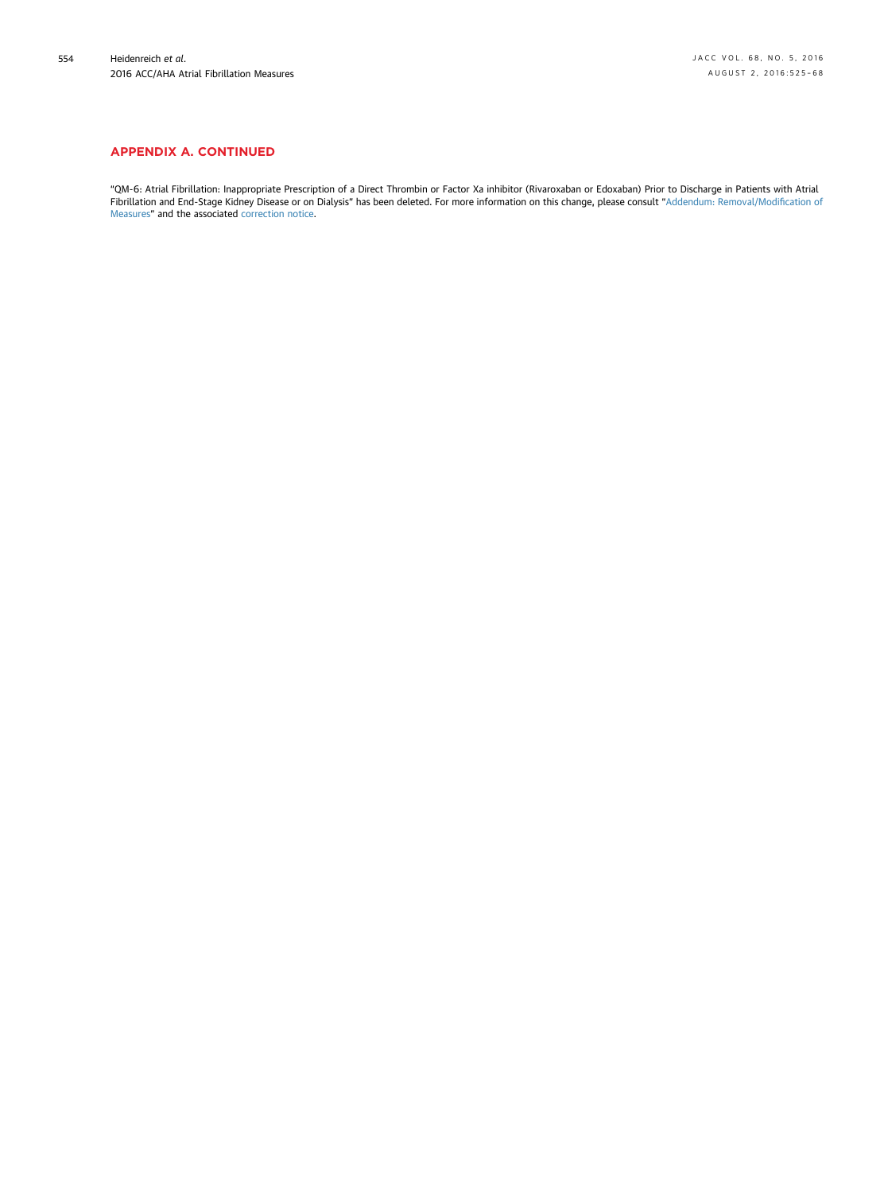## APPENDIX A. CONTINUED

"QM-6: Atrial Fibrillation: Inappropriate Prescription of a Direct Thrombin or Factor Xa inhibitor (Rivaroxaban or Edoxaban) Prior to Discharge in Patients with Atrial Fibrillation and End-Stage Kidney Disease or on Dialysis" has been deleted. For more information on this change, please consult "Addendum: Removal/Modification of Measures" and the associated correction notice.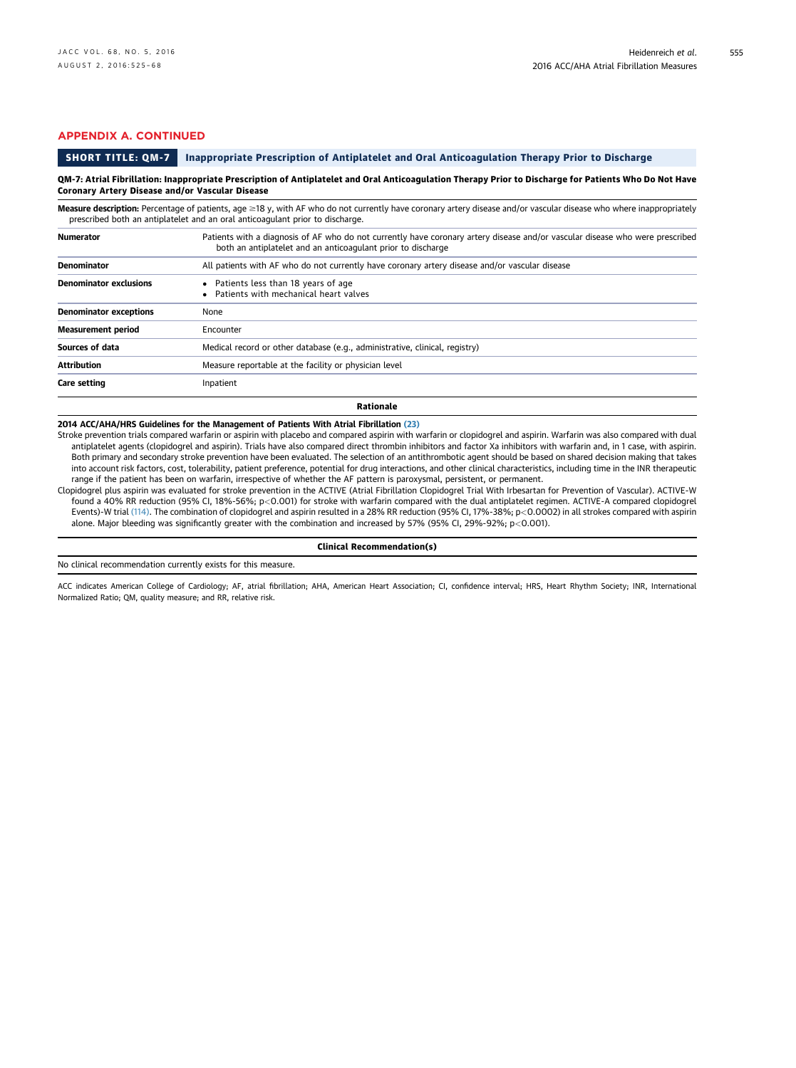## APPENDIX A. CONTINUED

**SHORT TITLE: QM-7** Inappropriate Prescription of Antiplatelet and Oral Anticoagulation Therapy Prior to Discharge

**QM-7: Atrial Fibrillation: Inappropriate Prescription of Antiplatelet and Oral Anticoagulation Therapy Prior to Discharge for Patients Who Do Not Have Coronary Artery Disease and/or Vascular Disease**

**Measure description:** Percentage of patients, age ≥18 y, with AF who do not currently have coronary artery disease and/or vascular disease who where inappropriately prescribed both an antiplatelet and an oral anticoagulant prior to discharge.

| | |
|---|---|
| **Numerator** | Patients with a diagnosis of AF who do not currently have coronary artery disease and/or vascular disease who were prescribed both an antiplatelet and an anticoagulant prior to discharge |
| **Denominator** | All patients with AF who do not currently have coronary artery disease and/or vascular disease |
| **Denominator exclusions** | • Patients less than 18 years of age<br>• Patients with mechanical heart valves |
| **Denominator exceptions** | None |
| **Measurement period** | Encounter |
| **Sources of data** | Medical record or other database (e.g., administrative, clinical, registry) |
| **Attribution** | Measure reportable at the facility or physician level |
| **Care setting** | Inpatient |

**Rationale**

**2014 ACC/AHA/HRS Guidelines for the Management of Patients With Atrial Fibrillation (23)**

Stroke prevention trials compared warfarin or aspirin with placebo and compared aspirin with warfarin or clopidogrel and aspirin. Warfarin was also compared with dual antiplatelet agents (clopidogrel and aspirin). Trials have also compared direct thrombin inhibitors and factor Xa inhibitors with warfarin and, in 1 case, with aspirin. Both primary and secondary stroke prevention have been evaluated. The selection of an antithrombotic agent should be based on shared decision making that takes into account risk factors, cost, tolerability, patient preference, potential for drug interactions, and other clinical characteristics, including time in the INR therapeutic range if the patient has been on warfarin, irrespective of whether the AF pattern is paroxysmal, persistent, or permanent.

Clopidogrel plus aspirin was evaluated for stroke prevention in the ACTIVE (Atrial Fibrillation Clopidogrel Trial With Irbesartan for Prevention of Vascular). ACTIVE-W found a 40% RR reduction (95% CI, 18%-56%; $p<0.001$) for stroke with warfarin compared with the dual antiplatelet regimen. ACTIVE-A compared clopidogrel Events)-W trial (114). The combination of clopidogrel and aspirin resulted in a 28% RR reduction (95% CI, 17%-38%; $p<0.0002$) in all strokes compared with aspirin alone. Major bleeding was significantly greater with the combination and increased by 57% (95% CI, 29%-92%; $p<0.001$).

**Clinical Recommendation(s)**

No clinical recommendation currently exists for this measure.

ACC indicates American College of Cardiology; AF, atrial fibrillation; AHA, American Heart Association; CI, confidence interval; HRS, Heart Rhythm Society; INR, International Normalized Ratio; QM, quality measure; and RR, relative risk.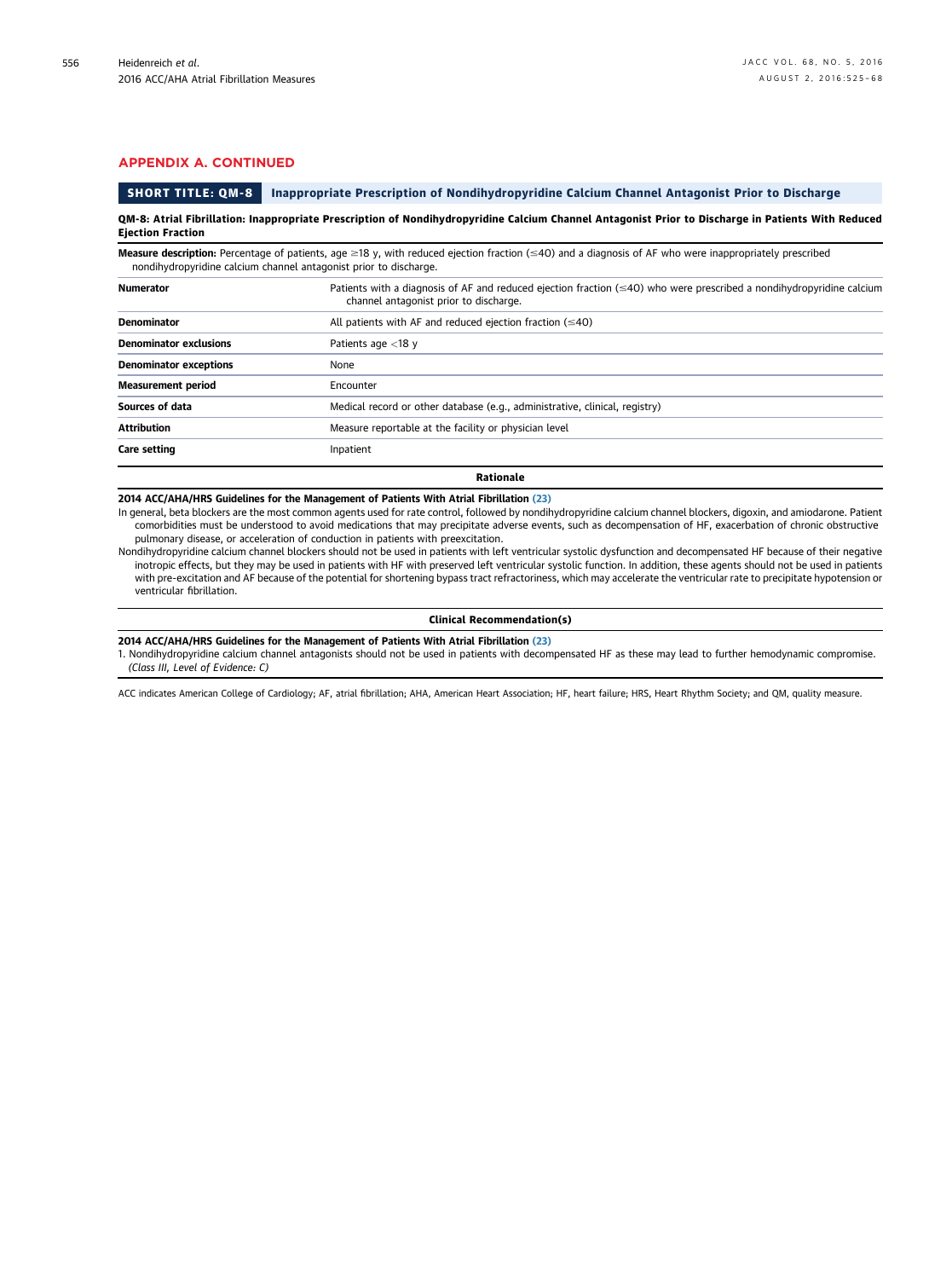## APPENDIX A. CONTINUED

**SHORT TITLE: QM-8** Inappropriate Prescription of Nondihydropyridine Calcium Channel Antagonist Prior to Discharge

**QM-8: Atrial Fibrillation: Inappropriate Prescription of Nondihydropyridine Calcium Channel Antagonist Prior to Discharge in Patients With Reduced Ejection Fraction**

**Measure description:** Percentage of patients, age ≥18 y, with reduced ejection fraction (≤40) and a diagnosis of AF who were inappropriately prescribed nondihydropyridine calcium channel antagonist prior to discharge.

| | |
|---|---|
| **Numerator** | Patients with a diagnosis of AF and reduced ejection fraction (≤40) who were prescribed a nondihydropyridine calcium channel antagonist prior to discharge. |
| **Denominator** | All patients with AF and reduced ejection fraction (≤40) |
| **Denominator exclusions** | Patients age <18 y |
| **Denominator exceptions** | None |
| **Measurement period** | Encounter |
| **Sources of data** | Medical record or other database (e.g., administrative, clinical, registry) |
| **Attribution** | Measure reportable at the facility or physician level |
| **Care setting** | Inpatient |

**Rationale**

**2014 ACC/AHA/HRS Guidelines for the Management of Patients With Atrial Fibrillation (23)**

In general, beta blockers are the most common agents used for rate control, followed by nondihydropyridine calcium channel blockers, digoxin, and amiodarone. Patient comorbidities must be understood to avoid medications that may precipitate adverse events, such as decompensation of HF, exacerbation of chronic obstructive pulmonary disease, or acceleration of conduction in patients with preexcitation.

Nondihydropyridine calcium channel blockers should not be used in patients with left ventricular systolic dysfunction and decompensated HF because of their negative inotropic effects, but they may be used in patients with HF with preserved left ventricular systolic function. In addition, these agents should not be used in patients with pre-excitation and AF because of the potential for shortening bypass tract refractoriness, which may accelerate the ventricular rate to precipitate hypotension or ventricular fibrillation.

**Clinical Recommendation(s)**

**2014 ACC/AHA/HRS Guidelines for the Management of Patients With Atrial Fibrillation (23)**

1. Nondihydropyridine calcium channel antagonists should not be used in patients with decompensated HF as these may lead to further hemodynamic compromise. *(Class III, Level of Evidence: C)*

ACC indicates American College of Cardiology; AF, atrial fibrillation; AHA, American Heart Association; HF, heart failure; HRS, Heart Rhythm Society; and QM, quality measure.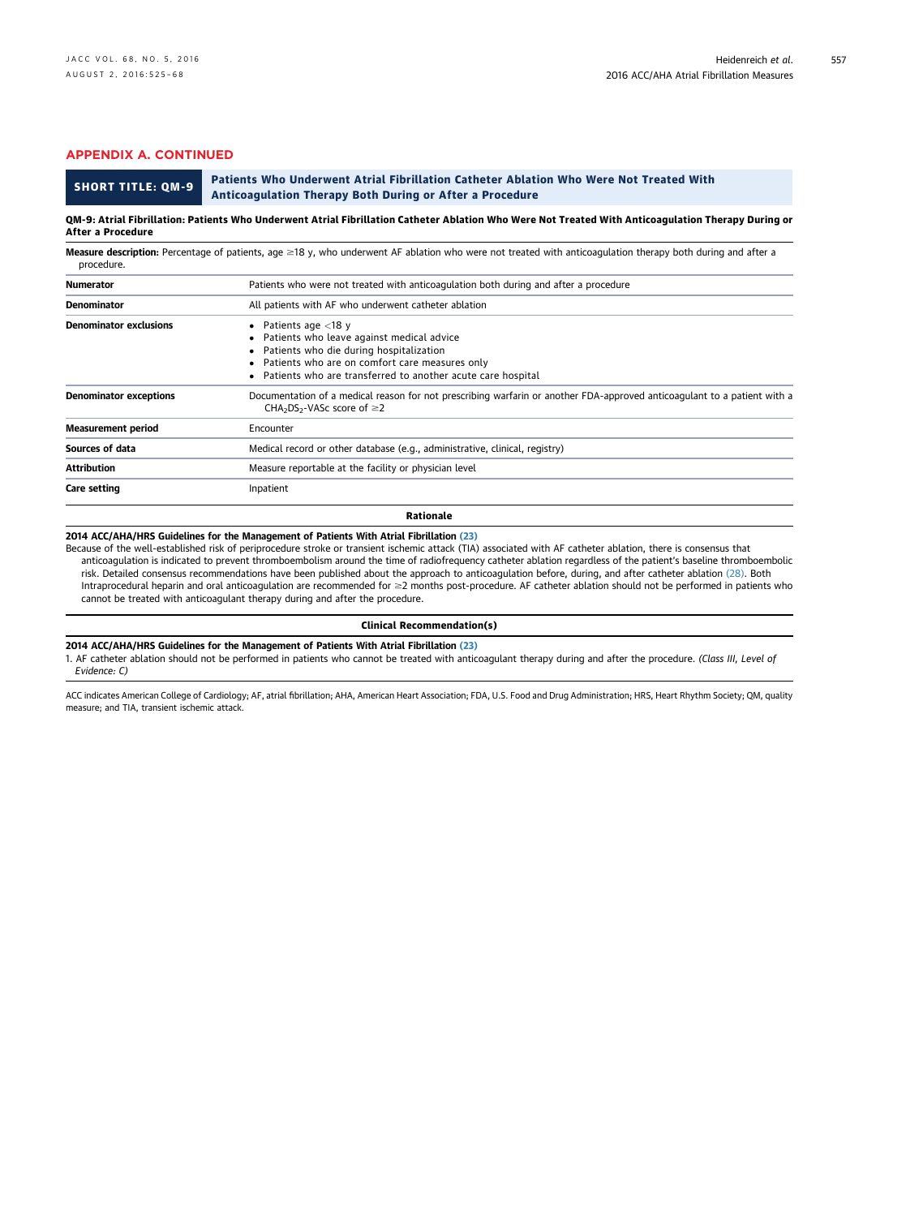## APPENDIX A. CONTINUED

**SHORT TITLE: QM-9** — **Patients Who Underwent Atrial Fibrillation Catheter Ablation Who Were Not Treated With Anticoagulation Therapy Both During or After a Procedure**

**QM-9: Atrial Fibrillation: Patients Who Underwent Atrial Fibrillation Catheter Ablation Who Were Not Treated With Anticoagulation Therapy During or After a Procedure**

**Measure description:** Percentage of patients, age ≥18 y, who underwent AF ablation who were not treated with anticoagulation therapy both during and after a procedure.

| | |
|---|---|
| **Numerator** | Patients who were not treated with anticoagulation both during and after a procedure |
| **Denominator** | All patients with AF who underwent catheter ablation |
| **Denominator exclusions** | • Patients age <18 y<br>• Patients who leave against medical advice<br>• Patients who die during hospitalization<br>• Patients who are on comfort care measures only<br>• Patients who are transferred to another acute care hospital |
| **Denominator exceptions** | Documentation of a medical reason for not prescribing warfarin or another FDA-approved anticoagulant to a patient with a $CHA_2DS_2$-VASc score of ≥2 |
| **Measurement period** | Encounter |
| **Sources of data** | Medical record or other database (e.g., administrative, clinical, registry) |
| **Attribution** | Measure reportable at the facility or physician level |
| **Care setting** | Inpatient |

**Rationale**

**2014 ACC/AHA/HRS Guidelines for the Management of Patients With Atrial Fibrillation (23)**

Because of the well-established risk of periprocedure stroke or transient ischemic attack (TIA) associated with AF catheter ablation, there is consensus that anticoagulation is indicated to prevent thromboembolism around the time of radiofrequency catheter ablation regardless of the patient's baseline thromboembolic risk. Detailed consensus recommendations have been published about the approach to anticoagulation before, during, and after catheter ablation (28). Both Intraprocedural heparin and oral anticoagulation are recommended for ≥2 months post-procedure. AF catheter ablation should not be performed in patients who cannot be treated with anticoagulant therapy during and after the procedure.

**Clinical Recommendation(s)**

**2014 ACC/AHA/HRS Guidelines for the Management of Patients With Atrial Fibrillation (23)**

1. AF catheter ablation should not be performed in patients who cannot be treated with anticoagulant therapy during and after the procedure. *(Class III, Level of Evidence: C)*

ACC indicates American College of Cardiology; AF, atrial fibrillation; AHA, American Heart Association; FDA, U.S. Food and Drug Administration; HRS, Heart Rhythm Society; QM, quality measure; and TIA, transient ischemic attack.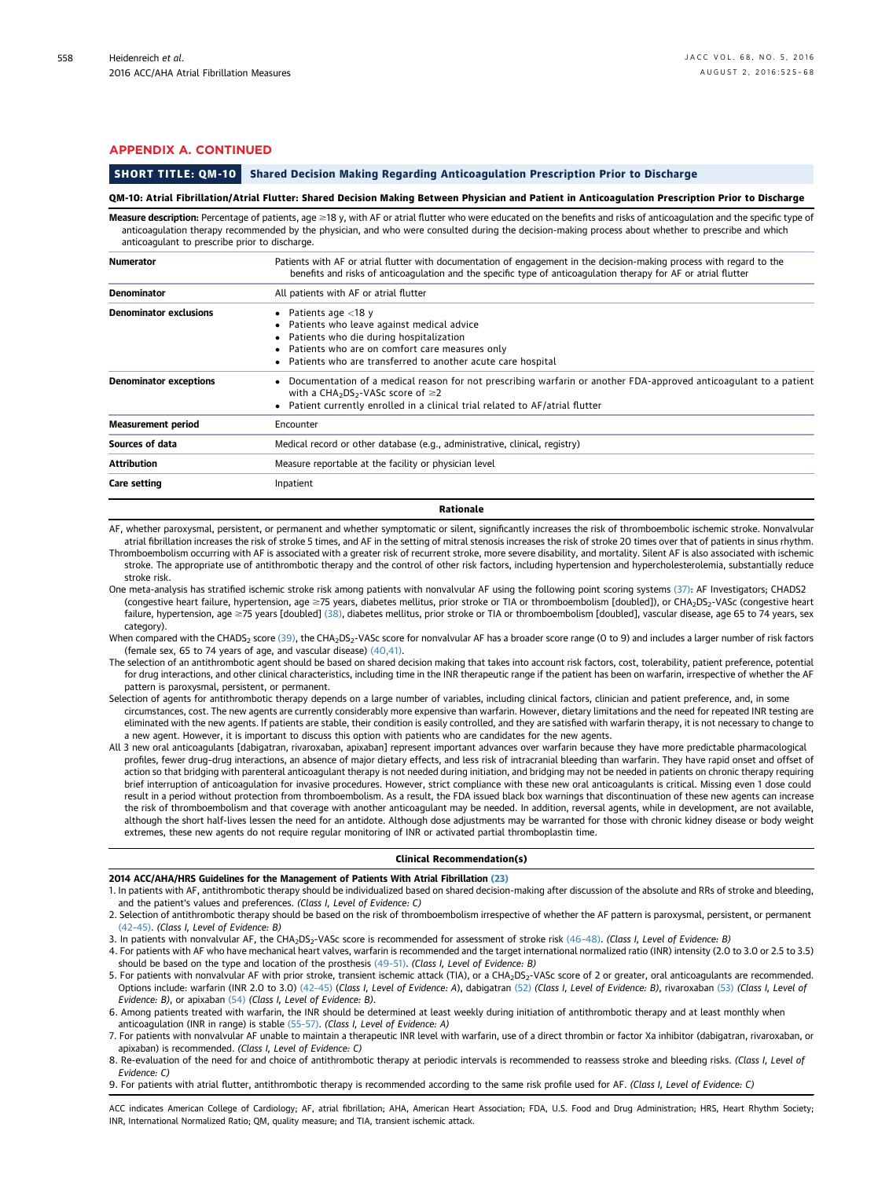## APPENDIX A. CONTINUED

**SHORT TITLE: QM-10** Shared Decision Making Regarding Anticoagulation Prescription Prior to Discharge

**QM-10: Atrial Fibrillation/Atrial Flutter: Shared Decision Making Between Physician and Patient in Anticoagulation Prescription Prior to Discharge**

**Measure description:** Percentage of patients, age ≥18 y, with AF or atrial flutter who were educated on the benefits and risks of anticoagulation and the specific type of anticoagulation therapy recommended by the physician, and who were consulted during the decision-making process about whether to prescribe and which anticoagulant to prescribe prior to discharge.

| | |
|---|---|
| **Numerator** | Patients with AF or atrial flutter with documentation of engagement in the decision-making process with regard to the benefits and risks of anticoagulation and the specific type of anticoagulation therapy for AF or atrial flutter |
| **Denominator** | All patients with AF or atrial flutter |
| **Denominator exclusions** | • Patients age <18 y<br>• Patients who leave against medical advice<br>• Patients who die during hospitalization<br>• Patients who are on comfort care measures only<br>• Patients who are transferred to another acute care hospital |
| **Denominator exceptions** | • Documentation of a medical reason for not prescribing warfarin or another FDA-approved anticoagulant to a patient with a $CHA_2DS_2$-VASc score of ≥2<br>• Patient currently enrolled in a clinical trial related to AF/atrial flutter |
| **Measurement period** | Encounter |
| **Sources of data** | Medical record or other database (e.g., administrative, clinical, registry) |
| **Attribution** | Measure reportable at the facility or physician level |
| **Care setting** | Inpatient |

**Rationale**

AF, whether paroxysmal, persistent, or permanent and whether symptomatic or silent, significantly increases the risk of thromboembolic ischemic stroke. Nonvalvular atrial fibrillation increases the risk of stroke 5 times, and AF in the setting of mitral stenosis increases the risk of stroke 20 times over that of patients in sinus rhythm.

Thromboembolism occurring with AF is associated with a greater risk of recurrent stroke, more severe disability, and mortality. Silent AF is also associated with ischemic stroke. The appropriate use of antithrombotic therapy and the control of other risk factors, including hypertension and hypercholesterolemia, substantially reduce stroke risk.

One meta-analysis has stratified ischemic stroke risk among patients with nonvalvular AF using the following point scoring systems (37): AF Investigators; CHADS2 (congestive heart failure, hypertension, age ≥75 years, diabetes mellitus, prior stroke or TIA or thromboembolism [doubled]), or $CHA_2DS_2$-VASc (congestive heart failure, hypertension, age ≥75 years [doubled] (38), diabetes mellitus, prior stroke or TIA or thromboembolism [doubled], vascular disease, age 65 to 74 years, sex category).

When compared with the $CHADS_2$ score (39), the $CHA_2DS_2$-VASc score for nonvalvular AF has a broader score range (0 to 9) and includes a larger number of risk factors (female sex, 65 to 74 years of age, and vascular disease) (40,41).

The selection of an antithrombotic agent should be based on shared decision making that takes into account risk factors, cost, tolerability, patient preference, potential for drug interactions, and other clinical characteristics, including time in the INR therapeutic range if the patient has been on warfarin, irrespective of whether the AF pattern is paroxysmal, persistent, or permanent.

Selection of agents for antithrombotic therapy depends on a large number of variables, including clinical factors, clinician and patient preference, and, in some circumstances, cost. The new agents are currently considerably more expensive than warfarin. However, dietary limitations and the need for repeated INR testing are eliminated with the new agents. If patients are stable, their condition is easily controlled, and they are satisfied with warfarin therapy, it is not necessary to change to a new agent. However, it is important to discuss this option with patients who are candidates for the new agents.

All 3 new oral anticoagulants [dabigatran, rivaroxaban, apixaban] represent important advances over warfarin because they have more predictable pharmacological profiles, fewer drug-drug interactions, an absence of major dietary effects, and less risk of intracranial bleeding than warfarin. They have rapid onset and offset of action so that bridging with parenteral anticoagulant therapy is not needed during initiation, and bridging may not be needed in patients on chronic therapy requiring brief interruption of anticoagulation for invasive procedures. However, strict compliance with these new oral anticoagulants is critical. Missing even 1 dose could result in a period without protection from thromboembolism. As a result, the FDA issued black box warnings that discontinuation of these new agents can increase the risk of thromboembolism and that coverage with another anticoagulant may be needed. In addition, reversal agents, while in development, are not available, although the short half-lives lessen the need for an antidote. Although dose adjustments may be warranted for those with chronic kidney disease or body weight extremes, these new agents do not require regular monitoring of INR or activated partial thromboplastin time.

**Clinical Recommendation(s)**

**2014 ACC/AHA/HRS Guidelines for the Management of Patients With Atrial Fibrillation (23)**

1. In patients with AF, antithrombotic therapy should be individualized based on shared decision-making after discussion of the absolute and RRs of stroke and bleeding, and the patient's values and preferences. *(Class I, Level of Evidence: C)*
2. Selection of antithrombotic therapy should be based on the risk of thromboembolism irrespective of whether the AF pattern is paroxysmal, persistent, or permanent (42–45). *(Class I, Level of Evidence: B)*
3. In patients with nonvalvular AF, the $CHA_2DS_2$-VASc score is recommended for assessment of stroke risk (46–48). *(Class I, Level of Evidence: B)*
4. For patients with AF who have mechanical heart valves, warfarin is recommended and the target international normalized ratio (INR) intensity (2.0 to 3.0 or 2.5 to 3.5) should be based on the type and location of the prosthesis (49–51). *(Class I, Level of Evidence: B)*
5. For patients with nonvalvular AF with prior stroke, transient ischemic attack (TIA), or a $CHA_2DS_2$-VASc score of 2 or greater, oral anticoagulants are recommended. Options include: warfarin (INR 2.0 to 3.0) (42–45) *(Class I, Level of Evidence: A)*, dabigatran (52) *(Class I, Level of Evidence: B)*, rivaroxaban (53) *(Class I, Level of Evidence: B)*, or apixaban (54) *(Class I, Level of Evidence: B)*.
6. Among patients treated with warfarin, the INR should be determined at least weekly during initiation of antithrombotic therapy and at least monthly when anticoagulation (INR in range) is stable (55–57). *(Class I, Level of Evidence: A)*
7. For patients with nonvalvular AF unable to maintain a therapeutic INR level with warfarin, use of a direct thrombin or factor Xa inhibitor (dabigatran, rivaroxaban, or apixaban) is recommended. *(Class I, Level of Evidence: C)*
8. Re-evaluation of the need for and choice of antithrombotic therapy at periodic intervals is recommended to reassess stroke and bleeding risks. *(Class I, Level of Evidence: C)*
9. For patients with atrial flutter, antithrombotic therapy is recommended according to the same risk profile used for AF. *(Class I, Level of Evidence: C)*

ACC indicates American College of Cardiology; AF, atrial fibrillation; AHA, American Heart Association; FDA, U.S. Food and Drug Administration; HRS, Heart Rhythm Society; INR, International Normalized Ratio; QM, quality measure; and TIA, transient ischemic attack.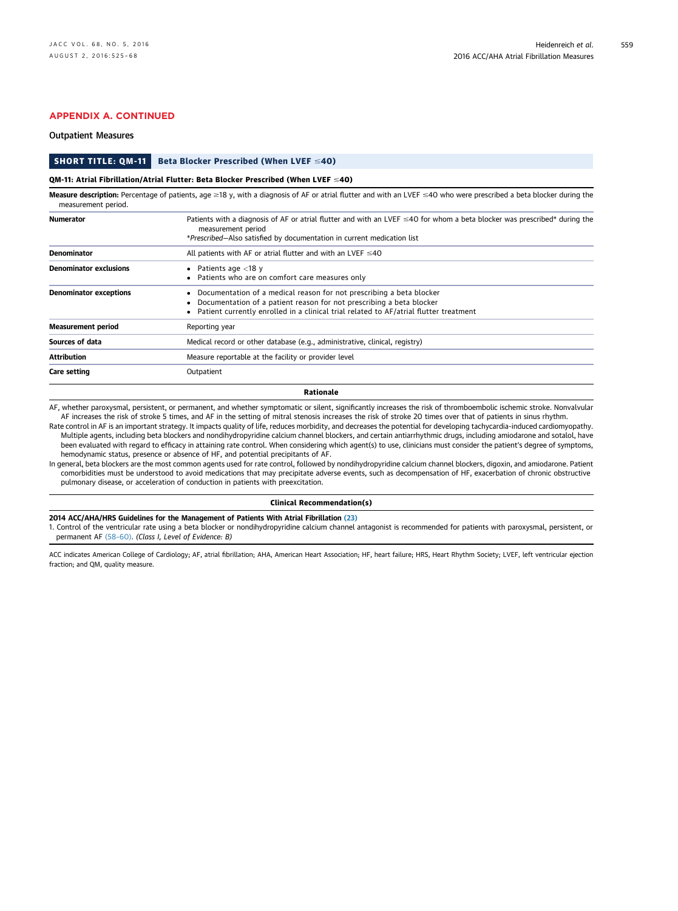## APPENDIX A. CONTINUED

### Outpatient Measures

| SHORT TITLE: QM-11 | Beta Blocker Prescribed (When LVEF ≤40) |
|---|---|

**QM-11: Atrial Fibrillation/Atrial Flutter: Beta Blocker Prescribed (When LVEF ≤40)**

**Measure description:** Percentage of patients, age ≥18 y, with a diagnosis of AF or atrial flutter and with an LVEF ≤40 who were prescribed a beta blocker during the measurement period.

| | |
|---|---|
| **Numerator** | Patients with a diagnosis of AF or atrial flutter and with an LVEF ≤40 for whom a beta blocker was prescribed* during the measurement period<br>**Prescribed*—Also satisfied by documentation in current medication list |
| **Denominator** | All patients with AF or atrial flutter and with an LVEF ≤40 |
| **Denominator exclusions** | • Patients age <18 y<br>• Patients who are on comfort care measures only |
| **Denominator exceptions** | • Documentation of a medical reason for not prescribing a beta blocker<br>• Documentation of a patient reason for not prescribing a beta blocker<br>• Patient currently enrolled in a clinical trial related to AF/atrial flutter treatment |
| **Measurement period** | Reporting year |
| **Sources of data** | Medical record or other database (e.g., administrative, clinical, registry) |
| **Attribution** | Measure reportable at the facility or provider level |
| **Care setting** | Outpatient |

**Rationale**

AF, whether paroxysmal, persistent, or permanent, and whether symptomatic or silent, significantly increases the risk of thromboembolic ischemic stroke. Nonvalvular AF increases the risk of stroke 5 times, and AF in the setting of mitral stenosis increases the risk of stroke 20 times over that of patients in sinus rhythm.

Rate control in AF is an important strategy. It impacts quality of life, reduces morbidity, and decreases the potential for developing tachycardia-induced cardiomyopathy. Multiple agents, including beta blockers and nondihydropyridine calcium channel blockers, and certain antiarrhythmic drugs, including amiodarone and sotalol, have been evaluated with regard to efficacy in attaining rate control. When considering which agent(s) to use, clinicians must consider the patient's degree of symptoms, hemodynamic status, presence or absence of HF, and potential precipitants of AF.

In general, beta blockers are the most common agents used for rate control, followed by nondihydropyridine calcium channel blockers, digoxin, and amiodarone. Patient comorbidities must be understood to avoid medications that may precipitate adverse events, such as decompensation of HF, exacerbation of chronic obstructive pulmonary disease, or acceleration of conduction in patients with preexcitation.

**Clinical Recommendation(s)**

**2014 ACC/AHA/HRS Guidelines for the Management of Patients With Atrial Fibrillation (23)**

1. Control of the ventricular rate using a beta blocker or nondihydropyridine calcium channel antagonist is recommended for patients with paroxysmal, persistent, or permanent AF (58–60). *(Class I, Level of Evidence: B)*

ACC indicates American College of Cardiology; AF, atrial fibrillation; AHA, American Heart Association; HF, heart failure; HRS, Heart Rhythm Society; LVEF, left ventricular ejection fraction; and QM, quality measure.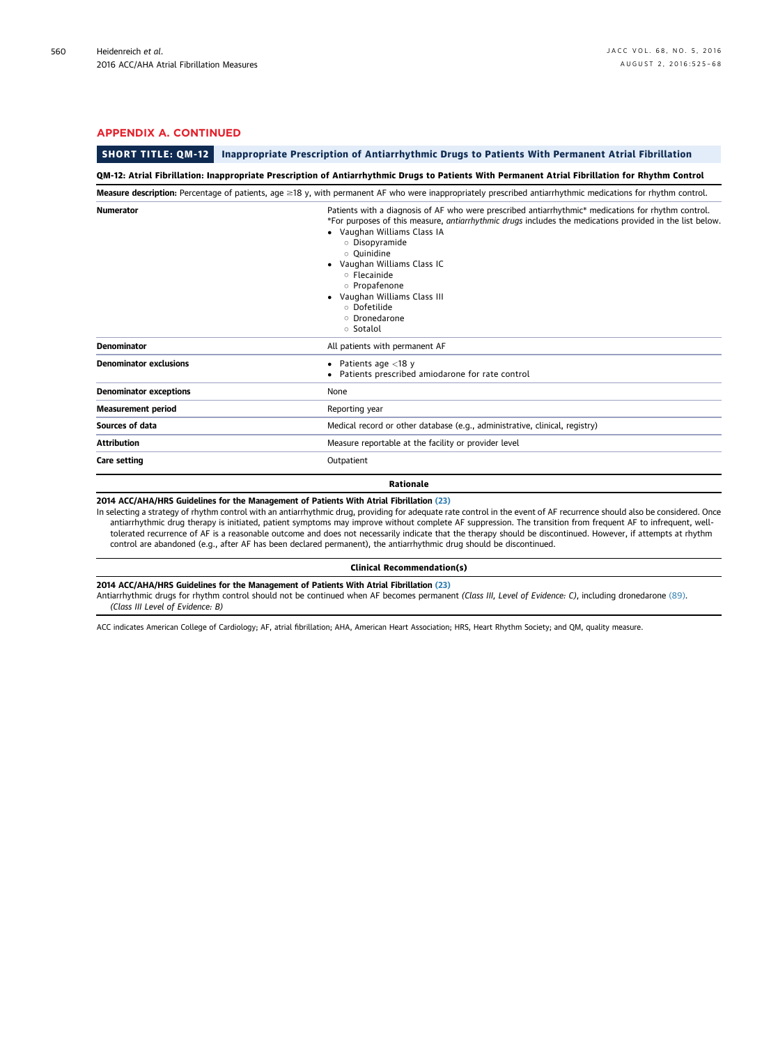## APPENDIX A. CONTINUED

| SHORT TITLE: QM-12 | Inappropriate Prescription of Antiarrhythmic Drugs to Patients With Permanent Atrial Fibrillation |
|---|---|
| **QM-12: Atrial Fibrillation: Inappropriate Prescription of Antiarrhythmic Drugs to Patients With Permanent Atrial Fibrillation for Rhythm Control** | |
| **Measure description:** Percentage of patients, age ≥18 y, with permanent AF who were inappropriately prescribed antiarrhythmic medications for rhythm control. | |
| **Numerator** | Patients with a diagnosis of AF who were prescribed antiarrhythmic* medications for rhythm control.<br>*For purposes of this measure, *antiarrhythmic drugs* includes the medications provided in the list below.<br>• Vaughan Williams Class IA<br>  ○ Disopyramide<br>  ○ Quinidine<br>• Vaughan Williams Class IC<br>  ○ Flecainide<br>  ○ Propafenone<br>• Vaughan Williams Class III<br>  ○ Dofetilide<br>  ○ Dronedarone<br>  ○ Sotalol |
| **Denominator** | All patients with permanent AF |
| **Denominator exclusions** | • Patients age <18 y<br>• Patients prescribed amiodarone for rate control |
| **Denominator exceptions** | None |
| **Measurement period** | Reporting year |
| **Sources of data** | Medical record or other database (e.g., administrative, clinical, registry) |
| **Attribution** | Measure reportable at the facility or provider level |
| **Care setting** | Outpatient |

**Rationale**

**2014 ACC/AHA/HRS Guidelines for the Management of Patients With Atrial Fibrillation (23)**

In selecting a strategy of rhythm control with an antiarrhythmic drug, providing for adequate rate control in the event of AF recurrence should also be considered. Once antiarrhythmic drug therapy is initiated, patient symptoms may improve without complete AF suppression. The transition from frequent AF to infrequent, well-tolerated recurrence of AF is a reasonable outcome and does not necessarily indicate that the therapy should be discontinued. However, if attempts at rhythm control are abandoned (e.g., after AF has been declared permanent), the antiarrhythmic drug should be discontinued.

**Clinical Recommendation(s)**

**2014 ACC/AHA/HRS Guidelines for the Management of Patients With Atrial Fibrillation (23)**

Antiarrhythmic drugs for rhythm control should not be continued when AF becomes permanent *(Class III, Level of Evidence: C)*, including dronedarone (89). *(Class III Level of Evidence: B)*

ACC indicates American College of Cardiology; AF, atrial fibrillation; AHA, American Heart Association; HRS, Heart Rhythm Society; and QM, quality measure.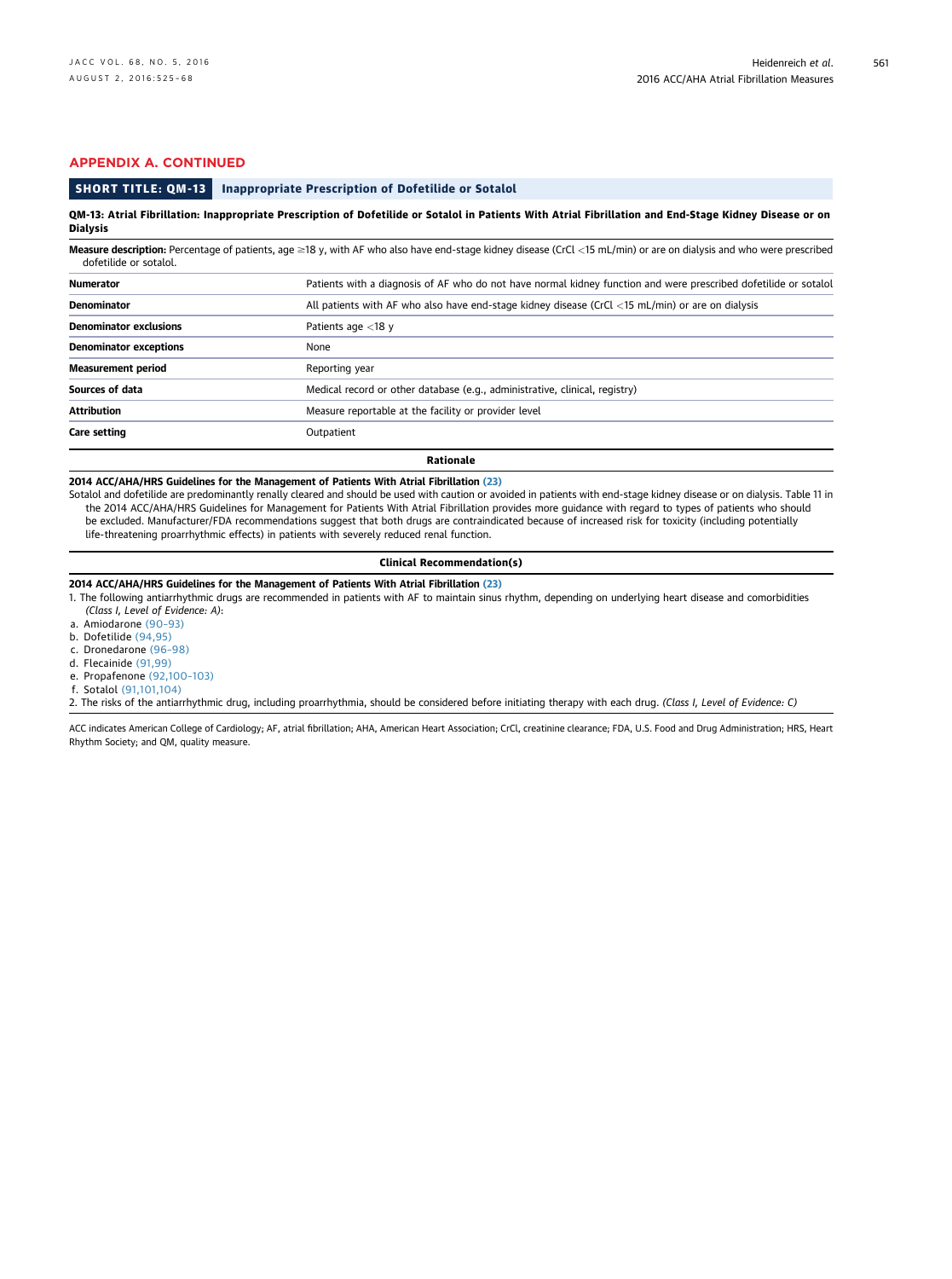## APPENDIX A. CONTINUED

### SHORT TITLE: QM-13 Inappropriate Prescription of Dofetilide or Sotalol

**QM-13: Atrial Fibrillation: Inappropriate Prescription of Dofetilide or Sotalol in Patients With Atrial Fibrillation and End-Stage Kidney Disease or on Dialysis**

**Measure description:** Percentage of patients, age ≥18 y, with AF who also have end-stage kidney disease (CrCl <15 mL/min) or are on dialysis and who were prescribed dofetilide or sotalol.

| | |
|---|---|
| **Numerator** | Patients with a diagnosis of AF who do not have normal kidney function and were prescribed dofetilide or sotalol |
| **Denominator** | All patients with AF who also have end-stage kidney disease (CrCl <15 mL/min) or are on dialysis |
| **Denominator exclusions** | Patients age <18 y |
| **Denominator exceptions** | None |
| **Measurement period** | Reporting year |
| **Sources of data** | Medical record or other database (e.g., administrative, clinical, registry) |
| **Attribution** | Measure reportable at the facility or provider level |
| **Care setting** | Outpatient |

**Rationale**

**2014 ACC/AHA/HRS Guidelines for the Management of Patients With Atrial Fibrillation (23)**

Sotalol and dofetilide are predominantly renally cleared and should be used with caution or avoided in patients with end-stage kidney disease or on dialysis. Table 11 in the 2014 ACC/AHA/HRS Guidelines for Management for Patients With Atrial Fibrillation provides more guidance with regard to types of patients who should be excluded. Manufacturer/FDA recommendations suggest that both drugs are contraindicated because of increased risk for toxicity (including potentially life-threatening proarrhythmic effects) in patients with severely reduced renal function.

**Clinical Recommendation(s)**

**2014 ACC/AHA/HRS Guidelines for the Management of Patients With Atrial Fibrillation (23)**

1. The following antiarrhythmic drugs are recommended in patients with AF to maintain sinus rhythm, depending on underlying heart disease and comorbidities *(Class I, Level of Evidence: A)*:
   a. Amiodarone (90–93)
   b. Dofetilide (94,95)
   c. Dronedarone (96–98)
   d. Flecainide (91,99)
   e. Propafenone (92,100–103)
   f. Sotalol (91,101,104)
2. The risks of the antiarrhythmic drug, including proarrhythmia, should be considered before initiating therapy with each drug. *(Class I, Level of Evidence: C)*

ACC indicates American College of Cardiology; AF, atrial fibrillation; AHA, American Heart Association; CrCl, creatinine clearance; FDA, U.S. Food and Drug Administration; HRS, Heart Rhythm Society; and QM, quality measure.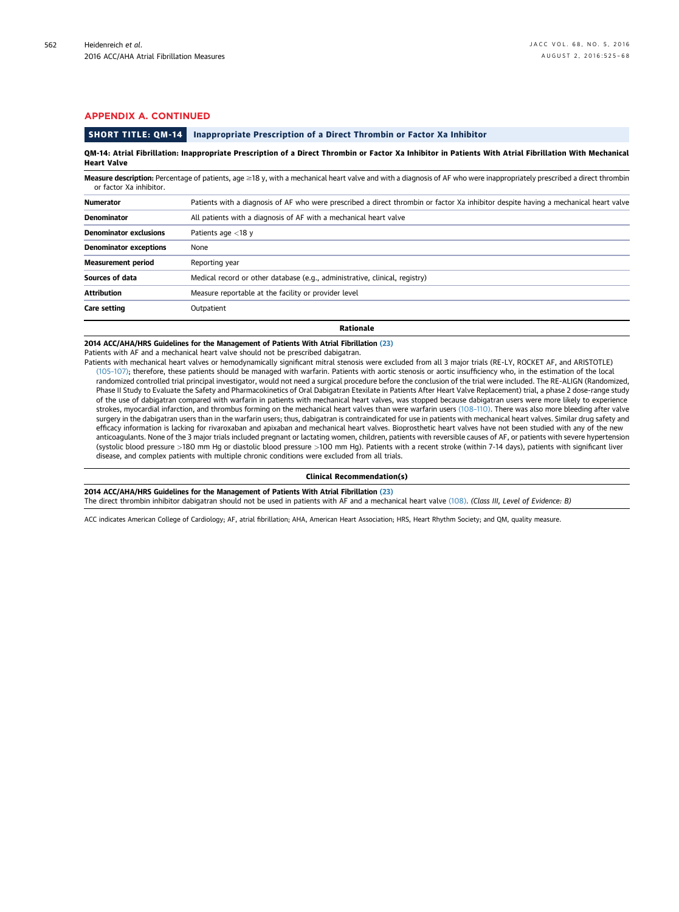## APPENDIX A. CONTINUED

### SHORT TITLE: QM-14 Inappropriate Prescription of a Direct Thrombin or Factor Xa Inhibitor

**QM-14: Atrial Fibrillation: Inappropriate Prescription of a Direct Thrombin or Factor Xa Inhibitor in Patients With Atrial Fibrillation With Mechanical Heart Valve**

**Measure description:** Percentage of patients, age ≥18 y, with a mechanical heart valve and with a diagnosis of AF who were inappropriately prescribed a direct thrombin or factor Xa inhibitor.

| | |
|---|---|
| **Numerator** | Patients with a diagnosis of AF who were prescribed a direct thrombin or factor Xa inhibitor despite having a mechanical heart valve |
| **Denominator** | All patients with a diagnosis of AF with a mechanical heart valve |
| **Denominator exclusions** | Patients age <18 y |
| **Denominator exceptions** | None |
| **Measurement period** | Reporting year |
| **Sources of data** | Medical record or other database (e.g., administrative, clinical, registry) |
| **Attribution** | Measure reportable at the facility or provider level |
| **Care setting** | Outpatient |

**Rationale**

**2014 ACC/AHA/HRS Guidelines for the Management of Patients With Atrial Fibrillation (23)**

Patients with AF and a mechanical heart valve should not be prescribed dabigatran.

Patients with mechanical heart valves or hemodynamically significant mitral stenosis were excluded from all 3 major trials (RE-LY, ROCKET AF, and ARISTOTLE) (105-107); therefore, these patients should be managed with warfarin. Patients with aortic stenosis or aortic insufficiency who, in the estimation of the local randomized controlled trial principal investigator, would not need a surgical procedure before the conclusion of the trial were included. The RE-ALIGN (Randomized, Phase II Study to Evaluate the Safety and Pharmacokinetics of Oral Dabigatran Etexilate in Patients After Heart Valve Replacement) trial, a phase 2 dose-range study of the use of dabigatran compared with warfarin in patients with mechanical heart valves, was stopped because dabigatran users were more likely to experience strokes, myocardial infarction, and thrombus forming on the mechanical heart valves than were warfarin users (108-110). There was also more bleeding after valve surgery in the dabigatran users than in the warfarin users; thus, dabigatran is contraindicated for use in patients with mechanical heart valves. Similar drug safety and efficacy information is lacking for rivaroxaban and apixaban and mechanical heart valves. Bioprosthetic heart valves have not been studied with any of the new anticoagulants. None of the 3 major trials included pregnant or lactating women, children, patients with reversible causes of AF, or patients with severe hypertension (systolic blood pressure >180 mm Hg or diastolic blood pressure >100 mm Hg). Patients with a recent stroke (within 7-14 days), patients with significant liver disease, and complex patients with multiple chronic conditions were excluded from all trials.

**Clinical Recommendation(s)**

**2014 ACC/AHA/HRS Guidelines for the Management of Patients With Atrial Fibrillation (23)**

The direct thrombin inhibitor dabigatran should not be used in patients with AF and a mechanical heart valve (108). *(Class III, Level of Evidence: B)*

ACC indicates American College of Cardiology; AF, atrial fibrillation; AHA, American Heart Association; HRS, Heart Rhythm Society; and QM, quality measure.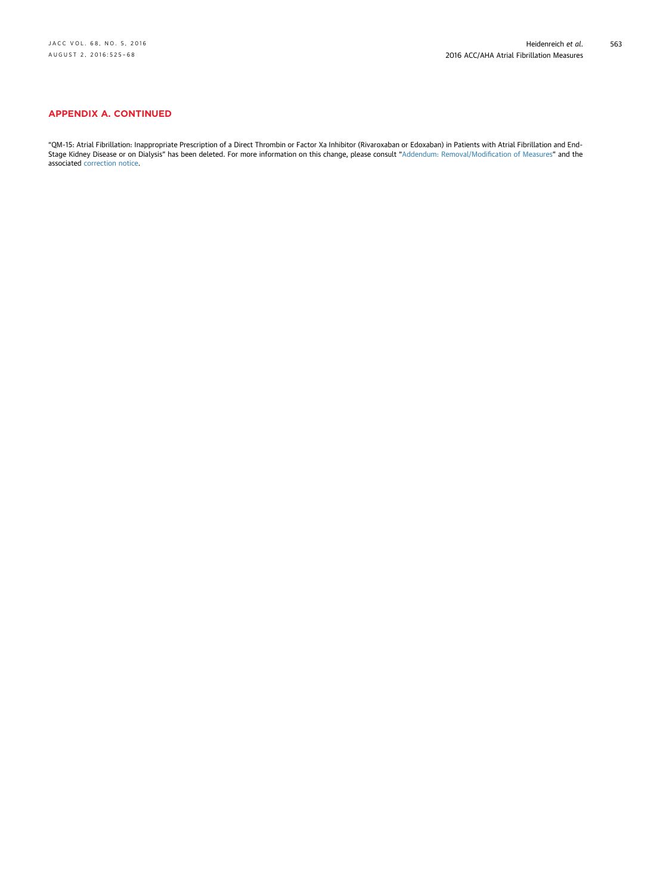## APPENDIX A. CONTINUED

"QM-15: Atrial Fibrillation: Inappropriate Prescription of a Direct Thrombin or Factor Xa Inhibitor (Rivaroxaban or Edoxaban) in Patients with Atrial Fibrillation and End-Stage Kidney Disease or on Dialysis" has been deleted. For more information on this change, please consult "Addendum: Removal/Modification of Measures" and the associated correction notice.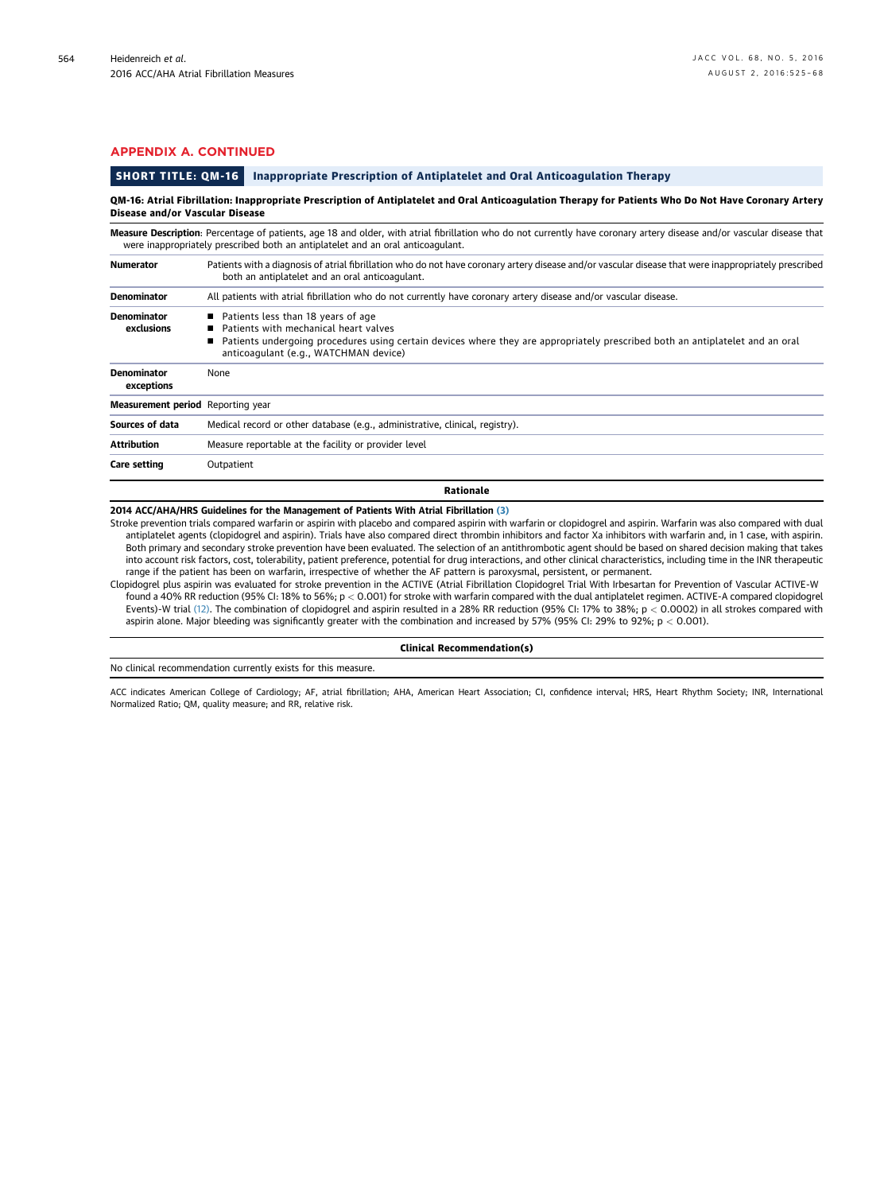## APPENDIX A. CONTINUED

### SHORT TITLE: QM-16 Inappropriate Prescription of Antiplatelet and Oral Anticoagulation Therapy

**QM-16: Atrial Fibrillation: Inappropriate Prescription of Antiplatelet and Oral Anticoagulation Therapy for Patients Who Do Not Have Coronary Artery Disease and/or Vascular Disease**

**Measure Description**: Percentage of patients, age 18 and older, with atrial fibrillation who do not currently have coronary artery disease and/or vascular disease that were inappropriately prescribed both an antiplatelet and an oral anticoagulant.

| | |
|---|---|
| **Numerator** | Patients with a diagnosis of atrial fibrillation who do not have coronary artery disease and/or vascular disease that were inappropriately prescribed both an antiplatelet and an oral anticoagulant. |
| **Denominator** | All patients with atrial fibrillation who do not currently have coronary artery disease and/or vascular disease. |
| **Denominator exclusions** | ■ Patients less than 18 years of age<br>■ Patients with mechanical heart valves<br>■ Patients undergoing procedures using certain devices where they are appropriately prescribed both an antiplatelet and an oral anticoagulant (e.g., WATCHMAN device) |
| **Denominator exceptions** | None |
| **Measurement period** | Reporting year |
| **Sources of data** | Medical record or other database (e.g., administrative, clinical, registry). |
| **Attribution** | Measure reportable at the facility or provider level |
| **Care setting** | Outpatient |

**Rationale**

**2014 ACC/AHA/HRS Guidelines for the Management of Patients With Atrial Fibrillation (3)**

Stroke prevention trials compared warfarin or aspirin with placebo and compared aspirin with warfarin or clopidogrel and aspirin. Warfarin was also compared with dual antiplatelet agents (clopidogrel and aspirin). Trials have also compared direct thrombin inhibitors and factor Xa inhibitors with warfarin and, in 1 case, with aspirin. Both primary and secondary stroke prevention have been evaluated. The selection of an antithrombotic agent should be based on shared decision making that takes into account risk factors, cost, tolerability, patient preference, potential for drug interactions, and other clinical characteristics, including time in the INR therapeutic range if the patient has been on warfarin, irrespective of whether the AF pattern is paroxysmal, persistent, or permanent.

Clopidogrel plus aspirin was evaluated for stroke prevention in the ACTIVE (Atrial Fibrillation Clopidogrel Trial With Irbesartan for Prevention of Vascular ACTIVE-W found a 40% RR reduction (95% CI: 18% to 56%; $p < 0.001$) for stroke with warfarin compared with the dual antiplatelet regimen. ACTIVE-A compared clopidogrel Events)-W trial (12). The combination of clopidogrel and aspirin resulted in a 28% RR reduction (95% CI: 17% to 38%; $p < 0.0002$) in all strokes compared with aspirin alone. Major bleeding was significantly greater with the combination and increased by 57% (95% CI: 29% to 92%; $p < 0.001$).

**Clinical Recommendation(s)**

No clinical recommendation currently exists for this measure.

ACC indicates American College of Cardiology; AF, atrial fibrillation; AHA, American Heart Association; CI, confidence interval; HRS, Heart Rhythm Society; INR, International Normalized Ratio; QM, quality measure; and RR, relative risk.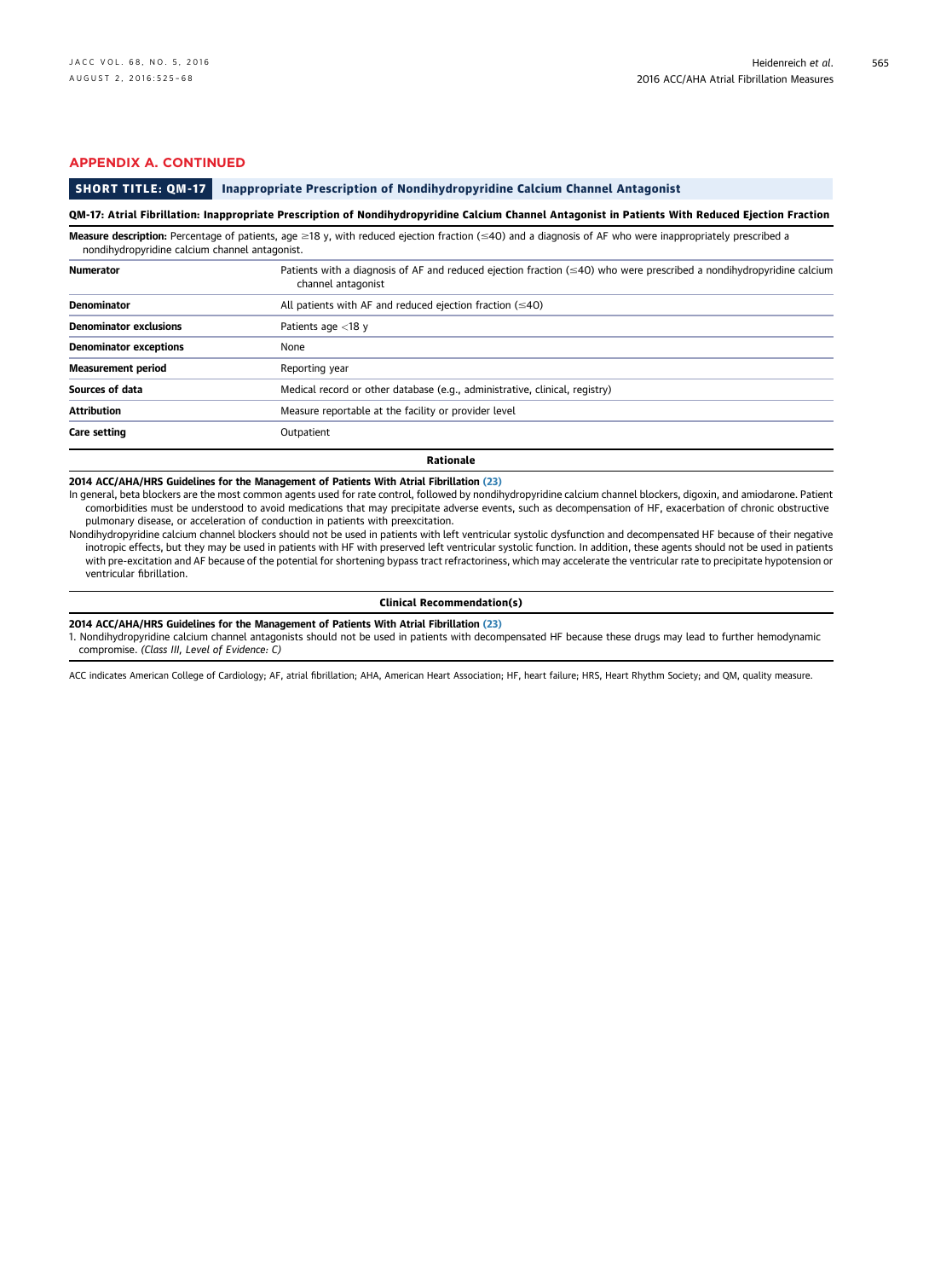## APPENDIX A. CONTINUED

**SHORT TITLE: QM-17** Inappropriate Prescription of Nondihydropyridine Calcium Channel Antagonist

**QM-17: Atrial Fibrillation: Inappropriate Prescription of Nondihydropyridine Calcium Channel Antagonist in Patients With Reduced Ejection Fraction**

**Measure description:** Percentage of patients, age ≥18 y, with reduced ejection fraction (≤40) and a diagnosis of AF who were inappropriately prescribed a nondihydropyridine calcium channel antagonist.

| | |
|---|---|
| **Numerator** | Patients with a diagnosis of AF and reduced ejection fraction (≤40) who were prescribed a nondihydropyridine calcium channel antagonist |
| **Denominator** | All patients with AF and reduced ejection fraction (≤40) |
| **Denominator exclusions** | Patients age <18 y |
| **Denominator exceptions** | None |
| **Measurement period** | Reporting year |
| **Sources of data** | Medical record or other database (e.g., administrative, clinical, registry) |
| **Attribution** | Measure reportable at the facility or provider level |
| **Care setting** | Outpatient |

**Rationale**

**2014 ACC/AHA/HRS Guidelines for the Management of Patients With Atrial Fibrillation (23)**

In general, beta blockers are the most common agents used for rate control, followed by nondihydropyridine calcium channel blockers, digoxin, and amiodarone. Patient comorbidities must be understood to avoid medications that may precipitate adverse events, such as decompensation of HF, exacerbation of chronic obstructive pulmonary disease, or acceleration of conduction in patients with preexcitation.

Nondihydropyridine calcium channel blockers should not be used in patients with left ventricular systolic dysfunction and decompensated HF because of their negative inotropic effects, but they may be used in patients with HF with preserved left ventricular systolic function. In addition, these agents should not be used in patients with pre-excitation and AF because of the potential for shortening bypass tract refractoriness, which may accelerate the ventricular rate to precipitate hypotension or ventricular fibrillation.

**Clinical Recommendation(s)**

**2014 ACC/AHA/HRS Guidelines for the Management of Patients With Atrial Fibrillation (23)**

1. Nondihydropyridine calcium channel antagonists should not be used in patients with decompensated HF because these drugs may lead to further hemodynamic compromise. *(Class III, Level of Evidence: C)*

ACC indicates American College of Cardiology; AF, atrial fibrillation; AHA, American Heart Association; HF, heart failure; HRS, Heart Rhythm Society; and QM, quality measure.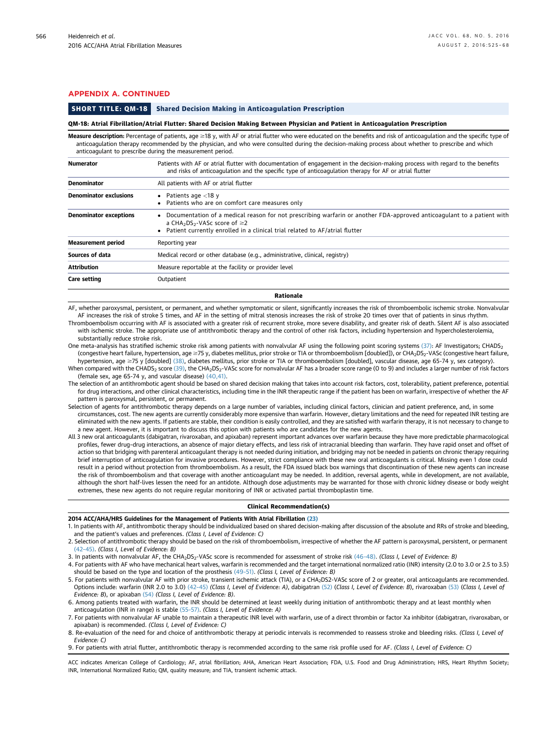## APPENDIX A. CONTINUED

### SHORT TITLE: QM-18 Shared Decision Making in Anticoagulation Prescription

**QM-18: Atrial Fibrillation/Atrial Flutter: Shared Decision Making Between Physician and Patient in Anticoagulation Prescription**

**Measure description:** Percentage of patients, age ≥18 y, with AF or atrial flutter who were educated on the benefits and risk of anticoagulation and the specific type of anticoagulation therapy recommended by the physician, and who were consulted during the decision-making process about whether to prescribe and which anticoagulant to prescribe during the measurement period.

| | |
|---|---|
| **Numerator** | Patients with AF or atrial flutter with documentation of engagement in the decision-making process with regard to the benefits and risks of anticoagulation and the specific type of anticoagulation therapy for AF or atrial flutter |
| **Denominator** | All patients with AF or atrial flutter |
| **Denominator exclusions** | • Patients age <18 y<br>• Patients who are on comfort care measures only |
| **Denominator exceptions** | • Documentation of a medical reason for not prescribing warfarin or another FDA-approved anticoagulant to a patient with a $CHA_2DS_2$-VASc score of ≥2<br>• Patient currently enrolled in a clinical trial related to AF/atrial flutter |
| **Measurement period** | Reporting year |
| **Sources of data** | Medical record or other database (e.g., administrative, clinical, registry) |
| **Attribution** | Measure reportable at the facility or provider level |
| **Care setting** | Outpatient |

**Rationale**

AF, whether paroxysmal, persistent, or permanent, and whether symptomatic or silent, significantly increases the risk of thromboembolic ischemic stroke. Nonvalvular AF increases the risk of stroke 5 times, and AF in the setting of mitral stenosis increases the risk of stroke 20 times over that of patients in sinus rhythm.

Thromboembolism occurring with AF is associated with a greater risk of recurrent stroke, more severe disability, and greater risk of death. Silent AF is also associated with ischemic stroke. The appropriate use of antithrombotic therapy and the control of other risk factors, including hypertension and hypercholesterolemia, substantially reduce stroke risk.

One meta-analysis has stratified ischemic stroke risk among patients with nonvalvular AF using the following point scoring systems (37): AF Investigators; $CHADS_2$ (congestive heart failure, hypertension, age ≥75 y, diabetes mellitus, prior stroke or TIA or thromboembolism [doubled]), or $CHA_2DS_2$-VASc (congestive heart failure, hypertension, age ≥75 y [doubled] (38), diabetes mellitus, prior stroke or TIA or thromboembolism [doubled], vascular disease, age 65-74 y, sex category).

When compared with the $CHADS_2$ score (39), the $CHA_2DS_2$-VASc score for nonvalvular AF has a broader score range (0 to 9) and includes a larger number of risk factors (female sex, age 65-74 y, and vascular disease) (40,41).

The selection of an antithrombotic agent should be based on shared decision making that takes into account risk factors, cost, tolerability, patient preference, potential for drug interactions, and other clinical characteristics, including time in the INR therapeutic range if the patient has been on warfarin, irrespective of whether the AF pattern is paroxysmal, persistent, or permanent.

Selection of agents for antithrombotic therapy depends on a large number of variables, including clinical factors, clinician and patient preference, and, in some circumstances, cost. The new agents are currently considerably more expensive than warfarin. However, dietary limitations and the need for repeated INR testing are eliminated with the new agents. If patients are stable, their condition is easily controlled, and they are satisfied with warfarin therapy, it is not necessary to change to a new agent. However, it is important to discuss this option with patients who are candidates for the new agents.

All 3 new oral anticoagulants (dabigatran, rivaroxaban, and apixaban) represent important advances over warfarin because they have more predictable pharmacological profiles, fewer drug-drug interactions, an absence of major dietary effects, and less risk of intracranial bleeding than warfarin. They have rapid onset and offset of action so that bridging with parenteral anticoagulant therapy is not needed during initiation, and bridging may not be needed in patients on chronic therapy requiring brief interruption of anticoagulation for invasive procedures. However, strict compliance with these new oral anticoagulants is critical. Missing even 1 dose could result in a period without protection from thromboembolism. As a result, the FDA issued black box warnings that discontinuation of these new agents can increase the risk of thromboembolism and that coverage with another anticoagulant may be needed. In addition, reversal agents, while in development, are not available, although the short half-lives lessen the need for an antidote. Although dose adjustments may be warranted for those with chronic kidney disease or body weight extremes, these new agents do not require regular monitoring of INR or activated partial thromboplastin time.

**Clinical Recommendation(s)**

**2014 ACC/AHA/HRS Guidelines for the Management of Patients With Atrial Fibrillation (23)**

1. In patients with AF, antithrombotic therapy should be individualized based on shared decision-making after discussion of the absolute and RRs of stroke and bleeding, and the patient's values and preferences. *(Class I, Level of Evidence: C)*
2. Selection of antithrombotic therapy should be based on the risk of thromboembolism, irrespective of whether the AF pattern is paroxysmal, persistent, or permanent (42–45). *(Class I, Level of Evidence: B)*
3. In patients with nonvalvular AF, the $CHA_2DS_2$-VASc score is recommended for assessment of stroke risk (46–48). *(Class I, Level of Evidence: B)*
4. For patients with AF who have mechanical heart valves, warfarin is recommended and the target international normalized ratio (INR) intensity (2.0 to 3.0 or 2.5 to 3.5) should be based on the type and location of the prosthesis (49–51). *(Class I, Level of Evidence: B)*
5. For patients with nonvalvular AF with prior stroke, transient ischemic attack (TIA), or a $CHA_2DS_2$-VASc score of 2 or greater, oral anticoagulants are recommended. Options include: warfarin (INR 2.0 to 3.0) (42–45) *(Class I, Level of Evidence: A)*, dabigatran (52) (*Class I, Level of Evidence: B*), rivaroxaban (53) (*Class I, Level of Evidence: B*), or apixaban (54) *(Class I, Level of Evidence: B)*.
6. Among patients treated with warfarin, the INR should be determined at least weekly during initiation of antithrombotic therapy and at least monthly when anticoagulation (INR in range) is stable (55–57). *(Class I, Level of Evidence: A)*
7. For patients with nonvalvular AF unable to maintain a therapeutic INR level with warfarin, use of a direct thrombin or factor Xa inhibitor (dabigatran, rivaroxaban, or apixaban) is recommended. *(Class I, Level of Evidence: C)*
8. Re-evaluation of the need for and choice of antithrombotic therapy at periodic intervals is recommended to reassess stroke and bleeding risks. *(Class I, Level of Evidence: C)*
9. For patients with atrial flutter, antithrombotic therapy is recommended according to the same risk profile used for AF. *(Class I, Level of Evidence: C)*

ACC indicates American College of Cardiology; AF, atrial fibrillation; AHA, American Heart Association; FDA, U.S. Food and Drug Administration; HRS, Heart Rhythm Society; INR, International Normalized Ratio; QM, quality measure; and TIA, transient ischemic attack.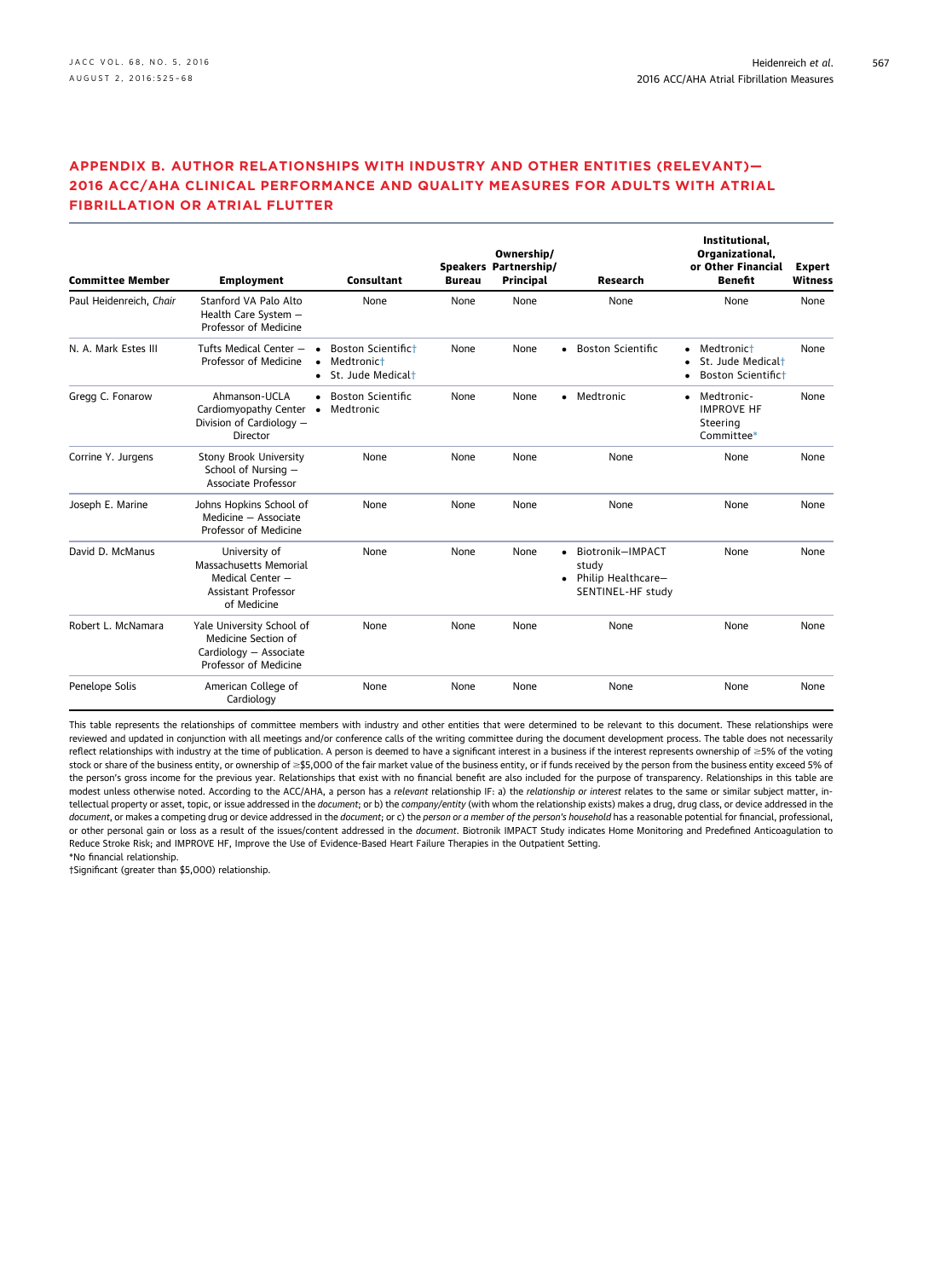## APPENDIX B. AUTHOR RELATIONSHIPS WITH INDUSTRY AND OTHER ENTITIES (RELEVANT)—2016 ACC/AHA CLINICAL PERFORMANCE AND QUALITY MEASURES FOR ADULTS WITH ATRIAL FIBRILLATION OR ATRIAL FLUTTER

| Committee Member | Employment | Consultant | Speakers Bureau | Ownership/ Partnership/ Principal | Research | Institutional, Organizational, or Other Financial Benefit | Expert Witness |
|---|---|---|---|---|---|---|---|
| Paul Heidenreich, *Chair* | Stanford VA Palo Alto Health Care System — Professor of Medicine | None | None | None | None | None | None |
| N. A. Mark Estes III | Tufts Medical Center — Professor of Medicine | • Boston Scientific† <br> • Medtronic† <br> • St. Jude Medical† | None | None | • Boston Scientific | • Medtronic† <br> • St. Jude Medical† <br> • Boston Scientific† | None |
| Gregg C. Fonarow | Ahmanson-UCLA Cardiomyopathy Center Division of Cardiology — Director | • Boston Scientific <br> • Medtronic | None | None | • Medtronic | • Medtronic-IMPROVE HF Steering Committee* | None |
| Corrine Y. Jurgens | Stony Brook University School of Nursing — Associate Professor | None | None | None | None | None | None |
| Joseph E. Marine | Johns Hopkins School of Medicine — Associate Professor of Medicine | None | None | None | None | None | None |
| David D. McManus | University of Massachusetts Memorial Medical Center — Assistant Professor of Medicine | None | None | None | • Biotronik—IMPACT study <br> • Philip Healthcare—SENTINEL-HF study | None | None |
| Robert L. McNamara | Yale University School of Medicine Section of Cardiology — Associate Professor of Medicine | None | None | None | None | None | None |
| Penelope Solis | American College of Cardiology | None | None | None | None | None | None |

This table represents the relationships of committee members with industry and other entities that were determined to be relevant to this document. These relationships were reviewed and updated in conjunction with all meetings and/or conference calls of the writing committee during the document development process. The table does not necessarily reflect relationships with industry at the time of publication. A person is deemed to have a significant interest in a business if the interest represents ownership of ≥5% of the voting stock or share of the business entity, or ownership of ≥$5,000 of the fair market value of the business entity, or if funds received by the person from the business entity exceed 5% of the person's gross income for the previous year. Relationships that exist with no financial benefit are also included for the purpose of transparency. Relationships in this table are modest unless otherwise noted. According to the ACC/AHA, a person has a *relevant* relationship IF: a) the *relationship or interest* relates to the same or similar subject matter, intellectual property or asset, topic, or issue addressed in the *document*; or b) the *company/entity* (with whom the relationship exists) makes a drug, drug class, or device addressed in the *document*, or makes a competing drug or device addressed in the *document*; or c) the *person or a member of the person's household* has a reasonable potential for financial, professional, or other personal gain or loss as a result of the issues/content addressed in the *document*. Biotronik IMPACT Study indicates Home Monitoring and Predefined Anticoagulation to Reduce Stroke Risk; and IMPROVE HF, Improve the Use of Evidence-Based Heart Failure Therapies in the Outpatient Setting.

*No financial relationship.

†Significant (greater than $5,000) relationship.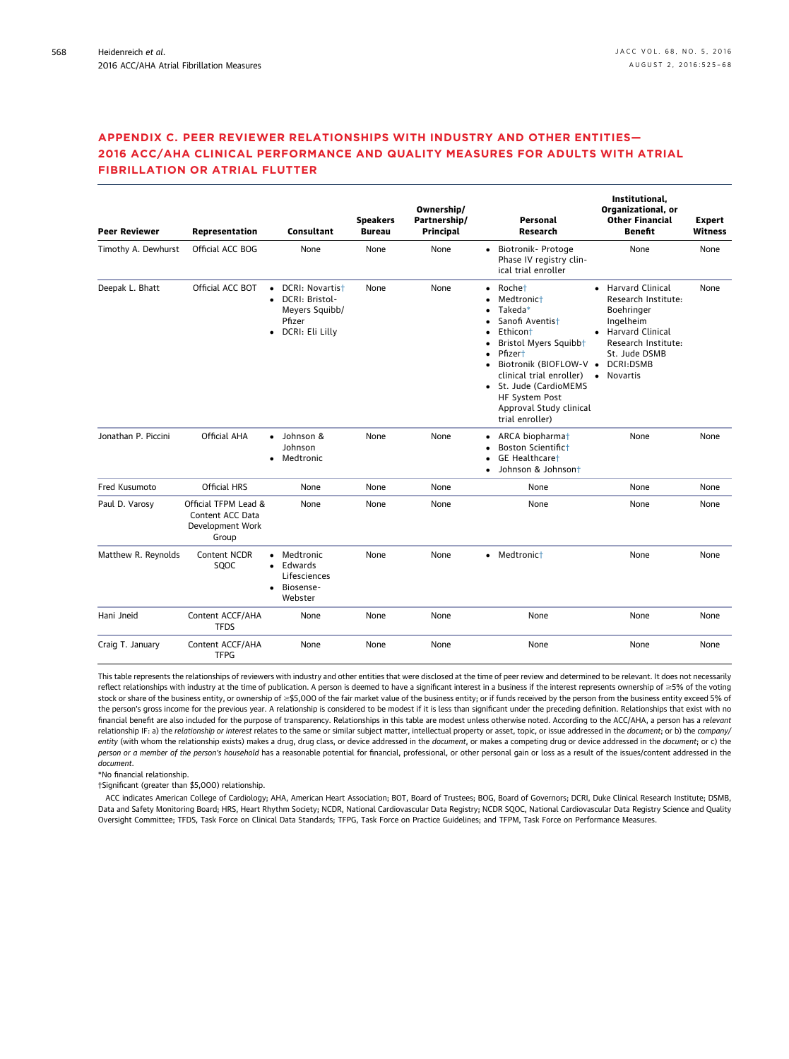## APPENDIX C. PEER REVIEWER RELATIONSHIPS WITH INDUSTRY AND OTHER ENTITIES—2016 ACC/AHA CLINICAL PERFORMANCE AND QUALITY MEASURES FOR ADULTS WITH ATRIAL FIBRILLATION OR ATRIAL FLUTTER

| Peer Reviewer | Representation | Consultant | Speakers Bureau | Ownership/ Partnership/ Principal | Personal Research | Institutional, Organizational, or Other Financial Benefit | Expert Witness |
|---|---|---|---|---|---|---|---|
| Timothy A. Dewhurst | Official ACC BOG | None | None | None | • Biotronik- Protoge Phase IV registry clinical trial enroller | None | None |
| Deepak L. Bhatt | Official ACC BOT | • DCRI: Novartis† • DCRI: Bristol-Meyers Squibb/ Pfizer • DCRI: Eli Lilly | None | None | • Roche† • Medtronic† • Takeda* • Sanofi Aventis† • Ethicon† • Bristol Myers Squibb† • Pfizer† • Biotronik (BIOFLOW-V clinical trial enroller) • St. Jude (CardioMEMS HF System Post Approval Study clinical trial enroller) | • Harvard Clinical Research Institute: Boehringer Ingelheim • Harvard Clinical Research Institute: St. Jude DSMB • DCRI:DSMB • Novartis | None |
| Jonathan P. Piccini | Official AHA | • Johnson & Johnson • Medtronic | None | None | • ARCA biopharma† • Boston Scientific† • GE Healthcare† • Johnson & Johnson† | None | None |
| Fred Kusumoto | Official HRS | None | None | None | None | None | None |
| Paul D. Varosy | Official TFPM Lead & Content ACC Data Development Work Group | None | None | None | None | None | None |
| Matthew R. Reynolds | Content NCDR SQOC | • Medtronic • Edwards Lifesciences • Biosense-Webster | None | None | • Medtronic† | None | None |
| Hani Jneid | Content ACCF/AHA TFDS | None | None | None | None | None | None |
| Craig T. January | Content ACCF/AHA TFPG | None | None | None | None | None | None |

This table represents the relationships of reviewers with industry and other entities that were disclosed at the time of peer review and determined to be relevant. It does not necessarily reflect relationships with industry at the time of publication. A person is deemed to have a significant interest in a business if the interest represents ownership of ≥5% of the voting stock or share of the business entity, or ownership of ≥$5,000 of the fair market value of the business entity; or if funds received by the person from the business entity exceed 5% of the person's gross income for the previous year. A relationship is considered to be modest if it is less than significant under the preceding definition. Relationships that exist with no financial benefit are also included for the purpose of transparency. Relationships in this table are modest unless otherwise noted. According to the ACC/AHA, a person has a *relevant* relationship IF: a) the *relationship or interest* relates to the same or similar subject matter, intellectual property or asset, topic, or issue addressed in the *document*; or b) the *company/entity* (with whom the relationship exists) makes a drug, drug class, or device addressed in the *document*, or makes a competing drug or device addressed in the *document*; or c) the *person or a member of the person's household* has a reasonable potential for financial, professional, or other personal gain or loss as a result of the issues/content addressed in the *document*.

*No financial relationship.

†Significant (greater than $5,000) relationship.

ACC indicates American College of Cardiology; AHA, American Heart Association; BOT, Board of Trustees; BOG, Board of Governors; DCRI, Duke Clinical Research Institute; DSMB, Data and Safety Monitoring Board; HRS, Heart Rhythm Society; NCDR, National Cardiovascular Data Registry; NCDR SQOC, National Cardiovascular Data Registry Science and Quality Oversight Committee; TFDS, Task Force on Clinical Data Standards; TFPG, Task Force on Practice Guidelines; and TFPM, Task Force on Performance Measures.